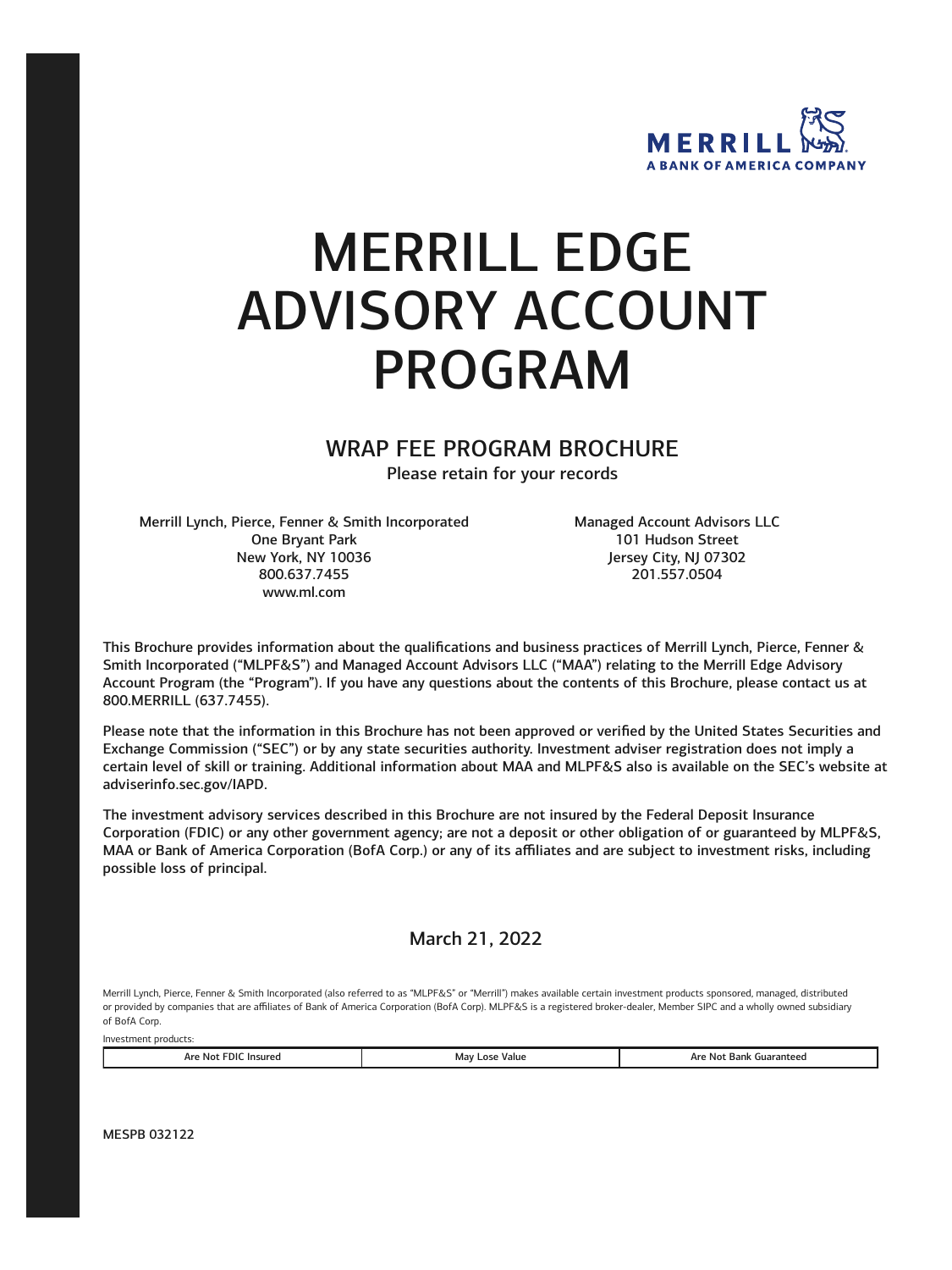MERRILL
A BANK OF AMERICA COMPANY

# MERRILL EDGE ADVISORY ACCOUNT PROGRAM

## WRAP FEE PROGRAM BROCHURE

Please retain for your records

Merrill Lynch, Pierce, Fenner & Smith Incorporated
One Bryant Park
New York, NY 10036
800.637.7455
www.ml.com

Managed Account Advisors LLC
101 Hudson Street
Jersey City, NJ 07302
201.557.0504

This Brochure provides information about the qualifications and business practices of Merrill Lynch, Pierce, Fenner & Smith Incorporated ("MLPF&S") and Managed Account Advisors LLC ("MAA") relating to the Merrill Edge Advisory Account Program (the "Program"). If you have any questions about the contents of this Brochure, please contact us at 800.MERRILL (637.7455).

Please note that the information in this Brochure has not been approved or verified by the United States Securities and Exchange Commission ("SEC") or by any state securities authority. Investment adviser registration does not imply a certain level of skill or training. Additional information about MAA and MLPF&S also is available on the SEC's website at adviserinfo.sec.gov/IAPD.

The investment advisory services described in this Brochure are not insured by the Federal Deposit Insurance Corporation (FDIC) or any other government agency; are not a deposit or other obligation of or guaranteed by MLPF&S, MAA or Bank of America Corporation (BofA Corp.) or any of its affiliates and are subject to investment risks, including possible loss of principal.

March 21, 2022

Merrill Lynch, Pierce, Fenner & Smith Incorporated (also referred to as "MLPF&S" or "Merrill") makes available certain investment products sponsored, managed, distributed or provided by companies that are affiliates of Bank of America Corporation (BofA Corp). MLPF&S is a registered broker-dealer, Member SIPC and a wholly owned subsidiary of BofA Corp.

Investment products:

| Are Not FDIC Insured | May Lose Value | Are Not Bank Guaranteed |
|---|---|---|

MESPB 032122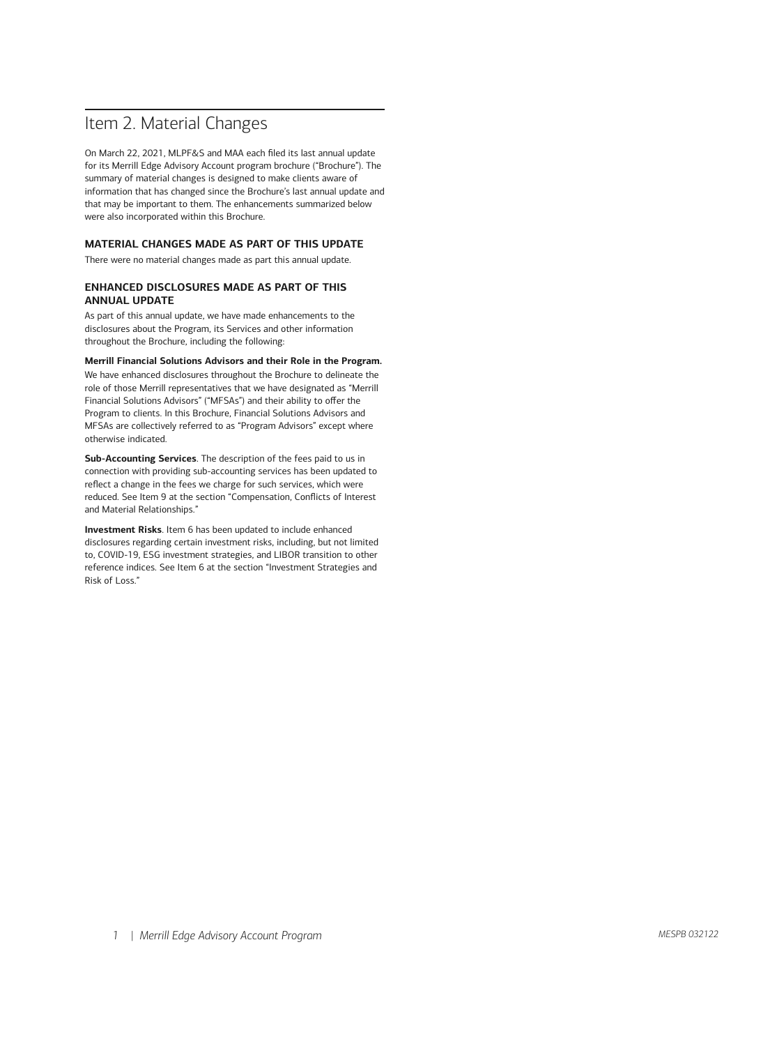# Item 2. Material Changes

On March 22, 2021, MLPF&S and MAA each filed its last annual update for its Merrill Edge Advisory Account program brochure ("Brochure"). The summary of material changes is designed to make clients aware of information that has changed since the Brochure's last annual update and that may be important to them. The enhancements summarized below were also incorporated within this Brochure.

### MATERIAL CHANGES MADE AS PART OF THIS UPDATE

There were no material changes made as part this annual update.

### ENHANCED DISCLOSURES MADE AS PART OF THIS ANNUAL UPDATE

As part of this annual update, we have made enhancements to the disclosures about the Program, its Services and other information throughout the Brochure, including the following:

**Merrill Financial Solutions Advisors and their Role in the Program.** We have enhanced disclosures throughout the Brochure to delineate the role of those Merrill representatives that we have designated as "Merrill Financial Solutions Advisors" ("MFSAs") and their ability to offer the Program to clients. In this Brochure, Financial Solutions Advisors and MFSAs are collectively referred to as "Program Advisors" except where otherwise indicated.

**Sub-Accounting Services**. The description of the fees paid to us in connection with providing sub-accounting services has been updated to reflect a change in the fees we charge for such services, which were reduced. See Item 9 at the section "Compensation, Conflicts of Interest and Material Relationships."

**Investment Risks**. Item 6 has been updated to include enhanced disclosures regarding certain investment risks, including, but not limited to, COVID-19, ESG investment strategies, and LIBOR transition to other reference indices. See Item 6 at the section "Investment Strategies and Risk of Loss."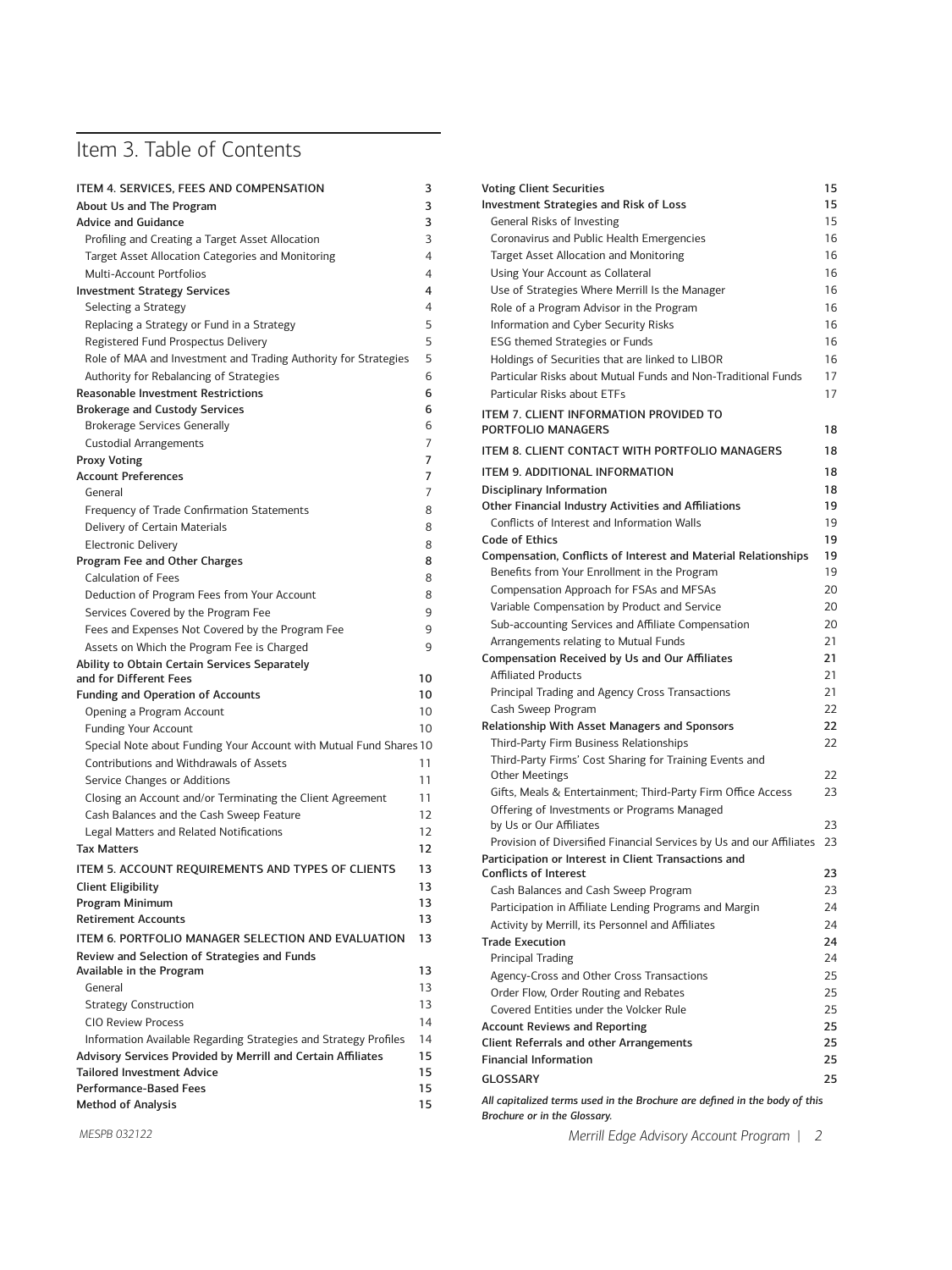# Item 3. Table of Contents

| | |
|---|---|
| **ITEM 4. SERVICES, FEES AND COMPENSATION** | **3** |
| **About Us and The Program** | **3** |
| **Advice and Guidance** | **3** |
| Profiling and Creating a Target Asset Allocation | 3 |
| Target Asset Allocation Categories and Monitoring | 4 |
| Multi-Account Portfolios | 4 |
| **Investment Strategy Services** | **4** |
| Selecting a Strategy | 4 |
| Replacing a Strategy or Fund in a Strategy | 5 |
| Registered Fund Prospectus Delivery | 5 |
| Role of MAA and Investment and Trading Authority for Strategies | 5 |
| Authority for Rebalancing of Strategies | 6 |
| **Reasonable Investment Restrictions** | **6** |
| **Brokerage and Custody Services** | **6** |
| Brokerage Services Generally | 6 |
| Custodial Arrangements | 7 |
| **Proxy Voting** | **7** |
| **Account Preferences** | **7** |
| General | 7 |
| Frequency of Trade Confirmation Statements | 8 |
| Delivery of Certain Materials | 8 |
| Electronic Delivery | 8 |
| **Program Fee and Other Charges** | **8** |
| Calculation of Fees | 8 |
| Deduction of Program Fees from Your Account | 8 |
| Services Covered by the Program Fee | 9 |
| Fees and Expenses Not Covered by the Program Fee | 9 |
| Assets on Which the Program Fee is Charged | 9 |
| **Ability to Obtain Certain Services Separately and for Different Fees** | **10** |
| **Funding and Operation of Accounts** | **10** |
| Opening a Program Account | 10 |
| Funding Your Account | 10 |
| Special Note about Funding Your Account with Mutual Fund Shares | 10 |
| Contributions and Withdrawals of Assets | 11 |
| Service Changes or Additions | 11 |
| Closing an Account and/or Terminating the Client Agreement | 11 |
| Cash Balances and the Cash Sweep Feature | 12 |
| Legal Matters and Related Notifications | 12 |
| **Tax Matters** | **12** |
| **ITEM 5. ACCOUNT REQUIREMENTS AND TYPES OF CLIENTS** | **13** |
| **Client Eligibility** | **13** |
| **Program Minimum** | **13** |
| **Retirement Accounts** | **13** |
| **ITEM 6. PORTFOLIO MANAGER SELECTION AND EVALUATION** | **13** |
| **Review and Selection of Strategies and Funds Available in the Program** | **13** |
| General | 13 |
| Strategy Construction | 13 |
| CIO Review Process | 14 |
| Information Available Regarding Strategies and Strategy Profiles | 14 |
| **Advisory Services Provided by Merrill and Certain Affiliates** | **15** |
| **Tailored Investment Advice** | **15** |
| **Performance-Based Fees** | **15** |
| **Method of Analysis** | **15** |
| **Voting Client Securities** | **15** |
| **Investment Strategies and Risk of Loss** | **15** |
| General Risks of Investing | 15 |
| Coronavirus and Public Health Emergencies | 16 |
| Target Asset Allocation and Monitoring | 16 |
| Using Your Account as Collateral | 16 |
| Use of Strategies Where Merrill Is the Manager | 16 |
| Role of a Program Advisor in the Program | 16 |
| Information and Cyber Security Risks | 16 |
| ESG themed Strategies or Funds | 16 |
| Holdings of Securities that are linked to LIBOR | 16 |
| Particular Risks about Mutual Funds and Non-Traditional Funds | 17 |
| Particular Risks about ETFs | 17 |
| **ITEM 7. CLIENT INFORMATION PROVIDED TO PORTFOLIO MANAGERS** | **18** |
| **ITEM 8. CLIENT CONTACT WITH PORTFOLIO MANAGERS** | **18** |
| **ITEM 9. ADDITIONAL INFORMATION** | **18** |
| **Disciplinary Information** | **18** |
| **Other Financial Industry Activities and Affiliations** | **19** |
| Conflicts of Interest and Information Walls | 19 |
| **Code of Ethics** | **19** |
| **Compensation, Conflicts of Interest and Material Relationships** | **19** |
| Benefits from Your Enrollment in the Program | 19 |
| Compensation Approach for FSAs and MFSAs | 20 |
| Variable Compensation by Product and Service | 20 |
| Sub-accounting Services and Affiliate Compensation | 20 |
| Arrangements relating to Mutual Funds | 21 |
| **Compensation Received by Us and Our Affiliates** | **21** |
| Affiliated Products | 21 |
| Principal Trading and Agency Cross Transactions | 21 |
| Cash Sweep Program | 22 |
| **Relationship With Asset Managers and Sponsors** | **22** |
| Third-Party Firm Business Relationships | 22 |
| Third-Party Firms' Cost Sharing for Training Events and Other Meetings | 22 |
| Gifts, Meals & Entertainment; Third-Party Firm Office Access | 23 |
| Offering of Investments or Programs Managed by Us or Our Affiliates | 23 |
| Provision of Diversified Financial Services by Us and our Affiliates | 23 |
| **Participation or Interest in Client Transactions and Conflicts of Interest** | **23** |
| Cash Balances and Cash Sweep Program | 23 |
| Participation in Affiliate Lending Programs and Margin | 24 |
| Activity by Merrill, its Personnel and Affiliates | 24 |
| **Trade Execution** | **24** |
| Principal Trading | 24 |
| Agency-Cross and Other Cross Transactions | 25 |
| Order Flow, Order Routing and Rebates | 25 |
| Covered Entities under the Volcker Rule | 25 |
| **Account Reviews and Reporting** | **25** |
| **Client Referrals and other Arrangements** | **25** |
| **Financial Information** | **25** |
| **GLOSSARY** | **25** |

***All capitalized terms used in the Brochure are defined in the body of this Brochure or in the Glossary.***

MESPB 032122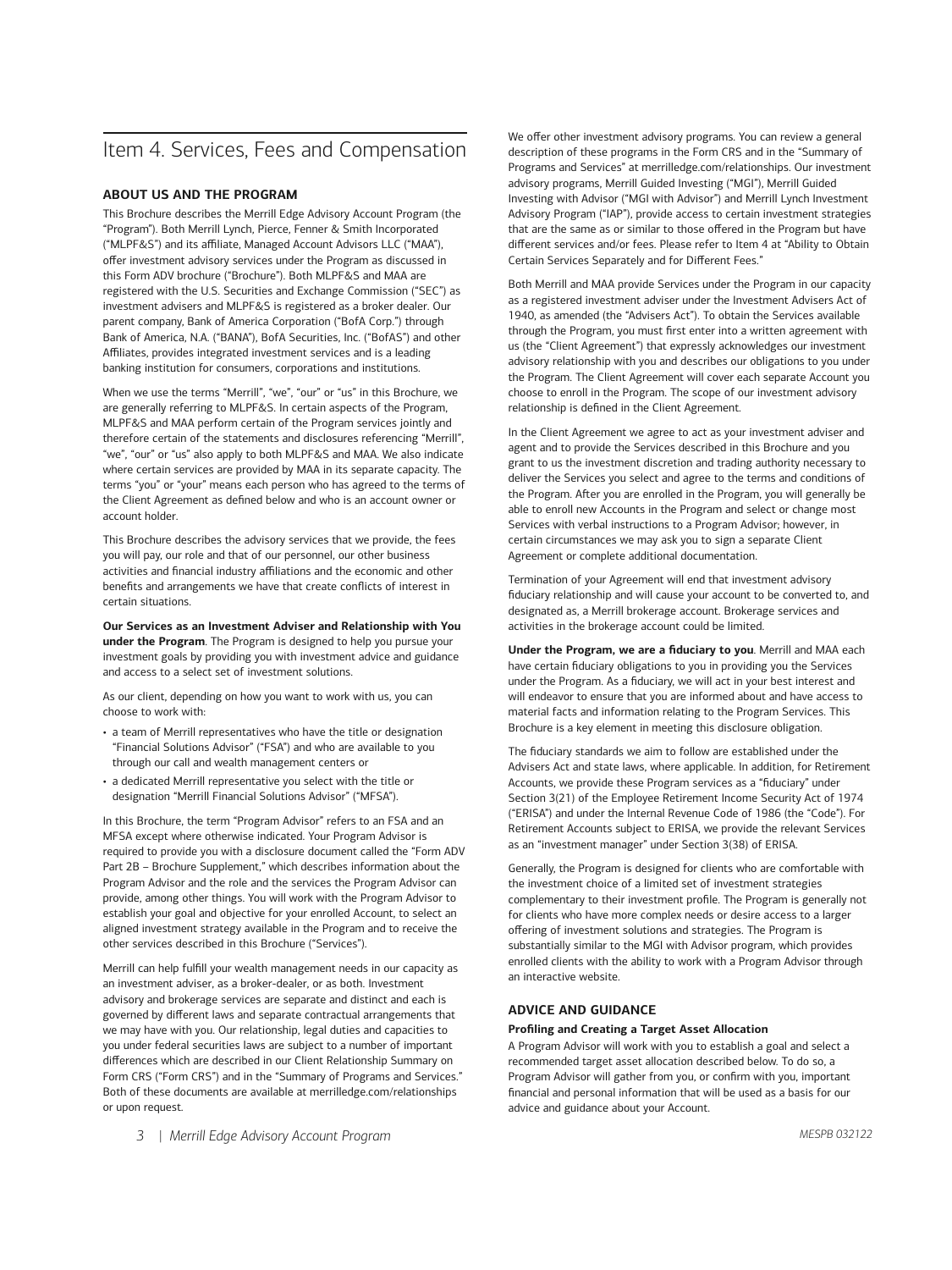# Item 4. Services, Fees and Compensation

## ABOUT US AND THE PROGRAM

This Brochure describes the Merrill Edge Advisory Account Program (the "Program"). Both Merrill Lynch, Pierce, Fenner & Smith Incorporated ("MLPF&S") and its affiliate, Managed Account Advisors LLC ("MAA"), offer investment advisory services under the Program as discussed in this Form ADV brochure ("Brochure"). Both MLPF&S and MAA are registered with the U.S. Securities and Exchange Commission ("SEC") as investment advisers and MLPF&S is registered as a broker dealer. Our parent company, Bank of America Corporation ("BofA Corp.") through Bank of America, N.A. ("BANA"), BofA Securities, Inc. ("BofAS") and other Affiliates, provides integrated investment services and is a leading banking institution for consumers, corporations and institutions.

When we use the terms "Merrill", "we", "our" or "us" in this Brochure, we are generally referring to MLPF&S. In certain aspects of the Program, MLPF&S and MAA perform certain of the Program services jointly and therefore certain of the statements and disclosures referencing "Merrill", "we", "our" or "us" also apply to both MLPF&S and MAA. We also indicate where certain services are provided by MAA in its separate capacity. The terms "you" or "your" means each person who has agreed to the terms of the Client Agreement as defined below and who is an account owner or account holder.

This Brochure describes the advisory services that we provide, the fees you will pay, our role and that of our personnel, our other business activities and financial industry affiliations and the economic and other benefits and arrangements we have that create conflicts of interest in certain situations.

**Our Services as an Investment Adviser and Relationship with You under the Program**. The Program is designed to help you pursue your investment goals by providing you with investment advice and guidance and access to a select set of investment solutions.

As our client, depending on how you want to work with us, you can choose to work with:

- a team of Merrill representatives who have the title or designation "Financial Solutions Advisor" ("FSA") and who are available to you through our call and wealth management centers or
- a dedicated Merrill representative you select with the title or designation "Merrill Financial Solutions Advisor" ("MFSA").

In this Brochure, the term "Program Advisor" refers to an FSA and an MFSA except where otherwise indicated. Your Program Advisor is required to provide you with a disclosure document called the "Form ADV Part 2B – Brochure Supplement," which describes information about the Program Advisor and the role and the services the Program Advisor can provide, among other things. You will work with the Program Advisor to establish your goal and objective for your enrolled Account, to select an aligned investment strategy available in the Program and to receive the other services described in this Brochure ("Services").

Merrill can help fulfill your wealth management needs in our capacity as an investment adviser, as a broker-dealer, or as both. Investment advisory and brokerage services are separate and distinct and each is governed by different laws and separate contractual arrangements that we may have with you. Our relationship, legal duties and capacities to you under federal securities laws are subject to a number of important differences which are described in our Client Relationship Summary on Form CRS ("Form CRS") and in the "Summary of Programs and Services." Both of these documents are available at merrilledge.com/relationships or upon request.

We offer other investment advisory programs. You can review a general description of these programs in the Form CRS and in the "Summary of Programs and Services" at merrilledge.com/relationships. Our investment advisory programs, Merrill Guided Investing ("MGI"), Merrill Guided Investing with Advisor ("MGI with Advisor") and Merrill Lynch Investment Advisory Program ("IAP"), provide access to certain investment strategies that are the same as or similar to those offered in the Program but have different services and/or fees. Please refer to Item 4 at "Ability to Obtain Certain Services Separately and for Different Fees."

Both Merrill and MAA provide Services under the Program in our capacity as a registered investment adviser under the Investment Advisers Act of 1940, as amended (the "Advisers Act"). To obtain the Services available through the Program, you must first enter into a written agreement with us (the "Client Agreement") that expressly acknowledges our investment advisory relationship with you and describes our obligations to you under the Program. The Client Agreement will cover each separate Account you choose to enroll in the Program. The scope of our investment advisory relationship is defined in the Client Agreement.

In the Client Agreement we agree to act as your investment adviser and agent and to provide the Services described in this Brochure and you grant to us the investment discretion and trading authority necessary to deliver the Services you select and agree to the terms and conditions of the Program. After you are enrolled in the Program, you will generally be able to enroll new Accounts in the Program and select or change most Services with verbal instructions to a Program Advisor; however, in certain circumstances we may ask you to sign a separate Client Agreement or complete additional documentation.

Termination of your Agreement will end that investment advisory fiduciary relationship and will cause your account to be converted to, and designated as, a Merrill brokerage account. Brokerage services and activities in the brokerage account could be limited.

**Under the Program, we are a fiduciary to you**. Merrill and MAA each have certain fiduciary obligations to you in providing you the Services under the Program. As a fiduciary, we will act in your best interest and will endeavor to ensure that you are informed about and have access to material facts and information relating to the Program Services. This Brochure is a key element in meeting this disclosure obligation.

The fiduciary standards we aim to follow are established under the Advisers Act and state laws, where applicable. In addition, for Retirement Accounts, we provide these Program services as a "fiduciary" under Section 3(21) of the Employee Retirement Income Security Act of 1974 ("ERISA") and under the Internal Revenue Code of 1986 (the "Code"). For Retirement Accounts subject to ERISA, we provide the relevant Services as an "investment manager" under Section 3(38) of ERISA.

Generally, the Program is designed for clients who are comfortable with the investment choice of a limited set of investment strategies complementary to their investment profile. The Program is generally not for clients who have more complex needs or desire access to a larger offering of investment solutions and strategies. The Program is substantially similar to the MGI with Advisor program, which provides enrolled clients with the ability to work with a Program Advisor through an interactive website.

## ADVICE AND GUIDANCE

### Profiling and Creating a Target Asset Allocation

A Program Advisor will work with you to establish a goal and select a recommended target asset allocation described below. To do so, a Program Advisor will gather from you, or confirm with you, important financial and personal information that will be used as a basis for our advice and guidance about your Account.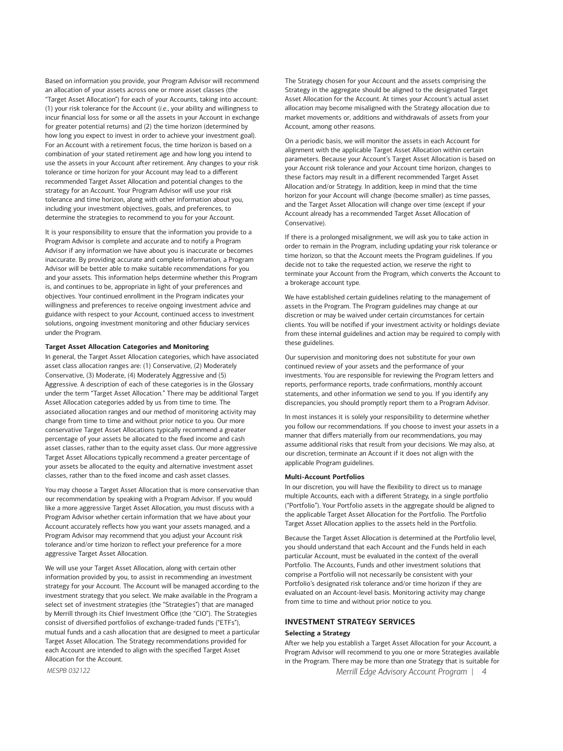Based on information you provide, your Program Advisor will recommend an allocation of your assets across one or more asset classes (the "Target Asset Allocation") for each of your Accounts, taking into account: (1) your risk tolerance for the Account (*i.e.*, your ability and willingness to incur financial loss for some or all the assets in your Account in exchange for greater potential returns) and (2) the time horizon (determined by how long you expect to invest in order to achieve your investment goal). For an Account with a retirement focus, the time horizon is based on a combination of your stated retirement age and how long you intend to use the assets in your Account after retirement. Any changes to your risk tolerance or time horizon for your Account may lead to a different recommended Target Asset Allocation and potential changes to the strategy for an Account. Your Program Advisor will use your risk tolerance and time horizon, along with other information about you, including your investment objectives, goals, and preferences, to determine the strategies to recommend to you for your Account.

It is your responsibility to ensure that the information you provide to a Program Advisor is complete and accurate and to notify a Program Advisor if any information we have about you is inaccurate or becomes inaccurate. By providing accurate and complete information, a Program Advisor will be better able to make suitable recommendations for you and your assets. This information helps determine whether this Program is, and continues to be, appropriate in light of your preferences and objectives. Your continued enrollment in the Program indicates your willingness and preferences to receive ongoing investment advice and guidance with respect to your Account, continued access to investment solutions, ongoing investment monitoring and other fiduciary services under the Program.

**Target Asset Allocation Categories and Monitoring**

In general, the Target Asset Allocation categories, which have associated asset class allocation ranges are: (1) Conservative, (2) Moderately Conservative, (3) Moderate, (4) Moderately Aggressive and (5) Aggressive. A description of each of these categories is in the Glossary under the term "Target Asset Allocation." There may be additional Target Asset Allocation categories added by us from time to time. The associated allocation ranges and our method of monitoring activity may change from time to time and without prior notice to you. Our more conservative Target Asset Allocations typically recommend a greater percentage of your assets be allocated to the fixed income and cash asset classes, rather than to the equity asset class. Our more aggressive Target Asset Allocations typically recommend a greater percentage of your assets be allocated to the equity and alternative investment asset classes, rather than to the fixed income and cash asset classes.

You may choose a Target Asset Allocation that is more conservative than our recommendation by speaking with a Program Advisor. If you would like a more aggressive Target Asset Allocation, you must discuss with a Program Advisor whether certain information that we have about your Account accurately reflects how you want your assets managed, and a Program Advisor may recommend that you adjust your Account risk tolerance and/or time horizon to reflect your preference for a more aggressive Target Asset Allocation.

We will use your Target Asset Allocation, along with certain other information provided by you, to assist in recommending an investment strategy for your Account. The Account will be managed according to the investment strategy that you select. We make available in the Program a select set of investment strategies (the "Strategies") that are managed by Merrill through its Chief Investment Office (the "CIO"). The Strategies consist of diversified portfolios of exchange-traded funds ("ETFs"), mutual funds and a cash allocation that are designed to meet a particular Target Asset Allocation. The Strategy recommendations provided for each Account are intended to align with the specified Target Asset Allocation for the Account.

The Strategy chosen for your Account and the assets comprising the Strategy in the aggregate should be aligned to the designated Target Asset Allocation for the Account. At times your Account's actual asset allocation may become misaligned with the Strategy allocation due to market movements or, additions and withdrawals of assets from your Account, among other reasons.

On a periodic basis, we will monitor the assets in each Account for alignment with the applicable Target Asset Allocation within certain parameters. Because your Account's Target Asset Allocation is based on your Account risk tolerance and your Account time horizon, changes to these factors may result in a different recommended Target Asset Allocation and/or Strategy. In addition, keep in mind that the time horizon for your Account will change (become smaller) as time passes, and the Target Asset Allocation will change over time (except if your Account already has a recommended Target Asset Allocation of Conservative).

If there is a prolonged misalignment, we will ask you to take action in order to remain in the Program, including updating your risk tolerance or time horizon, so that the Account meets the Program guidelines. If you decide not to take the requested action, we reserve the right to terminate your Account from the Program, which converts the Account to a brokerage account type.

We have established certain guidelines relating to the management of assets in the Program. The Program guidelines may change at our discretion or may be waived under certain circumstances for certain clients. You will be notified if your investment activity or holdings deviate from these internal guidelines and action may be required to comply with these guidelines.

Our supervision and monitoring does not substitute for your own continued review of your assets and the performance of your investments. You are responsible for reviewing the Program letters and reports, performance reports, trade confirmations, monthly account statements, and other information we send to you. If you identify any discrepancies, you should promptly report them to a Program Advisor.

In most instances it is solely your responsibility to determine whether you follow our recommendations. If you choose to invest your assets in a manner that differs materially from our recommendations, you may assume additional risks that result from your decisions. We may also, at our discretion, terminate an Account if it does not align with the applicable Program guidelines.

**Multi-Account Portfolios**

In our discretion, you will have the flexibility to direct us to manage multiple Accounts, each with a different Strategy, in a single portfolio ("Portfolio"). Your Portfolio assets in the aggregate should be aligned to the applicable Target Asset Allocation for the Portfolio. The Portfolio Target Asset Allocation applies to the assets held in the Portfolio.

Because the Target Asset Allocation is determined at the Portfolio level, you should understand that each Account and the Funds held in each particular Account, must be evaluated in the context of the overall Portfolio. The Accounts, Funds and other investment solutions that comprise a Portfolio will not necessarily be consistent with your Portfolio's designated risk tolerance and/or time horizon if they are evaluated on an Account-level basis. Monitoring activity may change from time to time and without prior notice to you.

## INVESTMENT STRATEGY SERVICES

**Selecting a Strategy**

After we help you establish a Target Asset Allocation for your Account, a Program Advisor will recommend to you one or more Strategies available in the Program. There may be more than one Strategy that is suitable for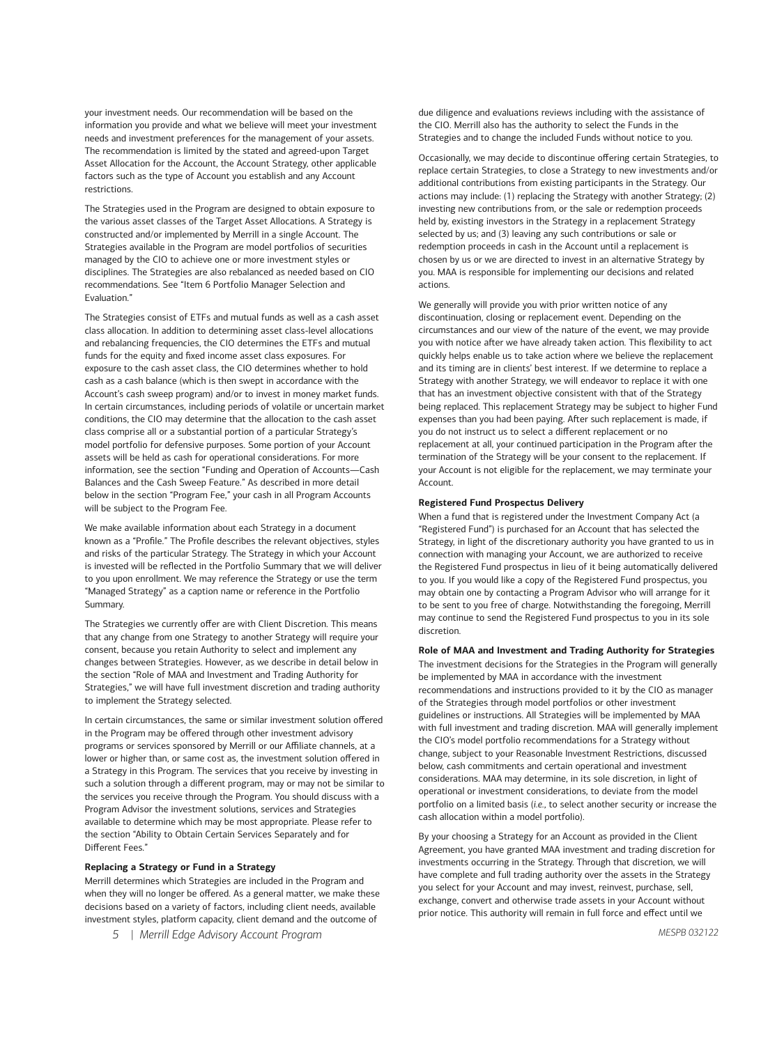your investment needs. Our recommendation will be based on the information you provide and what we believe will meet your investment needs and investment preferences for the management of your assets. The recommendation is limited by the stated and agreed-upon Target Asset Allocation for the Account, the Account Strategy, other applicable factors such as the type of Account you establish and any Account restrictions.

The Strategies used in the Program are designed to obtain exposure to the various asset classes of the Target Asset Allocations. A Strategy is constructed and/or implemented by Merrill in a single Account. The Strategies available in the Program are model portfolios of securities managed by the CIO to achieve one or more investment styles or disciplines. The Strategies are also rebalanced as needed based on CIO recommendations. See "Item 6 Portfolio Manager Selection and Evaluation."

The Strategies consist of ETFs and mutual funds as well as a cash asset class allocation. In addition to determining asset class-level allocations and rebalancing frequencies, the CIO determines the ETFs and mutual funds for the equity and fixed income asset class exposures. For exposure to the cash asset class, the CIO determines whether to hold cash as a cash balance (which is then swept in accordance with the Account's cash sweep program) and/or to invest in money market funds. In certain circumstances, including periods of volatile or uncertain market conditions, the CIO may determine that the allocation to the cash asset class comprise all or a substantial portion of a particular Strategy's model portfolio for defensive purposes. Some portion of your Account assets will be held as cash for operational considerations. For more information, see the section "Funding and Operation of Accounts—Cash Balances and the Cash Sweep Feature." As described in more detail below in the section "Program Fee," your cash in all Program Accounts will be subject to the Program Fee.

We make available information about each Strategy in a document known as a "Profile." The Profile describes the relevant objectives, styles and risks of the particular Strategy. The Strategy in which your Account is invested will be reflected in the Portfolio Summary that we will deliver to you upon enrollment. We may reference the Strategy or use the term "Managed Strategy" as a caption name or reference in the Portfolio Summary.

The Strategies we currently offer are with Client Discretion. This means that any change from one Strategy to another Strategy will require your consent, because you retain Authority to select and implement any changes between Strategies. However, as we describe in detail below in the section "Role of MAA and Investment and Trading Authority for Strategies," we will have full investment discretion and trading authority to implement the Strategy selected.

In certain circumstances, the same or similar investment solution offered in the Program may be offered through other investment advisory programs or services sponsored by Merrill or our Affiliate channels, at a lower or higher than, or same cost as, the investment solution offered in a Strategy in this Program. The services that you receive by investing in such a solution through a different program, may or may not be similar to the services you receive through the Program. You should discuss with a Program Advisor the investment solutions, services and Strategies available to determine which may be most appropriate. Please refer to the section "Ability to Obtain Certain Services Separately and for Different Fees."

**Replacing a Strategy or Fund in a Strategy**

Merrill determines which Strategies are included in the Program and when they will no longer be offered. As a general matter, we make these decisions based on a variety of factors, including client needs, available investment styles, platform capacity, client demand and the outcome of due diligence and evaluations reviews including with the assistance of the CIO. Merrill also has the authority to select the Funds in the Strategies and to change the included Funds without notice to you.

Occasionally, we may decide to discontinue offering certain Strategies, to replace certain Strategies, to close a Strategy to new investments and/or additional contributions from existing participants in the Strategy. Our actions may include: (1) replacing the Strategy with another Strategy; (2) investing new contributions from, or the sale or redemption proceeds held by, existing investors in the Strategy in a replacement Strategy selected by us; and (3) leaving any such contributions or sale or redemption proceeds in cash in the Account until a replacement is chosen by us or we are directed to invest in an alternative Strategy by you. MAA is responsible for implementing our decisions and related actions.

We generally will provide you with prior written notice of any discontinuation, closing or replacement event. Depending on the circumstances and our view of the nature of the event, we may provide you with notice after we have already taken action. This flexibility to act quickly helps enable us to take action where we believe the replacement and its timing are in clients' best interest. If we determine to replace a Strategy with another Strategy, we will endeavor to replace it with one that has an investment objective consistent with that of the Strategy being replaced. This replacement Strategy may be subject to higher Fund expenses than you had been paying. After such replacement is made, if you do not instruct us to select a different replacement or no replacement at all, your continued participation in the Program after the termination of the Strategy will be your consent to the replacement. If your Account is not eligible for the replacement, we may terminate your Account.

**Registered Fund Prospectus Delivery**

When a fund that is registered under the Investment Company Act (a "Registered Fund") is purchased for an Account that has selected the Strategy, in light of the discretionary authority you have granted to us in connection with managing your Account, we are authorized to receive the Registered Fund prospectus in lieu of it being automatically delivered to you. If you would like a copy of the Registered Fund prospectus, you may obtain one by contacting a Program Advisor who will arrange for it to be sent to you free of charge. Notwithstanding the foregoing, Merrill may continue to send the Registered Fund prospectus to you in its sole discretion.

**Role of MAA and Investment and Trading Authority for Strategies**

The investment decisions for the Strategies in the Program will generally be implemented by MAA in accordance with the investment recommendations and instructions provided to it by the CIO as manager of the Strategies through model portfolios or other investment guidelines or instructions. All Strategies will be implemented by MAA with full investment and trading discretion. MAA will generally implement the CIO's model portfolio recommendations for a Strategy without change, subject to your Reasonable Investment Restrictions, discussed below, cash commitments and certain operational and investment considerations. MAA may determine, in its sole discretion, in light of operational or investment considerations, to deviate from the model portfolio on a limited basis (*i.e.*, to select another security or increase the cash allocation within a model portfolio).

By your choosing a Strategy for an Account as provided in the Client Agreement, you have granted MAA investment and trading discretion for investments occurring in the Strategy. Through that discretion, we will have complete and full trading authority over the assets in the Strategy you select for your Account and may invest, reinvest, purchase, sell, exchange, convert and otherwise trade assets in your Account without prior notice. This authority will remain in full force and effect until we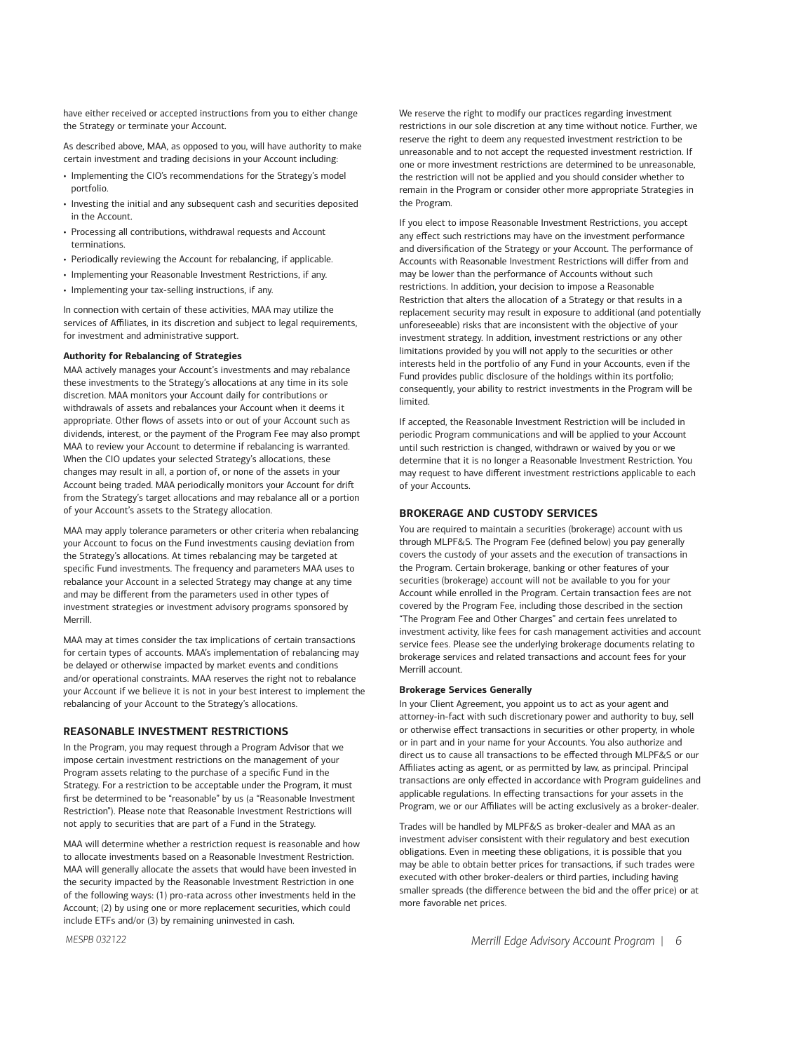have either received or accepted instructions from you to either change the Strategy or terminate your Account.

As described above, MAA, as opposed to you, will have authority to make certain investment and trading decisions in your Account including:

- Implementing the CIO's recommendations for the Strategy's model portfolio.
- Investing the initial and any subsequent cash and securities deposited in the Account.
- Processing all contributions, withdrawal requests and Account terminations.
- Periodically reviewing the Account for rebalancing, if applicable.
- Implementing your Reasonable Investment Restrictions, if any.
- Implementing your tax-selling instructions, if any.

In connection with certain of these activities, MAA may utilize the services of Affiliates, in its discretion and subject to legal requirements, for investment and administrative support.

**Authority for Rebalancing of Strategies**

MAA actively manages your Account's investments and may rebalance these investments to the Strategy's allocations at any time in its sole discretion. MAA monitors your Account daily for contributions or withdrawals of assets and rebalances your Account when it deems it appropriate. Other flows of assets into or out of your Account such as dividends, interest, or the payment of the Program Fee may also prompt MAA to review your Account to determine if rebalancing is warranted. When the CIO updates your selected Strategy's allocations, these changes may result in all, a portion of, or none of the assets in your Account being traded. MAA periodically monitors your Account for drift from the Strategy's target allocations and may rebalance all or a portion of your Account's assets to the Strategy allocation.

MAA may apply tolerance parameters or other criteria when rebalancing your Account to focus on the Fund investments causing deviation from the Strategy's allocations. At times rebalancing may be targeted at specific Fund investments. The frequency and parameters MAA uses to rebalance your Account in a selected Strategy may change at any time and may be different from the parameters used in other types of investment strategies or investment advisory programs sponsored by Merrill.

MAA may at times consider the tax implications of certain transactions for certain types of accounts. MAA's implementation of rebalancing may be delayed or otherwise impacted by market events and conditions and/or operational constraints. MAA reserves the right not to rebalance your Account if we believe it is not in your best interest to implement the rebalancing of your Account to the Strategy's allocations.

## REASONABLE INVESTMENT RESTRICTIONS

In the Program, you may request through a Program Advisor that we impose certain investment restrictions on the management of your Program assets relating to the purchase of a specific Fund in the Strategy. For a restriction to be acceptable under the Program, it must first be determined to be "reasonable" by us (a "Reasonable Investment Restriction"). Please note that Reasonable Investment Restrictions will not apply to securities that are part of a Fund in the Strategy.

MAA will determine whether a restriction request is reasonable and how to allocate investments based on a Reasonable Investment Restriction. MAA will generally allocate the assets that would have been invested in the security impacted by the Reasonable Investment Restriction in one of the following ways: (1) pro-rata across other investments held in the Account; (2) by using one or more replacement securities, which could include ETFs and/or (3) by remaining uninvested in cash.

We reserve the right to modify our practices regarding investment restrictions in our sole discretion at any time without notice. Further, we reserve the right to deem any requested investment restriction to be unreasonable and to not accept the requested investment restriction. If one or more investment restrictions are determined to be unreasonable, the restriction will not be applied and you should consider whether to remain in the Program or consider other more appropriate Strategies in the Program.

If you elect to impose Reasonable Investment Restrictions, you accept any effect such restrictions may have on the investment performance and diversification of the Strategy or your Account. The performance of Accounts with Reasonable Investment Restrictions will differ from and may be lower than the performance of Accounts without such restrictions. In addition, your decision to impose a Reasonable Restriction that alters the allocation of a Strategy or that results in a replacement security may result in exposure to additional (and potentially unforeseeable) risks that are inconsistent with the objective of your investment strategy. In addition, investment restrictions or any other limitations provided by you will not apply to the securities or other interests held in the portfolio of any Fund in your Accounts, even if the Fund provides public disclosure of the holdings within its portfolio; consequently, your ability to restrict investments in the Program will be limited.

If accepted, the Reasonable Investment Restriction will be included in periodic Program communications and will be applied to your Account until such restriction is changed, withdrawn or waived by you or we determine that it is no longer a Reasonable Investment Restriction. You may request to have different investment restrictions applicable to each of your Accounts.

## BROKERAGE AND CUSTODY SERVICES

You are required to maintain a securities (brokerage) account with us through MLPF&S. The Program Fee (defined below) you pay generally covers the custody of your assets and the execution of transactions in the Program. Certain brokerage, banking or other features of your securities (brokerage) account will not be available to you for your Account while enrolled in the Program. Certain transaction fees are not covered by the Program Fee, including those described in the section "The Program Fee and Other Charges" and certain fees unrelated to investment activity, like fees for cash management activities and account service fees. Please see the underlying brokerage documents relating to brokerage services and related transactions and account fees for your Merrill account.

**Brokerage Services Generally**

In your Client Agreement, you appoint us to act as your agent and attorney-in-fact with such discretionary power and authority to buy, sell or otherwise effect transactions in securities or other property, in whole or in part and in your name for your Accounts. You also authorize and direct us to cause all transactions to be effected through MLPF&S or our Affiliates acting as agent, or as permitted by law, as principal. Principal transactions are only effected in accordance with Program guidelines and applicable regulations. In effecting transactions for your assets in the Program, we or our Affiliates will be acting exclusively as a broker-dealer.

Trades will be handled by MLPF&S as broker-dealer and MAA as an investment adviser consistent with their regulatory and best execution obligations. Even in meeting these obligations, it is possible that you may be able to obtain better prices for transactions, if such trades were executed with other broker-dealers or third parties, including having smaller spreads (the difference between the bid and the offer price) or at more favorable net prices.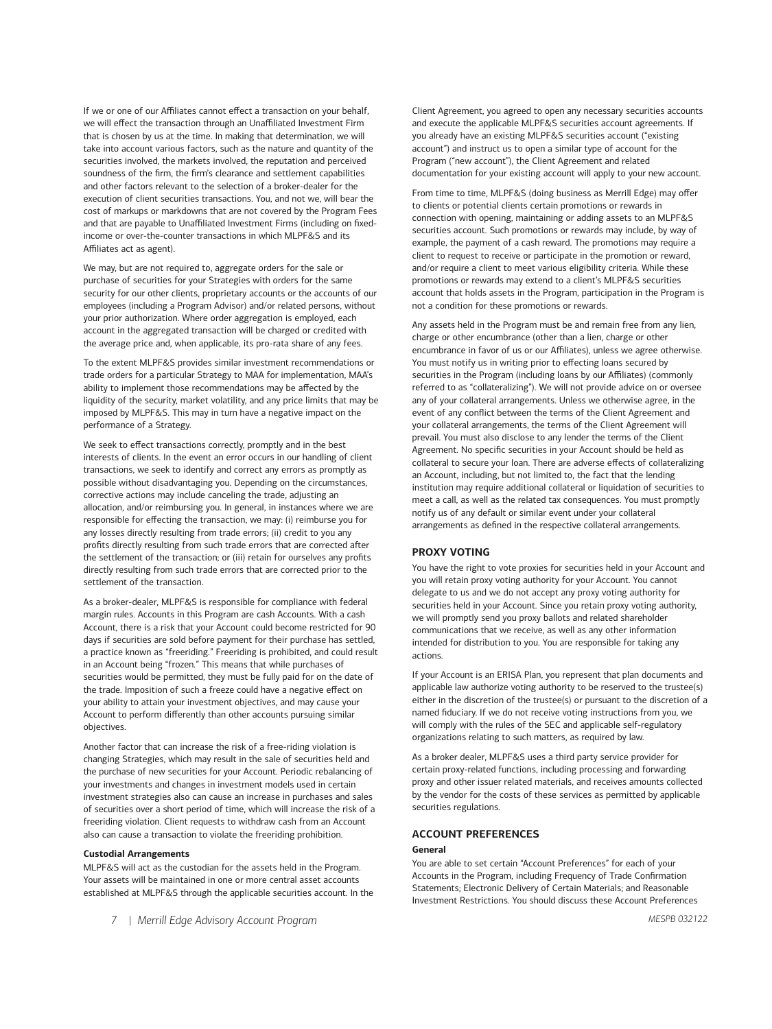If we or one of our Affiliates cannot effect a transaction on your behalf, we will effect the transaction through an Unaffiliated Investment Firm that is chosen by us at the time. In making that determination, we will take into account various factors, such as the nature and quantity of the securities involved, the markets involved, the reputation and perceived soundness of the firm, the firm's clearance and settlement capabilities and other factors relevant to the selection of a broker-dealer for the execution of client securities transactions. You, and not we, will bear the cost of markups or markdowns that are not covered by the Program Fees and that are payable to Unaffiliated Investment Firms (including on fixed-income or over-the-counter transactions in which MLPF&S and its Affiliates act as agent).

We may, but are not required to, aggregate orders for the sale or purchase of securities for your Strategies with orders for the same security for our other clients, proprietary accounts or the accounts of our employees (including a Program Advisor) and/or related persons, without your prior authorization. Where order aggregation is employed, each account in the aggregated transaction will be charged or credited with the average price and, when applicable, its pro-rata share of any fees.

To the extent MLPF&S provides similar investment recommendations or trade orders for a particular Strategy to MAA for implementation, MAA's ability to implement those recommendations may be affected by the liquidity of the security, market volatility, and any price limits that may be imposed by MLPF&S. This may in turn have a negative impact on the performance of a Strategy.

We seek to effect transactions correctly, promptly and in the best interests of clients. In the event an error occurs in our handling of client transactions, we seek to identify and correct any errors as promptly as possible without disadvantaging you. Depending on the circumstances, corrective actions may include canceling the trade, adjusting an allocation, and/or reimbursing you. In general, in instances where we are responsible for effecting the transaction, we may: (i) reimburse you for any losses directly resulting from trade errors; (ii) credit to you any profits directly resulting from such trade errors that are corrected after the settlement of the transaction; or (iii) retain for ourselves any profits directly resulting from such trade errors that are corrected prior to the settlement of the transaction.

As a broker-dealer, MLPF&S is responsible for compliance with federal margin rules. Accounts in this Program are cash Accounts. With a cash Account, there is a risk that your Account could become restricted for 90 days if securities are sold before payment for their purchase has settled, a practice known as "freeriding." Freeriding is prohibited, and could result in an Account being "frozen." This means that while purchases of securities would be permitted, they must be fully paid for on the date of the trade. Imposition of such a freeze could have a negative effect on your ability to attain your investment objectives, and may cause your Account to perform differently than other accounts pursuing similar objectives.

Another factor that can increase the risk of a free-riding violation is changing Strategies, which may result in the sale of securities held and the purchase of new securities for your Account. Periodic rebalancing of your investments and changes in investment models used in certain investment strategies also can cause an increase in purchases and sales of securities over a short period of time, which will increase the risk of a freeriding violation. Client requests to withdraw cash from an Account also can cause a transaction to violate the freeriding prohibition.

#### Custodial Arrangements

MLPF&S will act as the custodian for the assets held in the Program. Your assets will be maintained in one or more central asset accounts established at MLPF&S through the applicable securities account. In the Client Agreement, you agreed to open any necessary securities accounts and execute the applicable MLPF&S securities account agreements. If you already have an existing MLPF&S securities account ("existing account") and instruct us to open a similar type of account for the Program ("new account"), the Client Agreement and related documentation for your existing account will apply to your new account.

From time to time, MLPF&S (doing business as Merrill Edge) may offer to clients or potential clients certain promotions or rewards in connection with opening, maintaining or adding assets to an MLPF&S securities account. Such promotions or rewards may include, by way of example, the payment of a cash reward. The promotions may require a client to request to receive or participate in the promotion or reward, and/or require a client to meet various eligibility criteria. While these promotions or rewards may extend to a client's MLPF&S securities account that holds assets in the Program, participation in the Program is not a condition for these promotions or rewards.

Any assets held in the Program must be and remain free from any lien, charge or other encumbrance (other than a lien, charge or other encumbrance in favor of us or our Affiliates), unless we agree otherwise. You must notify us in writing prior to effecting loans secured by securities in the Program (including loans by our Affiliates) (commonly referred to as "collateralizing"). We will not provide advice on or oversee any of your collateral arrangements. Unless we otherwise agree, in the event of any conflict between the terms of the Client Agreement and your collateral arrangements, the terms of the Client Agreement will prevail. You must also disclose to any lender the terms of the Client Agreement. No specific securities in your Account should be held as collateral to secure your loan. There are adverse effects of collateralizing an Account, including, but not limited to, the fact that the lending institution may require additional collateral or liquidation of securities to meet a call, as well as the related tax consequences. You must promptly notify us of any default or similar event under your collateral arrangements as defined in the respective collateral arrangements.

### PROXY VOTING

You have the right to vote proxies for securities held in your Account and you will retain proxy voting authority for your Account. You cannot delegate to us and we do not accept any proxy voting authority for securities held in your Account. Since you retain proxy voting authority, we will promptly send you proxy ballots and related shareholder communications that we receive, as well as any other information intended for distribution to you. You are responsible for taking any actions.

If your Account is an ERISA Plan, you represent that plan documents and applicable law authorize voting authority to be reserved to the trustee(s) either in the discretion of the trustee(s) or pursuant to the discretion of a named fiduciary. If we do not receive voting instructions from you, we will comply with the rules of the SEC and applicable self-regulatory organizations relating to such matters, as required by law.

As a broker dealer, MLPF&S uses a third party service provider for certain proxy-related functions, including processing and forwarding proxy and other issuer related materials, and receives amounts collected by the vendor for the costs of these services as permitted by applicable securities regulations.

### ACCOUNT PREFERENCES

#### General

You are able to set certain "Account Preferences" for each of your Accounts in the Program, including Frequency of Trade Confirmation Statements; Electronic Delivery of Certain Materials; and Reasonable Investment Restrictions. You should discuss these Account Preferences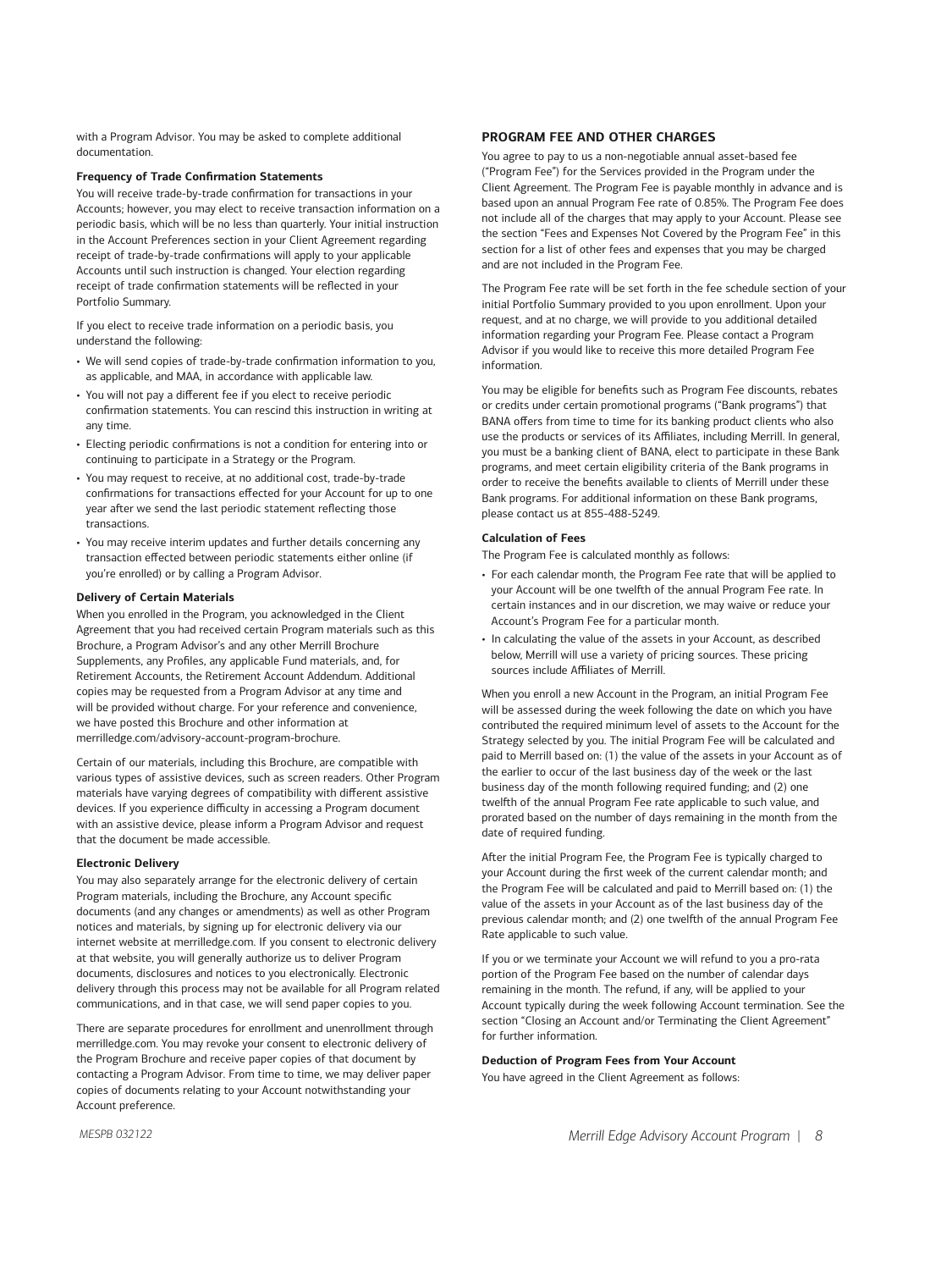with a Program Advisor. You may be asked to complete additional documentation.

#### Frequency of Trade Confirmation Statements

You will receive trade-by-trade confirmation for transactions in your Accounts; however, you may elect to receive transaction information on a periodic basis, which will be no less than quarterly. Your initial instruction in the Account Preferences section in your Client Agreement regarding receipt of trade-by-trade confirmations will apply to your applicable Accounts until such instruction is changed. Your election regarding receipt of trade confirmation statements will be reflected in your Portfolio Summary.

If you elect to receive trade information on a periodic basis, you understand the following:

- We will send copies of trade-by-trade confirmation information to you, as applicable, and MAA, in accordance with applicable law.
- You will not pay a different fee if you elect to receive periodic confirmation statements. You can rescind this instruction in writing at any time.
- Electing periodic confirmations is not a condition for entering into or continuing to participate in a Strategy or the Program.
- You may request to receive, at no additional cost, trade-by-trade confirmations for transactions effected for your Account for up to one year after we send the last periodic statement reflecting those transactions.
- You may receive interim updates and further details concerning any transaction effected between periodic statements either online (if you're enrolled) or by calling a Program Advisor.

#### Delivery of Certain Materials

When you enrolled in the Program, you acknowledged in the Client Agreement that you had received certain Program materials such as this Brochure, a Program Advisor's and any other Merrill Brochure Supplements, any Profiles, any applicable Fund materials, and, for Retirement Accounts, the Retirement Account Addendum. Additional copies may be requested from a Program Advisor at any time and will be provided without charge. For your reference and convenience, we have posted this Brochure and other information at merrilledge.com/advisory-account-program-brochure.

Certain of our materials, including this Brochure, are compatible with various types of assistive devices, such as screen readers. Other Program materials have varying degrees of compatibility with different assistive devices. If you experience difficulty in accessing a Program document with an assistive device, please inform a Program Advisor and request that the document be made accessible.

#### Electronic Delivery

You may also separately arrange for the electronic delivery of certain Program materials, including the Brochure, any Account specific documents (and any changes or amendments) as well as other Program notices and materials, by signing up for electronic delivery via our internet website at merrilledge.com. If you consent to electronic delivery at that website, you will generally authorize us to deliver Program documents, disclosures and notices to you electronically. Electronic delivery through this process may not be available for all Program related communications, and in that case, we will send paper copies to you.

There are separate procedures for enrollment and unenrollment through merrilledge.com. You may revoke your consent to electronic delivery of the Program Brochure and receive paper copies of that document by contacting a Program Advisor. From time to time, we may deliver paper copies of documents relating to your Account notwithstanding your Account preference.

### PROGRAM FEE AND OTHER CHARGES

You agree to pay to us a non-negotiable annual asset-based fee ("Program Fee") for the Services provided in the Program under the Client Agreement. The Program Fee is payable monthly in advance and is based upon an annual Program Fee rate of 0.85%. The Program Fee does not include all of the charges that may apply to your Account. Please see the section "Fees and Expenses Not Covered by the Program Fee" in this section for a list of other fees and expenses that you may be charged and are not included in the Program Fee.

The Program Fee rate will be set forth in the fee schedule section of your initial Portfolio Summary provided to you upon enrollment. Upon your request, and at no charge, we will provide to you additional detailed information regarding your Program Fee. Please contact a Program Advisor if you would like to receive this more detailed Program Fee information.

You may be eligible for benefits such as Program Fee discounts, rebates or credits under certain promotional programs ("Bank programs") that BANA offers from time to time for its banking product clients who also use the products or services of its Affiliates, including Merrill. In general, you must be a banking client of BANA, elect to participate in these Bank programs, and meet certain eligibility criteria of the Bank programs in order to receive the benefits available to clients of Merrill under these Bank programs. For additional information on these Bank programs, please contact us at 855-488-5249.

#### Calculation of Fees

The Program Fee is calculated monthly as follows:

- For each calendar month, the Program Fee rate that will be applied to your Account will be one twelfth of the annual Program Fee rate. In certain instances and in our discretion, we may waive or reduce your Account's Program Fee for a particular month.
- In calculating the value of the assets in your Account, as described below, Merrill will use a variety of pricing sources. These pricing sources include Affiliates of Merrill.

When you enroll a new Account in the Program, an initial Program Fee will be assessed during the week following the date on which you have contributed the required minimum level of assets to the Account for the Strategy selected by you. The initial Program Fee will be calculated and paid to Merrill based on: (1) the value of the assets in your Account as of the earlier to occur of the last business day of the week or the last business day of the month following required funding; and (2) one twelfth of the annual Program Fee rate applicable to such value, and prorated based on the number of days remaining in the month from the date of required funding.

After the initial Program Fee, the Program Fee is typically charged to your Account during the first week of the current calendar month; and the Program Fee will be calculated and paid to Merrill based on: (1) the value of the assets in your Account as of the last business day of the previous calendar month; and (2) one twelfth of the annual Program Fee Rate applicable to such value.

If you or we terminate your Account we will refund to you a pro-rata portion of the Program Fee based on the number of calendar days remaining in the month. The refund, if any, will be applied to your Account typically during the week following Account termination. See the section "Closing an Account and/or Terminating the Client Agreement" for further information.

#### Deduction of Program Fees from Your Account

You have agreed in the Client Agreement as follows: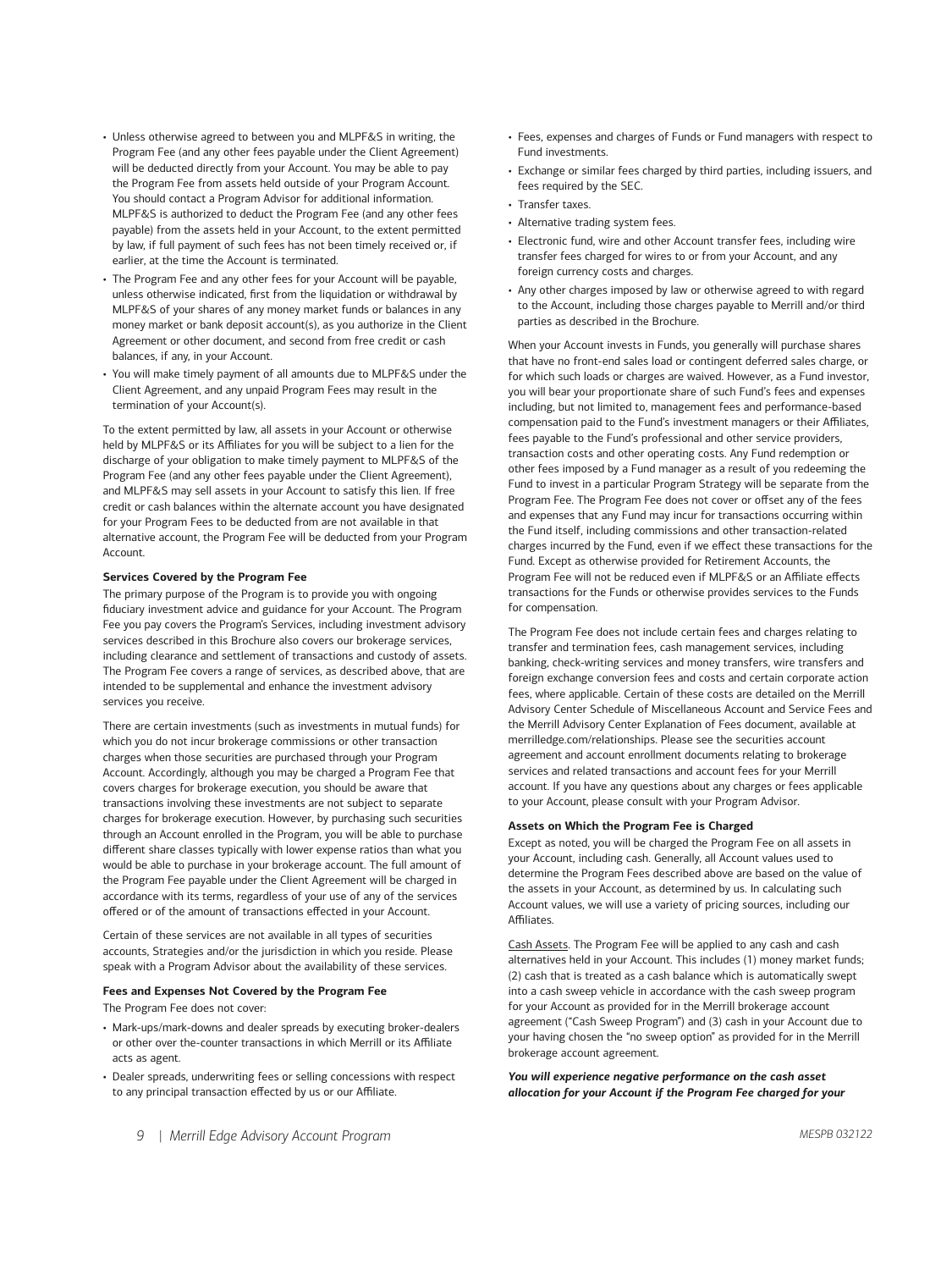- Unless otherwise agreed to between you and MLPF&S in writing, the Program Fee (and any other fees payable under the Client Agreement) will be deducted directly from your Account. You may be able to pay the Program Fee from assets held outside of your Program Account. You should contact a Program Advisor for additional information. MLPF&S is authorized to deduct the Program Fee (and any other fees payable) from the assets held in your Account, to the extent permitted by law, if full payment of such fees has not been timely received or, if earlier, at the time the Account is terminated.
- The Program Fee and any other fees for your Account will be payable, unless otherwise indicated, first from the liquidation or withdrawal by MLPF&S of your shares of any money market funds or balances in any money market or bank deposit account(s), as you authorize in the Client Agreement or other document, and second from free credit or cash balances, if any, in your Account.
- You will make timely payment of all amounts due to MLPF&S under the Client Agreement, and any unpaid Program Fees may result in the termination of your Account(s).

To the extent permitted by law, all assets in your Account or otherwise held by MLPF&S or its Affiliates for you will be subject to a lien for the discharge of your obligation to make timely payment to MLPF&S of the Program Fee (and any other fees payable under the Client Agreement), and MLPF&S may sell assets in your Account to satisfy this lien. If free credit or cash balances within the alternate account you have designated for your Program Fees to be deducted from are not available in that alternative account, the Program Fee will be deducted from your Program Account.

**Services Covered by the Program Fee**

The primary purpose of the Program is to provide you with ongoing fiduciary investment advice and guidance for your Account. The Program Fee you pay covers the Program's Services, including investment advisory services described in this Brochure also covers our brokerage services, including clearance and settlement of transactions and custody of assets. The Program Fee covers a range of services, as described above, that are intended to be supplemental and enhance the investment advisory services you receive.

There are certain investments (such as investments in mutual funds) for which you do not incur brokerage commissions or other transaction charges when those securities are purchased through your Program Account. Accordingly, although you may be charged a Program Fee that covers charges for brokerage execution, you should be aware that transactions involving these investments are not subject to separate charges for brokerage execution. However, by purchasing such securities through an Account enrolled in the Program, you will be able to purchase different share classes typically with lower expense ratios than what you would be able to purchase in your brokerage account. The full amount of the Program Fee payable under the Client Agreement will be charged in accordance with its terms, regardless of your use of any of the services offered or of the amount of transactions effected in your Account.

Certain of these services are not available in all types of securities accounts, Strategies and/or the jurisdiction in which you reside. Please speak with a Program Advisor about the availability of these services.

**Fees and Expenses Not Covered by the Program Fee**

The Program Fee does not cover:

- Mark-ups/mark-downs and dealer spreads by executing broker-dealers or other over the-counter transactions in which Merrill or its Affiliate acts as agent.
- Dealer spreads, underwriting fees or selling concessions with respect to any principal transaction effected by us or our Affiliate.
- Fees, expenses and charges of Funds or Fund managers with respect to Fund investments.
- Exchange or similar fees charged by third parties, including issuers, and fees required by the SEC.
- Transfer taxes.
- Alternative trading system fees.
- Electronic fund, wire and other Account transfer fees, including wire transfer fees charged for wires to or from your Account, and any foreign currency costs and charges.
- Any other charges imposed by law or otherwise agreed to with regard to the Account, including those charges payable to Merrill and/or third parties as described in the Brochure.

When your Account invests in Funds, you generally will purchase shares that have no front-end sales load or contingent deferred sales charge, or for which such loads or charges are waived. However, as a Fund investor, you will bear your proportionate share of such Fund's fees and expenses including, but not limited to, management fees and performance-based compensation paid to the Fund's investment managers or their Affiliates, fees payable to the Fund's professional and other service providers, transaction costs and other operating costs. Any Fund redemption or other fees imposed by a Fund manager as a result of you redeeming the Fund to invest in a particular Program Strategy will be separate from the Program Fee. The Program Fee does not cover or offset any of the fees and expenses that any Fund may incur for transactions occurring within the Fund itself, including commissions and other transaction-related charges incurred by the Fund, even if we effect these transactions for the Fund. Except as otherwise provided for Retirement Accounts, the Program Fee will not be reduced even if MLPF&S or an Affiliate effects transactions for the Funds or otherwise provides services to the Funds for compensation.

The Program Fee does not include certain fees and charges relating to transfer and termination fees, cash management services, including banking, check-writing services and money transfers, wire transfers and foreign exchange conversion fees and costs and certain corporate action fees, where applicable. Certain of these costs are detailed on the Merrill Advisory Center Schedule of Miscellaneous Account and Service Fees and the Merrill Advisory Center Explanation of Fees document, available at merrilledge.com/relationships. Please see the securities account agreement and account enrollment documents relating to brokerage services and related transactions and account fees for your Merrill account. If you have any questions about any charges or fees applicable to your Account, please consult with your Program Advisor.

**Assets on Which the Program Fee is Charged**

Except as noted, you will be charged the Program Fee on all assets in your Account, including cash. Generally, all Account values used to determine the Program Fees described above are based on the value of the assets in your Account, as determined by us. In calculating such Account values, we will use a variety of pricing sources, including our Affiliates.

Cash Assets. The Program Fee will be applied to any cash and cash alternatives held in your Account. This includes (1) money market funds; (2) cash that is treated as a cash balance which is automatically swept into a cash sweep vehicle in accordance with the cash sweep program for your Account as provided for in the Merrill brokerage account agreement ("Cash Sweep Program") and (3) cash in your Account due to your having chosen the "no sweep option" as provided for in the Merrill brokerage account agreement.

***You will experience negative performance on the cash asset allocation for your Account if the Program Fee charged for your***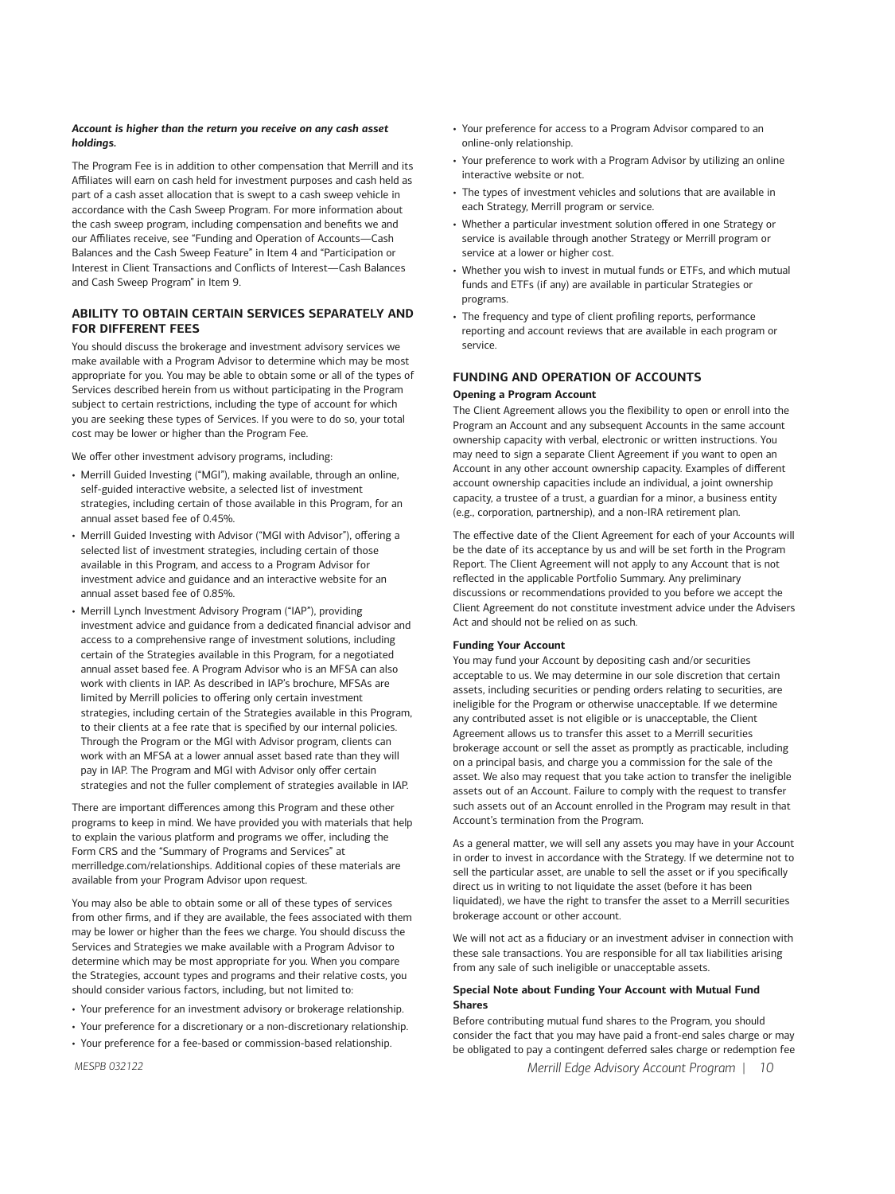***Account is higher than the return you receive on any cash asset holdings.***

The Program Fee is in addition to other compensation that Merrill and its Affiliates will earn on cash held for investment purposes and cash held as part of a cash asset allocation that is swept to a cash sweep vehicle in accordance with the Cash Sweep Program. For more information about the cash sweep program, including compensation and benefits we and our Affiliates receive, see "Funding and Operation of Accounts—Cash Balances and the Cash Sweep Feature" in Item 4 and "Participation or Interest in Client Transactions and Conflicts of Interest—Cash Balances and Cash Sweep Program" in Item 9.

## ABILITY TO OBTAIN CERTAIN SERVICES SEPARATELY AND FOR DIFFERENT FEES

You should discuss the brokerage and investment advisory services we make available with a Program Advisor to determine which may be most appropriate for you. You may be able to obtain some or all of the types of Services described herein from us without participating in the Program subject to certain restrictions, including the type of account for which you are seeking these types of Services. If you were to do so, your total cost may be lower or higher than the Program Fee.

We offer other investment advisory programs, including:

- Merrill Guided Investing ("MGI"), making available, through an online, self-guided interactive website, a selected list of investment strategies, including certain of those available in this Program, for an annual asset based fee of 0.45%.
- Merrill Guided Investing with Advisor ("MGI with Advisor"), offering a selected list of investment strategies, including certain of those available in this Program, and access to a Program Advisor for investment advice and guidance and an interactive website for an annual asset based fee of 0.85%.
- Merrill Lynch Investment Advisory Program ("IAP"), providing investment advice and guidance from a dedicated financial advisor and access to a comprehensive range of investment solutions, including certain of the Strategies available in this Program, for a negotiated annual asset based fee. A Program Advisor who is an MFSA can also work with clients in IAP. As described in IAP's brochure, MFSAs are limited by Merrill policies to offering only certain investment strategies, including certain of the Strategies available in this Program, to their clients at a fee rate that is specified by our internal policies. Through the Program or the MGI with Advisor program, clients can work with an MFSA at a lower annual asset based rate than they will pay in IAP. The Program and MGI with Advisor only offer certain strategies and not the fuller complement of strategies available in IAP.

There are important differences among this Program and these other programs to keep in mind. We have provided you with materials that help to explain the various platform and programs we offer, including the Form CRS and the "Summary of Programs and Services" at merrilledge.com/relationships. Additional copies of these materials are available from your Program Advisor upon request.

You may also be able to obtain some or all of these types of services from other firms, and if they are available, the fees associated with them may be lower or higher than the fees we charge. You should discuss the Services and Strategies we make available with a Program Advisor to determine which may be most appropriate for you. When you compare the Strategies, account types and programs and their relative costs, you should consider various factors, including, but not limited to:

- Your preference for an investment advisory or brokerage relationship.
- Your preference for a discretionary or a non-discretionary relationship.
- Your preference for a fee-based or commission-based relationship.
- Your preference for access to a Program Advisor compared to an online-only relationship.
- Your preference to work with a Program Advisor by utilizing an online interactive website or not.
- The types of investment vehicles and solutions that are available in each Strategy, Merrill program or service.
- Whether a particular investment solution offered in one Strategy or service is available through another Strategy or Merrill program or service at a lower or higher cost.
- Whether you wish to invest in mutual funds or ETFs, and which mutual funds and ETFs (if any) are available in particular Strategies or programs.
- The frequency and type of client profiling reports, performance reporting and account reviews that are available in each program or service.

## FUNDING AND OPERATION OF ACCOUNTS

### Opening a Program Account

The Client Agreement allows you the flexibility to open or enroll into the Program an Account and any subsequent Accounts in the same account ownership capacity with verbal, electronic or written instructions. You may need to sign a separate Client Agreement if you want to open an Account in any other account ownership capacity. Examples of different account ownership capacities include an individual, a joint ownership capacity, a trustee of a trust, a guardian for a minor, a business entity (e.g., corporation, partnership), and a non-IRA retirement plan.

The effective date of the Client Agreement for each of your Accounts will be the date of its acceptance by us and will be set forth in the Program Report. The Client Agreement will not apply to any Account that is not reflected in the applicable Portfolio Summary. Any preliminary discussions or recommendations provided to you before we accept the Client Agreement do not constitute investment advice under the Advisers Act and should not be relied on as such.

### Funding Your Account

You may fund your Account by depositing cash and/or securities acceptable to us. We may determine in our sole discretion that certain assets, including securities or pending orders relating to securities, are ineligible for the Program or otherwise unacceptable. If we determine any contributed asset is not eligible or is unacceptable, the Client Agreement allows us to transfer this asset to a Merrill securities brokerage account or sell the asset as promptly as practicable, including on a principal basis, and charge you a commission for the sale of the asset. We also may request that you take action to transfer the ineligible assets out of an Account. Failure to comply with the request to transfer such assets out of an Account enrolled in the Program may result in that Account's termination from the Program.

As a general matter, we will sell any assets you may have in your Account in order to invest in accordance with the Strategy. If we determine not to sell the particular asset, are unable to sell the asset or if you specifically direct us in writing to not liquidate the asset (before it has been liquidated), we have the right to transfer the asset to a Merrill securities brokerage account or other account.

We will not act as a fiduciary or an investment adviser in connection with these sale transactions. You are responsible for all tax liabilities arising from any sale of such ineligible or unacceptable assets.

### Special Note about Funding Your Account with Mutual Fund Shares

Before contributing mutual fund shares to the Program, you should consider the fact that you may have paid a front-end sales charge or may be obligated to pay a contingent deferred sales charge or redemption fee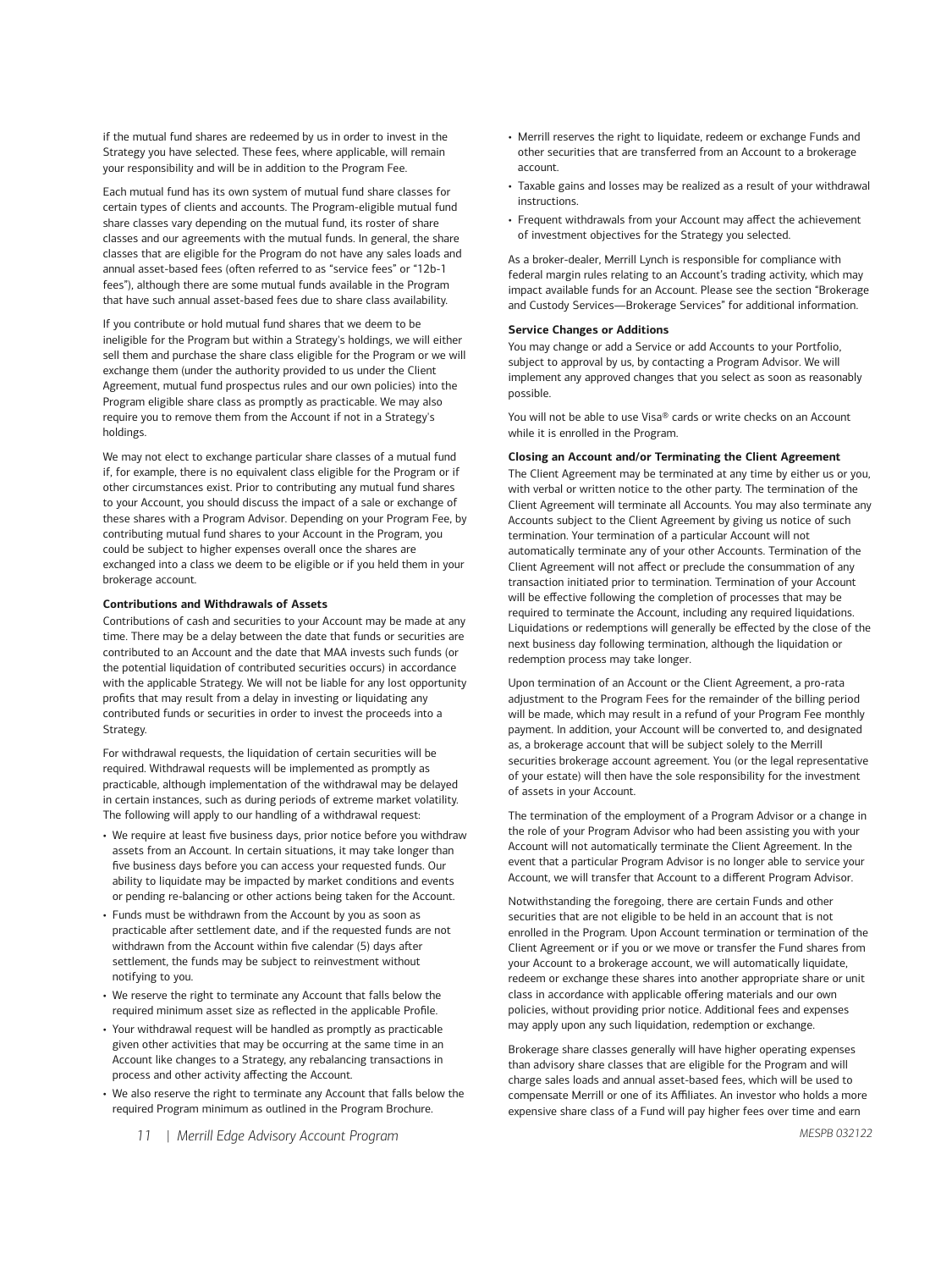if the mutual fund shares are redeemed by us in order to invest in the Strategy you have selected. These fees, where applicable, will remain your responsibility and will be in addition to the Program Fee.

Each mutual fund has its own system of mutual fund share classes for certain types of clients and accounts. The Program-eligible mutual fund share classes vary depending on the mutual fund, its roster of share classes and our agreements with the mutual funds. In general, the share classes that are eligible for the Program do not have any sales loads and annual asset-based fees (often referred to as "service fees" or "12b-1 fees"), although there are some mutual funds available in the Program that have such annual asset-based fees due to share class availability.

If you contribute or hold mutual fund shares that we deem to be ineligible for the Program but within a Strategy's holdings, we will either sell them and purchase the share class eligible for the Program or we will exchange them (under the authority provided to us under the Client Agreement, mutual fund prospectus rules and our own policies) into the Program eligible share class as promptly as practicable. We may also require you to remove them from the Account if not in a Strategy's holdings.

We may not elect to exchange particular share classes of a mutual fund if, for example, there is no equivalent class eligible for the Program or if other circumstances exist. Prior to contributing any mutual fund shares to your Account, you should discuss the impact of a sale or exchange of these shares with a Program Advisor. Depending on your Program Fee, by contributing mutual fund shares to your Account in the Program, you could be subject to higher expenses overall once the shares are exchanged into a class we deem to be eligible or if you held them in your brokerage account.

**Contributions and Withdrawals of Assets**

Contributions of cash and securities to your Account may be made at any time. There may be a delay between the date that funds or securities are contributed to an Account and the date that MAA invests such funds (or the potential liquidation of contributed securities occurs) in accordance with the applicable Strategy. We will not be liable for any lost opportunity profits that may result from a delay in investing or liquidating any contributed funds or securities in order to invest the proceeds into a Strategy.

For withdrawal requests, the liquidation of certain securities will be required. Withdrawal requests will be implemented as promptly as practicable, although implementation of the withdrawal may be delayed in certain instances, such as during periods of extreme market volatility. The following will apply to our handling of a withdrawal request:

- We require at least five business days, prior notice before you withdraw assets from an Account. In certain situations, it may take longer than five business days before you can access your requested funds. Our ability to liquidate may be impacted by market conditions and events or pending re-balancing or other actions being taken for the Account.
- Funds must be withdrawn from the Account by you as soon as practicable after settlement date, and if the requested funds are not withdrawn from the Account within five calendar (5) days after settlement, the funds may be subject to reinvestment without notifying to you.
- We reserve the right to terminate any Account that falls below the required minimum asset size as reflected in the applicable Profile.
- Your withdrawal request will be handled as promptly as practicable given other activities that may be occurring at the same time in an Account like changes to a Strategy, any rebalancing transactions in process and other activity affecting the Account.
- We also reserve the right to terminate any Account that falls below the required Program minimum as outlined in the Program Brochure.
- Merrill reserves the right to liquidate, redeem or exchange Funds and other securities that are transferred from an Account to a brokerage account.
- Taxable gains and losses may be realized as a result of your withdrawal instructions.
- Frequent withdrawals from your Account may affect the achievement of investment objectives for the Strategy you selected.

As a broker-dealer, Merrill Lynch is responsible for compliance with federal margin rules relating to an Account's trading activity, which may impact available funds for an Account. Please see the section "Brokerage and Custody Services—Brokerage Services" for additional information.

**Service Changes or Additions**

You may change or add a Service or add Accounts to your Portfolio, subject to approval by us, by contacting a Program Advisor. We will implement any approved changes that you select as soon as reasonably possible.

You will not be able to use Visa® cards or write checks on an Account while it is enrolled in the Program.

**Closing an Account and/or Terminating the Client Agreement**

The Client Agreement may be terminated at any time by either us or you, with verbal or written notice to the other party. The termination of the Client Agreement will terminate all Accounts. You may also terminate any Accounts subject to the Client Agreement by giving us notice of such termination. Your termination of a particular Account will not automatically terminate any of your other Accounts. Termination of the Client Agreement will not affect or preclude the consummation of any transaction initiated prior to termination. Termination of your Account will be effective following the completion of processes that may be required to terminate the Account, including any required liquidations. Liquidations or redemptions will generally be effected by the close of the next business day following termination, although the liquidation or redemption process may take longer.

Upon termination of an Account or the Client Agreement, a pro-rata adjustment to the Program Fees for the remainder of the billing period will be made, which may result in a refund of your Program Fee monthly payment. In addition, your Account will be converted to, and designated as, a brokerage account that will be subject solely to the Merrill securities brokerage account agreement. You (or the legal representative of your estate) will then have the sole responsibility for the investment of assets in your Account.

The termination of the employment of a Program Advisor or a change in the role of your Program Advisor who had been assisting you with your Account will not automatically terminate the Client Agreement. In the event that a particular Program Advisor is no longer able to service your Account, we will transfer that Account to a different Program Advisor.

Notwithstanding the foregoing, there are certain Funds and other securities that are not eligible to be held in an account that is not enrolled in the Program. Upon Account termination or termination of the Client Agreement or if you or we move or transfer the Fund shares from your Account to a brokerage account, we will automatically liquidate, redeem or exchange these shares into another appropriate share or unit class in accordance with applicable offering materials and our own policies, without providing prior notice. Additional fees and expenses may apply upon any such liquidation, redemption or exchange.

Brokerage share classes generally will have higher operating expenses than advisory share classes that are eligible for the Program and will charge sales loads and annual asset-based fees, which will be used to compensate Merrill or one of its Affiliates. An investor who holds a more expensive share class of a Fund will pay higher fees over time and earn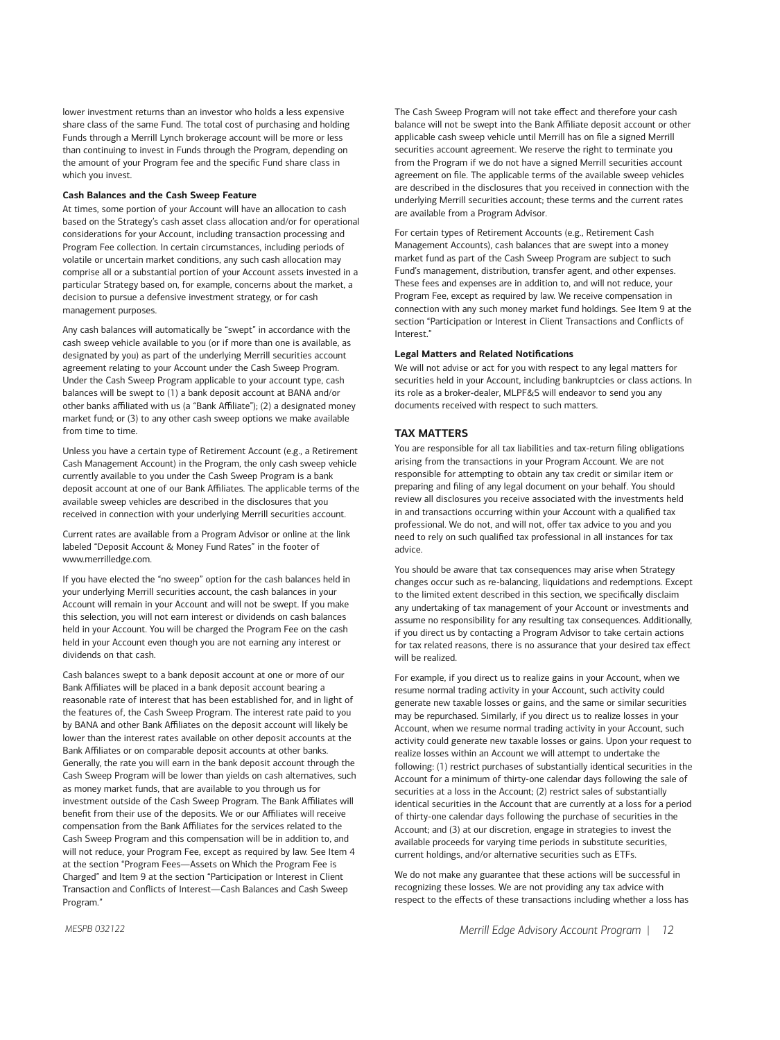lower investment returns than an investor who holds a less expensive share class of the same Fund. The total cost of purchasing and holding Funds through a Merrill Lynch brokerage account will be more or less than continuing to invest in Funds through the Program, depending on the amount of your Program fee and the specific Fund share class in which you invest.

**Cash Balances and the Cash Sweep Feature**

At times, some portion of your Account will have an allocation to cash based on the Strategy's cash asset class allocation and/or for operational considerations for your Account, including transaction processing and Program Fee collection. In certain circumstances, including periods of volatile or uncertain market conditions, any such cash allocation may comprise all or a substantial portion of your Account assets invested in a particular Strategy based on, for example, concerns about the market, a decision to pursue a defensive investment strategy, or for cash management purposes.

Any cash balances will automatically be "swept" in accordance with the cash sweep vehicle available to you (or if more than one is available, as designated by you) as part of the underlying Merrill securities account agreement relating to your Account under the Cash Sweep Program. Under the Cash Sweep Program applicable to your account type, cash balances will be swept to (1) a bank deposit account at BANA and/or other banks affiliated with us (a "Bank Affiliate"); (2) a designated money market fund; or (3) to any other cash sweep options we make available from time to time.

Unless you have a certain type of Retirement Account (e.g., a Retirement Cash Management Account) in the Program, the only cash sweep vehicle currently available to you under the Cash Sweep Program is a bank deposit account at one of our Bank Affiliates. The applicable terms of the available sweep vehicles are described in the disclosures that you received in connection with your underlying Merrill securities account.

Current rates are available from a Program Advisor or online at the link labeled "Deposit Account & Money Fund Rates" in the footer of www.merrilledge.com.

If you have elected the "no sweep" option for the cash balances held in your underlying Merrill securities account, the cash balances in your Account will remain in your Account and will not be swept. If you make this selection, you will not earn interest or dividends on cash balances held in your Account. You will be charged the Program Fee on the cash held in your Account even though you are not earning any interest or dividends on that cash.

Cash balances swept to a bank deposit account at one or more of our Bank Affiliates will be placed in a bank deposit account bearing a reasonable rate of interest that has been established for, and in light of the features of, the Cash Sweep Program. The interest rate paid to you by BANA and other Bank Affiliates on the deposit account will likely be lower than the interest rates available on other deposit accounts at the Bank Affiliates or on comparable deposit accounts at other banks. Generally, the rate you will earn in the bank deposit account through the Cash Sweep Program will be lower than yields on cash alternatives, such as money market funds, that are available to you through us for investment outside of the Cash Sweep Program. The Bank Affiliates will benefit from their use of the deposits. We or our Affiliates will receive compensation from the Bank Affiliates for the services related to the Cash Sweep Program and this compensation will be in addition to, and will not reduce, your Program Fee, except as required by law. See Item 4 at the section "Program Fees—Assets on Which the Program Fee is Charged" and Item 9 at the section "Participation or Interest in Client Transaction and Conflicts of Interest—Cash Balances and Cash Sweep Program."

The Cash Sweep Program will not take effect and therefore your cash balance will not be swept into the Bank Affiliate deposit account or other applicable cash sweep vehicle until Merrill has on file a signed Merrill securities account agreement. We reserve the right to terminate you from the Program if we do not have a signed Merrill securities account agreement on file. The applicable terms of the available sweep vehicles are described in the disclosures that you received in connection with the underlying Merrill securities account; these terms and the current rates are available from a Program Advisor.

For certain types of Retirement Accounts (e.g., Retirement Cash Management Accounts), cash balances that are swept into a money market fund as part of the Cash Sweep Program are subject to such Fund's management, distribution, transfer agent, and other expenses. These fees and expenses are in addition to, and will not reduce, your Program Fee, except as required by law. We receive compensation in connection with any such money market fund holdings. See Item 9 at the section "Participation or Interest in Client Transactions and Conflicts of Interest."

**Legal Matters and Related Notifications**

We will not advise or act for you with respect to any legal matters for securities held in your Account, including bankruptcies or class actions. In its role as a broker-dealer, MLPF&S will endeavor to send you any documents received with respect to such matters.

## TAX MATTERS

You are responsible for all tax liabilities and tax-return filing obligations arising from the transactions in your Program Account. We are not responsible for attempting to obtain any tax credit or similar item or preparing and filing of any legal document on your behalf. You should review all disclosures you receive associated with the investments held in and transactions occurring within your Account with a qualified tax professional. We do not, and will not, offer tax advice to you and you need to rely on such qualified tax professional in all instances for tax advice.

You should be aware that tax consequences may arise when Strategy changes occur such as re-balancing, liquidations and redemptions. Except to the limited extent described in this section, we specifically disclaim any undertaking of tax management of your Account or investments and assume no responsibility for any resulting tax consequences. Additionally, if you direct us by contacting a Program Advisor to take certain actions for tax related reasons, there is no assurance that your desired tax effect will be realized.

For example, if you direct us to realize gains in your Account, when we resume normal trading activity in your Account, such activity could generate new taxable losses or gains, and the same or similar securities may be repurchased. Similarly, if you direct us to realize losses in your Account, when we resume normal trading activity in your Account, such activity could generate new taxable losses or gains. Upon your request to realize losses within an Account we will attempt to undertake the following: (1) restrict purchases of substantially identical securities in the Account for a minimum of thirty-one calendar days following the sale of securities at a loss in the Account; (2) restrict sales of substantially identical securities in the Account that are currently at a loss for a period of thirty-one calendar days following the purchase of securities in the Account; and (3) at our discretion, engage in strategies to invest the available proceeds for varying time periods in substitute securities, current holdings, and/or alternative securities such as ETFs.

We do not make any guarantee that these actions will be successful in recognizing these losses. We are not providing any tax advice with respect to the effects of these transactions including whether a loss has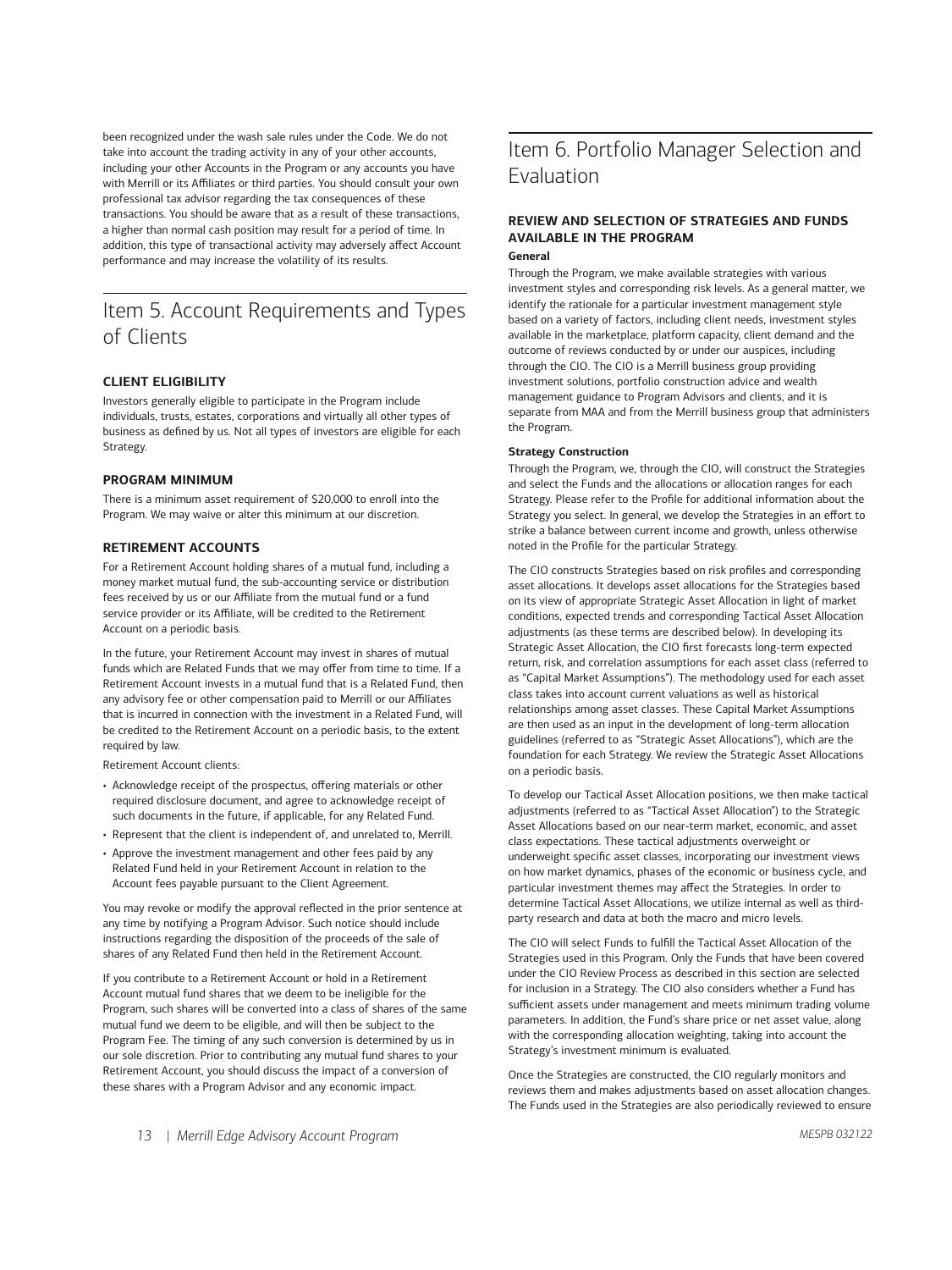been recognized under the wash sale rules under the Code. We do not take into account the trading activity in any of your other accounts, including your other Accounts in the Program or any accounts you have with Merrill or its Affiliates or third parties. You should consult your own professional tax advisor regarding the tax consequences of these transactions. You should be aware that as a result of these transactions, a higher than normal cash position may result for a period of time. In addition, this type of transactional activity may adversely affect Account performance and may increase the volatility of its results.

# Item 5. Account Requirements and Types of Clients

### CLIENT ELIGIBILITY

Investors generally eligible to participate in the Program include individuals, trusts, estates, corporations and virtually all other types of business as defined by us. Not all types of investors are eligible for each Strategy.

### PROGRAM MINIMUM

There is a minimum asset requirement of $20,000 to enroll into the Program. We may waive or alter this minimum at our discretion.

### RETIREMENT ACCOUNTS

For a Retirement Account holding shares of a mutual fund, including a money market mutual fund, the sub-accounting service or distribution fees received by us or our Affiliate from the mutual fund or a fund service provider or its Affiliate, will be credited to the Retirement Account on a periodic basis.

In the future, your Retirement Account may invest in shares of mutual funds which are Related Funds that we may offer from time to time. If a Retirement Account invests in a mutual fund that is a Related Fund, then any advisory fee or other compensation paid to Merrill or our Affiliates that is incurred in connection with the investment in a Related Fund, will be credited to the Retirement Account on a periodic basis, to the extent required by law.

Retirement Account clients:

- Acknowledge receipt of the prospectus, offering materials or other required disclosure document, and agree to acknowledge receipt of such documents in the future, if applicable, for any Related Fund.
- Represent that the client is independent of, and unrelated to, Merrill.
- Approve the investment management and other fees paid by any Related Fund held in your Retirement Account in relation to the Account fees payable pursuant to the Client Agreement.

You may revoke or modify the approval reflected in the prior sentence at any time by notifying a Program Advisor. Such notice should include instructions regarding the disposition of the proceeds of the sale of shares of any Related Fund then held in the Retirement Account.

If you contribute to a Retirement Account or hold in a Retirement Account mutual fund shares that we deem to be ineligible for the Program, such shares will be converted into a class of shares of the same mutual fund we deem to be eligible, and will then be subject to the Program Fee. The timing of any such conversion is determined by us in our sole discretion. Prior to contributing any mutual fund shares to your Retirement Account, you should discuss the impact of a conversion of these shares with a Program Advisor and any economic impact.

# Item 6. Portfolio Manager Selection and Evaluation

### REVIEW AND SELECTION OF STRATEGIES AND FUNDS AVAILABLE IN THE PROGRAM

#### General

Through the Program, we make available strategies with various investment styles and corresponding risk levels. As a general matter, we identify the rationale for a particular investment management style based on a variety of factors, including client needs, investment styles available in the marketplace, platform capacity, client demand and the outcome of reviews conducted by or under our auspices, including through the CIO. The CIO is a Merrill business group providing investment solutions, portfolio construction advice and wealth management guidance to Program Advisors and clients, and it is separate from MAA and from the Merrill business group that administers the Program.

#### Strategy Construction

Through the Program, we, through the CIO, will construct the Strategies and select the Funds and the allocations or allocation ranges for each Strategy. Please refer to the Profile for additional information about the Strategy you select. In general, we develop the Strategies in an effort to strike a balance between current income and growth, unless otherwise noted in the Profile for the particular Strategy.

The CIO constructs Strategies based on risk profiles and corresponding asset allocations. It develops asset allocations for the Strategies based on its view of appropriate Strategic Asset Allocation in light of market conditions, expected trends and corresponding Tactical Asset Allocation adjustments (as these terms are described below). In developing its Strategic Asset Allocation, the CIO first forecasts long-term expected return, risk, and correlation assumptions for each asset class (referred to as "Capital Market Assumptions"). The methodology used for each asset class takes into account current valuations as well as historical relationships among asset classes. These Capital Market Assumptions are then used as an input in the development of long-term allocation guidelines (referred to as "Strategic Asset Allocations"), which are the foundation for each Strategy. We review the Strategic Asset Allocations on a periodic basis.

To develop our Tactical Asset Allocation positions, we then make tactical adjustments (referred to as "Tactical Asset Allocation") to the Strategic Asset Allocations based on our near-term market, economic, and asset class expectations. These tactical adjustments overweight or underweight specific asset classes, incorporating our investment views on how market dynamics, phases of the economic or business cycle, and particular investment themes may affect the Strategies. In order to determine Tactical Asset Allocations, we utilize internal as well as third-party research and data at both the macro and micro levels.

The CIO will select Funds to fulfill the Tactical Asset Allocation of the Strategies used in this Program. Only the Funds that have been covered under the CIO Review Process as described in this section are selected for inclusion in a Strategy. The CIO also considers whether a Fund has sufficient assets under management and meets minimum trading volume parameters. In addition, the Fund's share price or net asset value, along with the corresponding allocation weighting, taking into account the Strategy's investment minimum is evaluated.

Once the Strategies are constructed, the CIO regularly monitors and reviews them and makes adjustments based on asset allocation changes. The Funds used in the Strategies are also periodically reviewed to ensure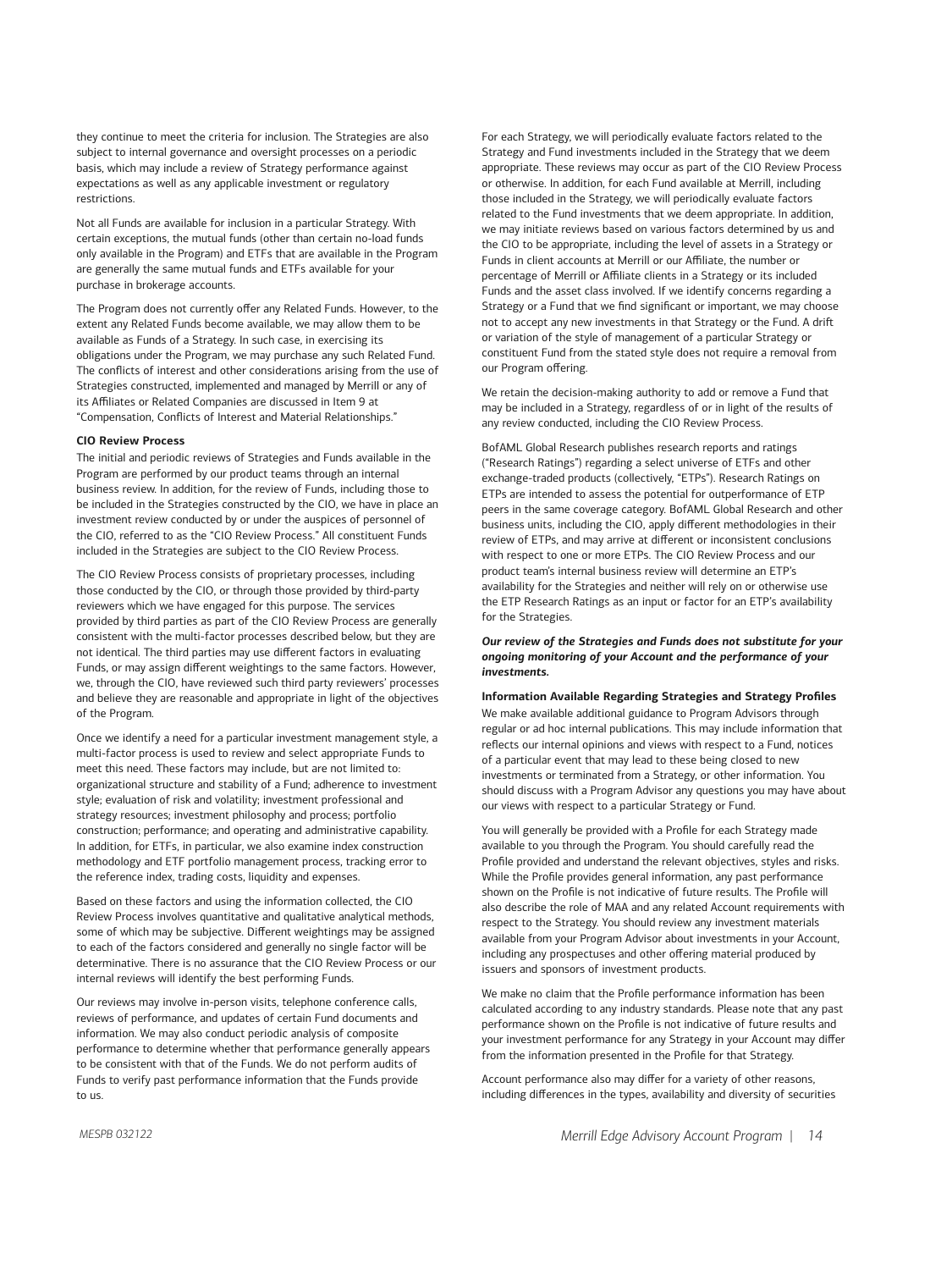they continue to meet the criteria for inclusion. The Strategies are also subject to internal governance and oversight processes on a periodic basis, which may include a review of Strategy performance against expectations as well as any applicable investment or regulatory restrictions.

Not all Funds are available for inclusion in a particular Strategy. With certain exceptions, the mutual funds (other than certain no-load funds only available in the Program) and ETFs that are available in the Program are generally the same mutual funds and ETFs available for your purchase in brokerage accounts.

The Program does not currently offer any Related Funds. However, to the extent any Related Funds become available, we may allow them to be available as Funds of a Strategy. In such case, in exercising its obligations under the Program, we may purchase any such Related Fund. The conflicts of interest and other considerations arising from the use of Strategies constructed, implemented and managed by Merrill or any of its Affiliates or Related Companies are discussed in Item 9 at "Compensation, Conflicts of Interest and Material Relationships."

**CIO Review Process**

The initial and periodic reviews of Strategies and Funds available in the Program are performed by our product teams through an internal business review. In addition, for the review of Funds, including those to be included in the Strategies constructed by the CIO, we have in place an investment review conducted by or under the auspices of personnel of the CIO, referred to as the "CIO Review Process." All constituent Funds included in the Strategies are subject to the CIO Review Process.

The CIO Review Process consists of proprietary processes, including those conducted by the CIO, or through those provided by third-party reviewers which we have engaged for this purpose. The services provided by third parties as part of the CIO Review Process are generally consistent with the multi-factor processes described below, but they are not identical. The third parties may use different factors in evaluating Funds, or may assign different weightings to the same factors. However, we, through the CIO, have reviewed such third party reviewers' processes and believe they are reasonable and appropriate in light of the objectives of the Program.

Once we identify a need for a particular investment management style, a multi-factor process is used to review and select appropriate Funds to meet this need. These factors may include, but are not limited to: organizational structure and stability of a Fund; adherence to investment style; evaluation of risk and volatility; investment professional and strategy resources; investment philosophy and process; portfolio construction; performance; and operating and administrative capability. In addition, for ETFs, in particular, we also examine index construction methodology and ETF portfolio management process, tracking error to the reference index, trading costs, liquidity and expenses.

Based on these factors and using the information collected, the CIO Review Process involves quantitative and qualitative analytical methods, some of which may be subjective. Different weightings may be assigned to each of the factors considered and generally no single factor will be determinative. There is no assurance that the CIO Review Process or our internal reviews will identify the best performing Funds.

Our reviews may involve in-person visits, telephone conference calls, reviews of performance, and updates of certain Fund documents and information. We may also conduct periodic analysis of composite performance to determine whether that performance generally appears to be consistent with that of the Funds. We do not perform audits of Funds to verify past performance information that the Funds provide to us.

For each Strategy, we will periodically evaluate factors related to the Strategy and Fund investments included in the Strategy that we deem appropriate. These reviews may occur as part of the CIO Review Process or otherwise. In addition, for each Fund available at Merrill, including those included in the Strategy, we will periodically evaluate factors related to the Fund investments that we deem appropriate. In addition, we may initiate reviews based on various factors determined by us and the CIO to be appropriate, including the level of assets in a Strategy or Funds in client accounts at Merrill or our Affiliate, the number or percentage of Merrill or Affiliate clients in a Strategy or its included Funds and the asset class involved. If we identify concerns regarding a Strategy or a Fund that we find significant or important, we may choose not to accept any new investments in that Strategy or the Fund. A drift or variation of the style of management of a particular Strategy or constituent Fund from the stated style does not require a removal from our Program offering.

We retain the decision-making authority to add or remove a Fund that may be included in a Strategy, regardless of or in light of the results of any review conducted, including the CIO Review Process.

BofAML Global Research publishes research reports and ratings ("Research Ratings") regarding a select universe of ETFs and other exchange-traded products (collectively, "ETPs"). Research Ratings on ETPs are intended to assess the potential for outperformance of ETP peers in the same coverage category. BofAML Global Research and other business units, including the CIO, apply different methodologies in their review of ETPs, and may arrive at different or inconsistent conclusions with respect to one or more ETPs. The CIO Review Process and our product team's internal business review will determine an ETP's availability for the Strategies and neither will rely on or otherwise use the ETP Research Ratings as an input or factor for an ETP's availability for the Strategies.

***Our review of the Strategies and Funds does not substitute for your ongoing monitoring of your Account and the performance of your investments.***

**Information Available Regarding Strategies and Strategy Profiles**

We make available additional guidance to Program Advisors through regular or ad hoc internal publications. This may include information that reflects our internal opinions and views with respect to a Fund, notices of a particular event that may lead to these being closed to new investments or terminated from a Strategy, or other information. You should discuss with a Program Advisor any questions you may have about our views with respect to a particular Strategy or Fund.

You will generally be provided with a Profile for each Strategy made available to you through the Program. You should carefully read the Profile provided and understand the relevant objectives, styles and risks. While the Profile provides general information, any past performance shown on the Profile is not indicative of future results. The Profile will also describe the role of MAA and any related Account requirements with respect to the Strategy. You should review any investment materials available from your Program Advisor about investments in your Account, including any prospectuses and other offering material produced by issuers and sponsors of investment products.

We make no claim that the Profile performance information has been calculated according to any industry standards. Please note that any past performance shown on the Profile is not indicative of future results and your investment performance for any Strategy in your Account may differ from the information presented in the Profile for that Strategy.

Account performance also may differ for a variety of other reasons, including differences in the types, availability and diversity of securities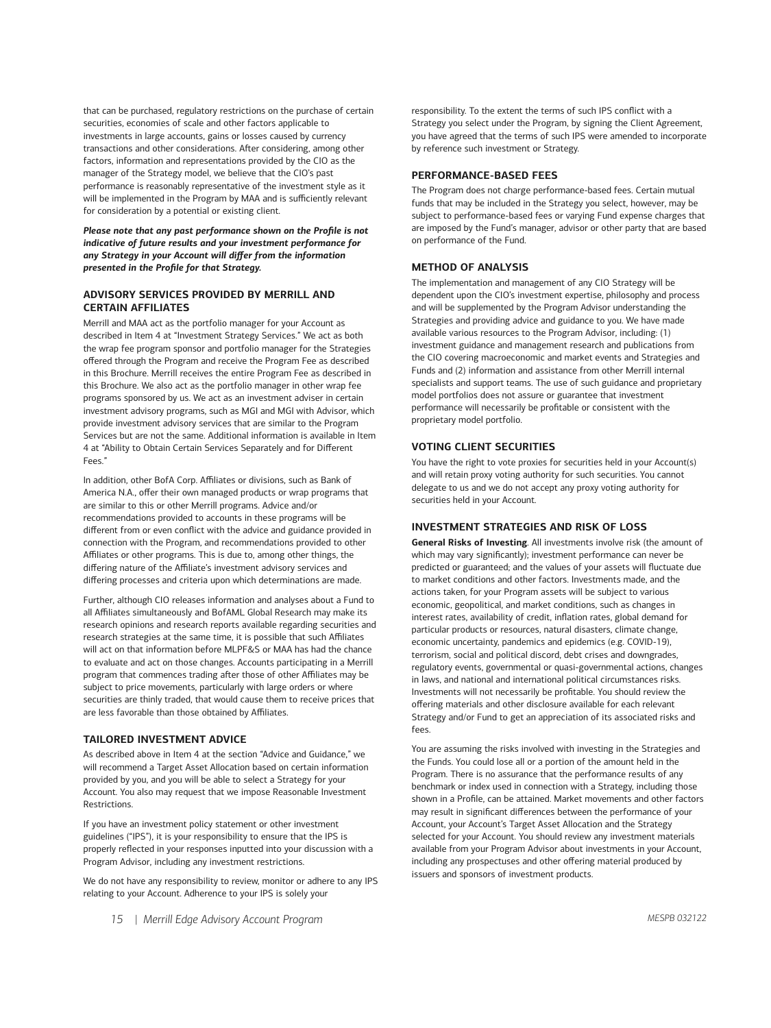that can be purchased, regulatory restrictions on the purchase of certain securities, economies of scale and other factors applicable to investments in large accounts, gains or losses caused by currency transactions and other considerations. After considering, among other factors, information and representations provided by the CIO as the manager of the Strategy model, we believe that the CIO's past performance is reasonably representative of the investment style as it will be implemented in the Program by MAA and is sufficiently relevant for consideration by a potential or existing client.

***Please note that any past performance shown on the Profile is not indicative of future results and your investment performance for any Strategy in your Account will differ from the information presented in the Profile for that Strategy.***

## ADVISORY SERVICES PROVIDED BY MERRILL AND CERTAIN AFFILIATES

Merrill and MAA act as the portfolio manager for your Account as described in Item 4 at "Investment Strategy Services." We act as both the wrap fee program sponsor and portfolio manager for the Strategies offered through the Program and receive the Program Fee as described in this Brochure. Merrill receives the entire Program Fee as described in this Brochure. We also act as the portfolio manager in other wrap fee programs sponsored by us. We act as an investment adviser in certain investment advisory programs, such as MGI and MGI with Advisor, which provide investment advisory services that are similar to the Program Services but are not the same. Additional information is available in Item 4 at "Ability to Obtain Certain Services Separately and for Different Fees."

In addition, other BofA Corp. Affiliates or divisions, such as Bank of America N.A., offer their own managed products or wrap programs that are similar to this or other Merrill programs. Advice and/or recommendations provided to accounts in these programs will be different from or even conflict with the advice and guidance provided in connection with the Program, and recommendations provided to other Affiliates or other programs. This is due to, among other things, the differing nature of the Affiliate's investment advisory services and differing processes and criteria upon which determinations are made.

Further, although CIO releases information and analyses about a Fund to all Affiliates simultaneously and BofAML Global Research may make its research opinions and research reports available regarding securities and research strategies at the same time, it is possible that such Affiliates will act on that information before MLPF&S or MAA has had the chance to evaluate and act on those changes. Accounts participating in a Merrill program that commences trading after those of other Affiliates may be subject to price movements, particularly with large orders or where securities are thinly traded, that would cause them to receive prices that are less favorable than those obtained by Affiliates.

## TAILORED INVESTMENT ADVICE

As described above in Item 4 at the section "Advice and Guidance," we will recommend a Target Asset Allocation based on certain information provided by you, and you will be able to select a Strategy for your Account. You also may request that we impose Reasonable Investment Restrictions.

If you have an investment policy statement or other investment guidelines ("IPS"), it is your responsibility to ensure that the IPS is properly reflected in your responses inputted into your discussion with a Program Advisor, including any investment restrictions.

We do not have any responsibility to review, monitor or adhere to any IPS relating to your Account. Adherence to your IPS is solely your responsibility. To the extent the terms of such IPS conflict with a Strategy you select under the Program, by signing the Client Agreement, you have agreed that the terms of such IPS were amended to incorporate by reference such investment or Strategy.

## PERFORMANCE-BASED FEES

The Program does not charge performance-based fees. Certain mutual funds that may be included in the Strategy you select, however, may be subject to performance-based fees or varying Fund expense charges that are imposed by the Fund's manager, advisor or other party that are based on performance of the Fund.

## METHOD OF ANALYSIS

The implementation and management of any CIO Strategy will be dependent upon the CIO's investment expertise, philosophy and process and will be supplemented by the Program Advisor understanding the Strategies and providing advice and guidance to you. We have made available various resources to the Program Advisor, including: (1) investment guidance and management research and publications from the CIO covering macroeconomic and market events and Strategies and Funds and (2) information and assistance from other Merrill internal specialists and support teams. The use of such guidance and proprietary model portfolios does not assure or guarantee that investment performance will necessarily be profitable or consistent with the proprietary model portfolio.

## VOTING CLIENT SECURITIES

You have the right to vote proxies for securities held in your Account(s) and will retain proxy voting authority for such securities. You cannot delegate to us and we do not accept any proxy voting authority for securities held in your Account.

## INVESTMENT STRATEGIES AND RISK OF LOSS

**General Risks of Investing**. All investments involve risk (the amount of which may vary significantly); investment performance can never be predicted or guaranteed; and the values of your assets will fluctuate due to market conditions and other factors. Investments made, and the actions taken, for your Program assets will be subject to various economic, geopolitical, and market conditions, such as changes in interest rates, availability of credit, inflation rates, global demand for particular products or resources, natural disasters, climate change, economic uncertainty, pandemics and epidemics (e.g. COVID-19), terrorism, social and political discord, debt crises and downgrades, regulatory events, governmental or quasi-governmental actions, changes in laws, and national and international political circumstances risks. Investments will not necessarily be profitable. You should review the offering materials and other disclosure available for each relevant Strategy and/or Fund to get an appreciation of its associated risks and fees.

You are assuming the risks involved with investing in the Strategies and the Funds. You could lose all or a portion of the amount held in the Program. There is no assurance that the performance results of any benchmark or index used in connection with a Strategy, including those shown in a Profile, can be attained. Market movements and other factors may result in significant differences between the performance of your Account, your Account's Target Asset Allocation and the Strategy selected for your Account. You should review any investment materials available from your Program Advisor about investments in your Account, including any prospectuses and other offering material produced by issuers and sponsors of investment products.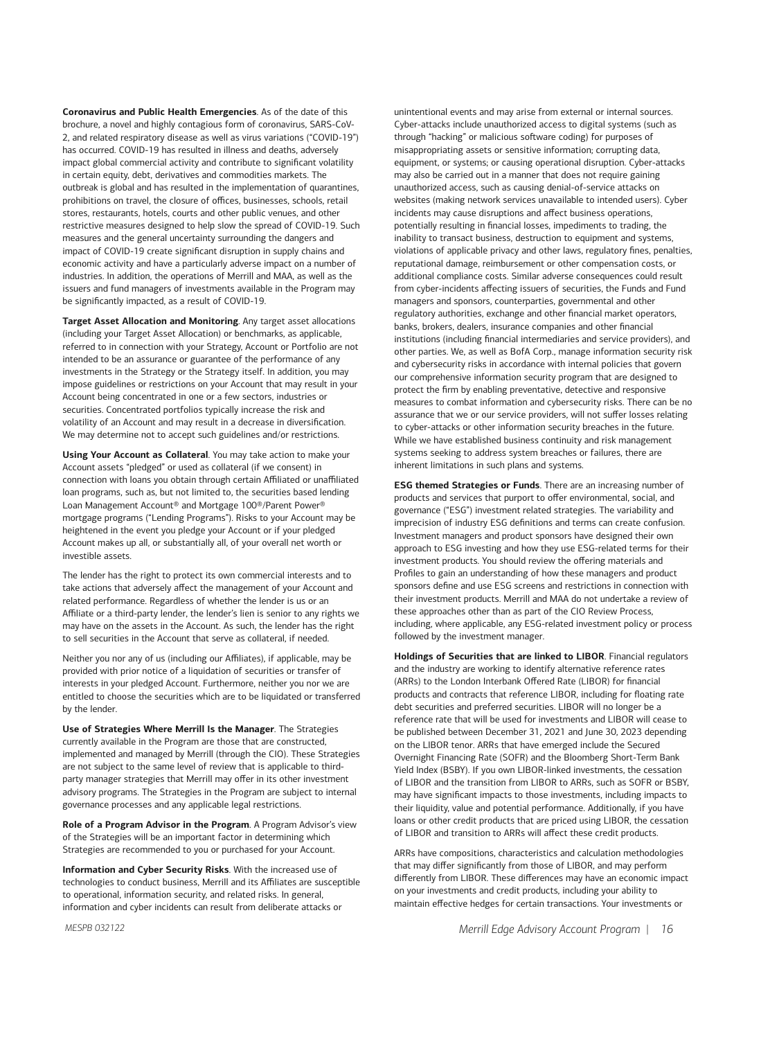**Coronavirus and Public Health Emergencies**. As of the date of this brochure, a novel and highly contagious form of coronavirus, SARS-CoV-2, and related respiratory disease as well as virus variations ("COVID-19") has occurred. COVID-19 has resulted in illness and deaths, adversely impact global commercial activity and contribute to significant volatility in certain equity, debt, derivatives and commodities markets. The outbreak is global and has resulted in the implementation of quarantines, prohibitions on travel, the closure of offices, businesses, schools, retail stores, restaurants, hotels, courts and other public venues, and other restrictive measures designed to help slow the spread of COVID-19. Such measures and the general uncertainty surrounding the dangers and impact of COVID-19 create significant disruption in supply chains and economic activity and have a particularly adverse impact on a number of industries. In addition, the operations of Merrill and MAA, as well as the issuers and fund managers of investments available in the Program may be significantly impacted, as a result of COVID-19.

**Target Asset Allocation and Monitoring**. Any target asset allocations (including your Target Asset Allocation) or benchmarks, as applicable, referred to in connection with your Strategy, Account or Portfolio are not intended to be an assurance or guarantee of the performance of any investments in the Strategy or the Strategy itself. In addition, you may impose guidelines or restrictions on your Account that may result in your Account being concentrated in one or a few sectors, industries or securities. Concentrated portfolios typically increase the risk and volatility of an Account and may result in a decrease in diversification. We may determine not to accept such guidelines and/or restrictions.

**Using Your Account as Collateral**. You may take action to make your Account assets "pledged" or used as collateral (if we consent) in connection with loans you obtain through certain Affiliated or unaffiliated loan programs, such as, but not limited to, the securities based lending Loan Management Account® and Mortgage 100®/Parent Power® mortgage programs ("Lending Programs"). Risks to your Account may be heightened in the event you pledge your Account or if your pledged Account makes up all, or substantially all, of your overall net worth or investible assets.

The lender has the right to protect its own commercial interests and to take actions that adversely affect the management of your Account and related performance. Regardless of whether the lender is us or an Affiliate or a third-party lender, the lender's lien is senior to any rights we may have on the assets in the Account. As such, the lender has the right to sell securities in the Account that serve as collateral, if needed.

Neither you nor any of us (including our Affiliates), if applicable, may be provided with prior notice of a liquidation of securities or transfer of interests in your pledged Account. Furthermore, neither you nor we are entitled to choose the securities which are to be liquidated or transferred by the lender.

**Use of Strategies Where Merrill Is the Manager**. The Strategies currently available in the Program are those that are constructed, implemented and managed by Merrill (through the CIO). These Strategies are not subject to the same level of review that is applicable to third-party manager strategies that Merrill may offer in its other investment advisory programs. The Strategies in the Program are subject to internal governance processes and any applicable legal restrictions.

**Role of a Program Advisor in the Program**. A Program Advisor's view of the Strategies will be an important factor in determining which Strategies are recommended to you or purchased for your Account.

**Information and Cyber Security Risks**. With the increased use of technologies to conduct business, Merrill and its Affiliates are susceptible to operational, information security, and related risks. In general, information and cyber incidents can result from deliberate attacks or unintentional events and may arise from external or internal sources. Cyber-attacks include unauthorized access to digital systems (such as through "hacking" or malicious software coding) for purposes of misappropriating assets or sensitive information; corrupting data, equipment, or systems; or causing operational disruption. Cyber-attacks may also be carried out in a manner that does not require gaining unauthorized access, such as causing denial-of-service attacks on websites (making network services unavailable to intended users). Cyber incidents may cause disruptions and affect business operations, potentially resulting in financial losses, impediments to trading, the inability to transact business, destruction to equipment and systems, violations of applicable privacy and other laws, regulatory fines, penalties, reputational damage, reimbursement or other compensation costs, or additional compliance costs. Similar adverse consequences could result from cyber-incidents affecting issuers of securities, the Funds and Fund managers and sponsors, counterparties, governmental and other regulatory authorities, exchange and other financial market operators, banks, brokers, dealers, insurance companies and other financial institutions (including financial intermediaries and service providers), and other parties. We, as well as BofA Corp., manage information security risk and cybersecurity risks in accordance with internal policies that govern our comprehensive information security program that are designed to protect the firm by enabling preventative, detective and responsive measures to combat information and cybersecurity risks. There can be no assurance that we or our service providers, will not suffer losses relating to cyber-attacks or other information security breaches in the future. While we have established business continuity and risk management systems seeking to address system breaches or failures, there are inherent limitations in such plans and systems.

**ESG themed Strategies or Funds**. There are an increasing number of products and services that purport to offer environmental, social, and governance ("ESG") investment related strategies. The variability and imprecision of industry ESG definitions and terms can create confusion. Investment managers and product sponsors have designed their own approach to ESG investing and how they use ESG-related terms for their investment products. You should review the offering materials and Profiles to gain an understanding of how these managers and product sponsors define and use ESG screens and restrictions in connection with their investment products. Merrill and MAA do not undertake a review of these approaches other than as part of the CIO Review Process, including, where applicable, any ESG-related investment policy or process followed by the investment manager.

**Holdings of Securities that are linked to LIBOR**. Financial regulators and the industry are working to identify alternative reference rates (ARRs) to the London Interbank Offered Rate (LIBOR) for financial products and contracts that reference LIBOR, including for floating rate debt securities and preferred securities. LIBOR will no longer be a reference rate that will be used for investments and LIBOR will cease to be published between December 31, 2021 and June 30, 2023 depending on the LIBOR tenor. ARRs that have emerged include the Secured Overnight Financing Rate (SOFR) and the Bloomberg Short-Term Bank Yield Index (BSBY). If you own LIBOR-linked investments, the cessation of LIBOR and the transition from LIBOR to ARRs, such as SOFR or BSBY, may have significant impacts to those investments, including impacts to their liquidity, value and potential performance. Additionally, if you have loans or other credit products that are priced using LIBOR, the cessation of LIBOR and transition to ARRs will affect these credit products.

ARRs have compositions, characteristics and calculation methodologies that may differ significantly from those of LIBOR, and may perform differently from LIBOR. These differences may have an economic impact on your investments and credit products, including your ability to maintain effective hedges for certain transactions. Your investments or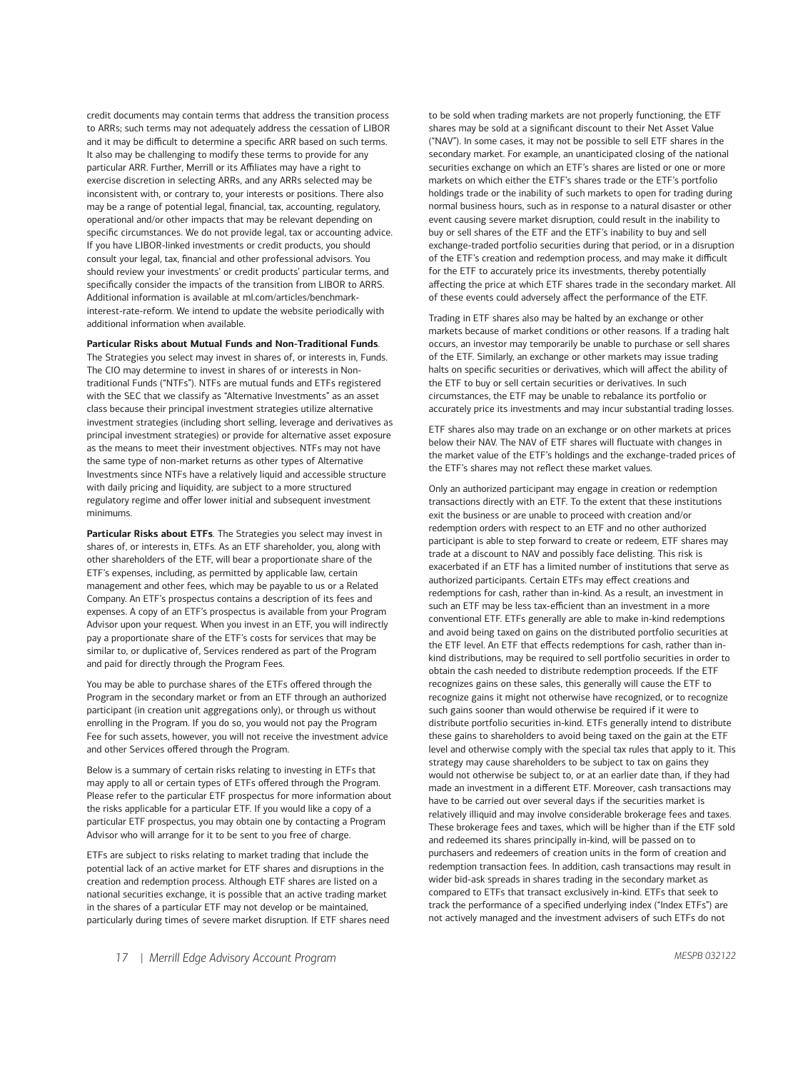credit documents may contain terms that address the transition process to ARRs; such terms may not adequately address the cessation of LIBOR and it may be difficult to determine a specific ARR based on such terms. It also may be challenging to modify these terms to provide for any particular ARR. Further, Merrill or its Affiliates may have a right to exercise discretion in selecting ARRs, and any ARRs selected may be inconsistent with, or contrary to, your interests or positions. There also may be a range of potential legal, financial, tax, accounting, regulatory, operational and/or other impacts that may be relevant depending on specific circumstances. We do not provide legal, tax or accounting advice. If you have LIBOR-linked investments or credit products, you should consult your legal, tax, financial and other professional advisors. You should review your investments' or credit products' particular terms, and specifically consider the impacts of the transition from LIBOR to ARRS. Additional information is available at ml.com/articles/benchmark-interest-rate-reform. We intend to update the website periodically with additional information when available.

**Particular Risks about Mutual Funds and Non-Traditional Funds**. The Strategies you select may invest in shares of, or interests in, Funds. The CIO may determine to invest in shares of or interests in Non-traditional Funds ("NTFs"). NTFs are mutual funds and ETFs registered with the SEC that we classify as "Alternative Investments" as an asset class because their principal investment strategies utilize alternative investment strategies (including short selling, leverage and derivatives as principal investment strategies) or provide for alternative asset exposure as the means to meet their investment objectives. NTFs may not have the same type of non-market returns as other types of Alternative Investments since NTFs have a relatively liquid and accessible structure with daily pricing and liquidity, are subject to a more structured regulatory regime and offer lower initial and subsequent investment minimums.

**Particular Risks about ETFs**. The Strategies you select may invest in shares of, or interests in, ETFs. As an ETF shareholder, you, along with other shareholders of the ETF, will bear a proportionate share of the ETF's expenses, including, as permitted by applicable law, certain management and other fees, which may be payable to us or a Related Company. An ETF's prospectus contains a description of its fees and expenses. A copy of an ETF's prospectus is available from your Program Advisor upon your request. When you invest in an ETF, you will indirectly pay a proportionate share of the ETF's costs for services that may be similar to, or duplicative of, Services rendered as part of the Program and paid for directly through the Program Fees.

You may be able to purchase shares of the ETFs offered through the Program in the secondary market or from an ETF through an authorized participant (in creation unit aggregations only), or through us without enrolling in the Program. If you do so, you would not pay the Program Fee for such assets, however, you will not receive the investment advice and other Services offered through the Program.

Below is a summary of certain risks relating to investing in ETFs that may apply to all or certain types of ETFs offered through the Program. Please refer to the particular ETF prospectus for more information about the risks applicable for a particular ETF. If you would like a copy of a particular ETF prospectus, you may obtain one by contacting a Program Advisor who will arrange for it to be sent to you free of charge.

ETFs are subject to risks relating to market trading that include the potential lack of an active market for ETF shares and disruptions in the creation and redemption process. Although ETF shares are listed on a national securities exchange, it is possible that an active trading market in the shares of a particular ETF may not develop or be maintained, particularly during times of severe market disruption. If ETF shares need to be sold when trading markets are not properly functioning, the ETF shares may be sold at a significant discount to their Net Asset Value ("NAV"). In some cases, it may not be possible to sell ETF shares in the secondary market. For example, an unanticipated closing of the national securities exchange on which an ETF's shares are listed or one or more markets on which either the ETF's shares trade or the ETF's portfolio holdings trade or the inability of such markets to open for trading during normal business hours, such as in response to a natural disaster or other event causing severe market disruption, could result in the inability to buy or sell shares of the ETF and the ETF's inability to buy and sell exchange-traded portfolio securities during that period, or in a disruption of the ETF's creation and redemption process, and may make it difficult for the ETF to accurately price its investments, thereby potentially affecting the price at which ETF shares trade in the secondary market. All of these events could adversely affect the performance of the ETF.

Trading in ETF shares also may be halted by an exchange or other markets because of market conditions or other reasons. If a trading halt occurs, an investor may temporarily be unable to purchase or sell shares of the ETF. Similarly, an exchange or other markets may issue trading halts on specific securities or derivatives, which will affect the ability of the ETF to buy or sell certain securities or derivatives. In such circumstances, the ETF may be unable to rebalance its portfolio or accurately price its investments and may incur substantial trading losses.

ETF shares also may trade on an exchange or on other markets at prices below their NAV. The NAV of ETF shares will fluctuate with changes in the market value of the ETF's holdings and the exchange-traded prices of the ETF's shares may not reflect these market values.

Only an authorized participant may engage in creation or redemption transactions directly with an ETF. To the extent that these institutions exit the business or are unable to proceed with creation and/or redemption orders with respect to an ETF and no other authorized participant is able to step forward to create or redeem, ETF shares may trade at a discount to NAV and possibly face delisting. This risk is exacerbated if an ETF has a limited number of institutions that serve as authorized participants. Certain ETFs may effect creations and redemptions for cash, rather than in-kind. As a result, an investment in such an ETF may be less tax-efficient than an investment in a more conventional ETF. ETFs generally are able to make in-kind redemptions and avoid being taxed on gains on the distributed portfolio securities at the ETF level. An ETF that effects redemptions for cash, rather than in-kind distributions, may be required to sell portfolio securities in order to obtain the cash needed to distribute redemption proceeds. If the ETF recognizes gains on these sales, this generally will cause the ETF to recognize gains it might not otherwise have recognized, or to recognize such gains sooner than would otherwise be required if it were to distribute portfolio securities in-kind. ETFs generally intend to distribute these gains to shareholders to avoid being taxed on the gain at the ETF level and otherwise comply with the special tax rules that apply to it. This strategy may cause shareholders to be subject to tax on gains they would not otherwise be subject to, or at an earlier date than, if they had made an investment in a different ETF. Moreover, cash transactions may have to be carried out over several days if the securities market is relatively illiquid and may involve considerable brokerage fees and taxes. These brokerage fees and taxes, which will be higher than if the ETF sold and redeemed its shares principally in-kind, will be passed on to purchasers and redeemers of creation units in the form of creation and redemption transaction fees. In addition, cash transactions may result in wider bid-ask spreads in shares trading in the secondary market as compared to ETFs that transact exclusively in-kind. ETFs that seek to track the performance of a specified underlying index ("Index ETFs") are not actively managed and the investment advisers of such ETFs do not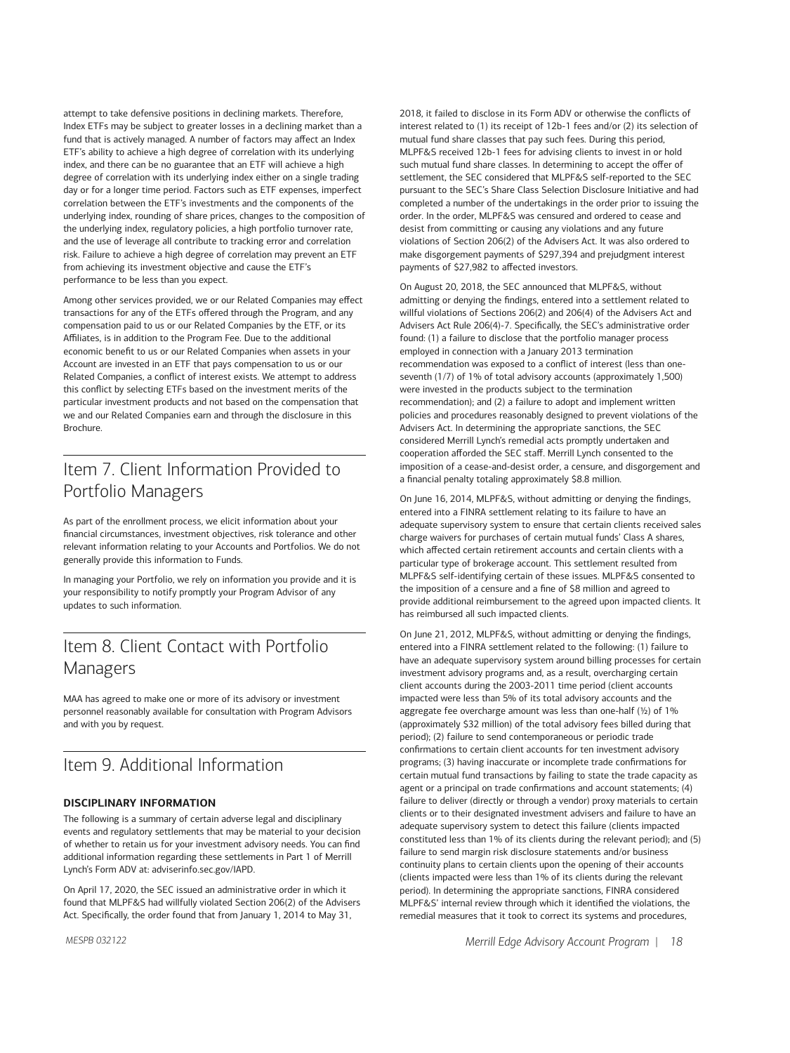attempt to take defensive positions in declining markets. Therefore, Index ETFs may be subject to greater losses in a declining market than a fund that is actively managed. A number of factors may affect an Index ETF's ability to achieve a high degree of correlation with its underlying index, and there can be no guarantee that an ETF will achieve a high degree of correlation with its underlying index either on a single trading day or for a longer time period. Factors such as ETF expenses, imperfect correlation between the ETF's investments and the components of the underlying index, rounding of share prices, changes to the composition of the underlying index, regulatory policies, a high portfolio turnover rate, and the use of leverage all contribute to tracking error and correlation risk. Failure to achieve a high degree of correlation may prevent an ETF from achieving its investment objective and cause the ETF's performance to be less than you expect.

Among other services provided, we or our Related Companies may effect transactions for any of the ETFs offered through the Program, and any compensation paid to us or our Related Companies by the ETF, or its Affiliates, is in addition to the Program Fee. Due to the additional economic benefit to us or our Related Companies when assets in your Account are invested in an ETF that pays compensation to us or our Related Companies, a conflict of interest exists. We attempt to address this conflict by selecting ETFs based on the investment merits of the particular investment products and not based on the compensation that we and our Related Companies earn and through the disclosure in this Brochure.

# Item 7. Client Information Provided to Portfolio Managers

As part of the enrollment process, we elicit information about your financial circumstances, investment objectives, risk tolerance and other relevant information relating to your Accounts and Portfolios. We do not generally provide this information to Funds.

In managing your Portfolio, we rely on information you provide and it is your responsibility to notify promptly your Program Advisor of any updates to such information.

# Item 8. Client Contact with Portfolio Managers

MAA has agreed to make one or more of its advisory or investment personnel reasonably available for consultation with Program Advisors and with you by request.

# Item 9. Additional Information

**DISCIPLINARY INFORMATION**

The following is a summary of certain adverse legal and disciplinary events and regulatory settlements that may be material to your decision of whether to retain us for your investment advisory needs. You can find additional information regarding these settlements in Part 1 of Merrill Lynch's Form ADV at: adviserinfo.sec.gov/IAPD.

On April 17, 2020, the SEC issued an administrative order in which it found that MLPF&S had willfully violated Section 206(2) of the Advisers Act. Specifically, the order found that from January 1, 2014 to May 31, 2018, it failed to disclose in its Form ADV or otherwise the conflicts of interest related to (1) its receipt of 12b-1 fees and/or (2) its selection of mutual fund share classes that pay such fees. During this period, MLPF&S received 12b-1 fees for advising clients to invest in or hold such mutual fund share classes. In determining to accept the offer of settlement, the SEC considered that MLPF&S self-reported to the SEC pursuant to the SEC's Share Class Selection Disclosure Initiative and had completed a number of the undertakings in the order prior to issuing the order. In the order, MLPF&S was censured and ordered to cease and desist from committing or causing any violations and any future violations of Section 206(2) of the Advisers Act. It was also ordered to make disgorgement payments of $297,394 and prejudgment interest payments of $27,982 to affected investors.

On August 20, 2018, the SEC announced that MLPF&S, without admitting or denying the findings, entered into a settlement related to willful violations of Sections 206(2) and 206(4) of the Advisers Act and Advisers Act Rule 206(4)-7. Specifically, the SEC's administrative order found: (1) a failure to disclose that the portfolio manager process employed in connection with a January 2013 termination recommendation was exposed to a conflict of interest (less than one-seventh (1/7) of 1% of total advisory accounts (approximately 1,500) were invested in the products subject to the termination recommendation); and (2) a failure to adopt and implement written policies and procedures reasonably designed to prevent violations of the Advisers Act. In determining the appropriate sanctions, the SEC considered Merrill Lynch's remedial acts promptly undertaken and cooperation afforded the SEC staff. Merrill Lynch consented to the imposition of a cease-and-desist order, a censure, and disgorgement and a financial penalty totaling approximately $8.8 million.

On June 16, 2014, MLPF&S, without admitting or denying the findings, entered into a FINRA settlement relating to its failure to have an adequate supervisory system to ensure that certain clients received sales charge waivers for purchases of certain mutual funds' Class A shares, which affected certain retirement accounts and certain clients with a particular type of brokerage account. This settlement resulted from MLPF&S self-identifying certain of these issues. MLPF&S consented to the imposition of a censure and a fine of $8 million and agreed to provide additional reimbursement to the agreed upon impacted clients. It has reimbursed all such impacted clients.

On June 21, 2012, MLPF&S, without admitting or denying the findings, entered into a FINRA settlement related to the following: (1) failure to have an adequate supervisory system around billing processes for certain investment advisory programs and, as a result, overcharging certain client accounts during the 2003-2011 time period (client accounts impacted were less than 5% of its total advisory accounts and the aggregate fee overcharge amount was less than one-half (½) of 1% (approximately $32 million) of the total advisory fees billed during that period); (2) failure to send contemporaneous or periodic trade confirmations to certain client accounts for ten investment advisory programs; (3) having inaccurate or incomplete trade confirmations for certain mutual fund transactions by failing to state the trade capacity as agent or a principal on trade confirmations and account statements; (4) failure to deliver (directly or through a vendor) proxy materials to certain clients or to their designated investment advisers and failure to have an adequate supervisory system to detect this failure (clients impacted constituted less than 1% of its clients during the relevant period); and (5) failure to send margin risk disclosure statements and/or business continuity plans to certain clients upon the opening of their accounts (clients impacted were less than 1% of its clients during the relevant period). In determining the appropriate sanctions, FINRA considered MLPF&S' internal review through which it identified the violations, the remedial measures that it took to correct its systems and procedures,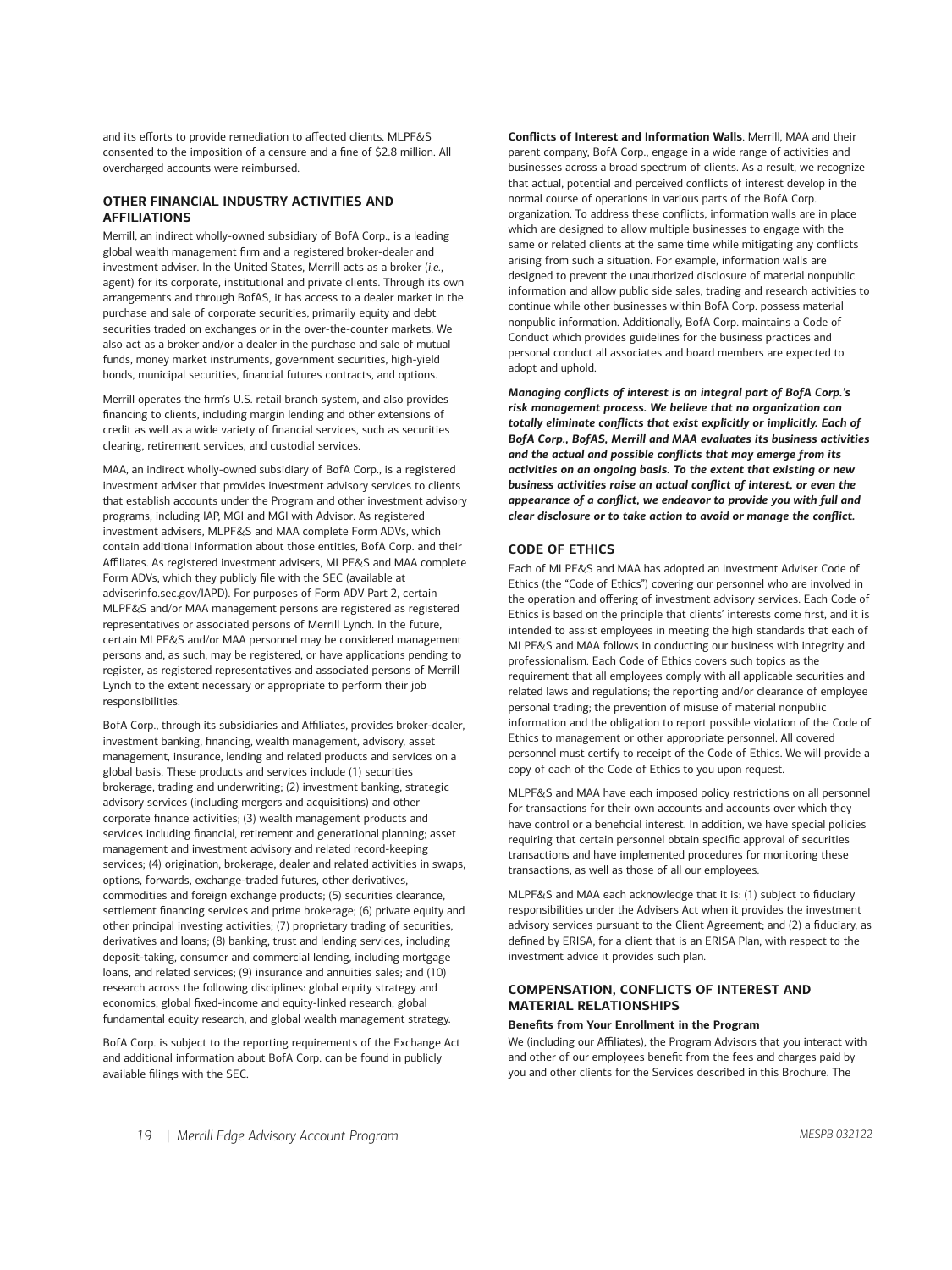and its efforts to provide remediation to affected clients. MLPF&S consented to the imposition of a censure and a fine of $2.8 million. All overcharged accounts were reimbursed.

## OTHER FINANCIAL INDUSTRY ACTIVITIES AND AFFILIATIONS

Merrill, an indirect wholly-owned subsidiary of BofA Corp., is a leading global wealth management firm and a registered broker-dealer and investment adviser. In the United States, Merrill acts as a broker (*i.e.*, agent) for its corporate, institutional and private clients. Through its own arrangements and through BofAS, it has access to a dealer market in the purchase and sale of corporate securities, primarily equity and debt securities traded on exchanges or in the over-the-counter markets. We also act as a broker and/or a dealer in the purchase and sale of mutual funds, money market instruments, government securities, high-yield bonds, municipal securities, financial futures contracts, and options.

Merrill operates the firm's U.S. retail branch system, and also provides financing to clients, including margin lending and other extensions of credit as well as a wide variety of financial services, such as securities clearing, retirement services, and custodial services.

MAA, an indirect wholly-owned subsidiary of BofA Corp., is a registered investment adviser that provides investment advisory services to clients that establish accounts under the Program and other investment advisory programs, including IAP, MGI and MGI with Advisor. As registered investment advisers, MLPF&S and MAA complete Form ADVs, which contain additional information about those entities, BofA Corp. and their Affiliates. As registered investment advisers, MLPF&S and MAA complete Form ADVs, which they publicly file with the SEC (available at adviserinfo.sec.gov/IAPD). For purposes of Form ADV Part 2, certain MLPF&S and/or MAA management persons are registered as registered representatives or associated persons of Merrill Lynch. In the future, certain MLPF&S and/or MAA personnel may be considered management persons and, as such, may be registered, or have applications pending to register, as registered representatives and associated persons of Merrill Lynch to the extent necessary or appropriate to perform their job responsibilities.

BofA Corp., through its subsidiaries and Affiliates, provides broker-dealer, investment banking, financing, wealth management, advisory, asset management, insurance, lending and related products and services on a global basis. These products and services include (1) securities brokerage, trading and underwriting; (2) investment banking, strategic advisory services (including mergers and acquisitions) and other corporate finance activities; (3) wealth management products and services including financial, retirement and generational planning; asset management and investment advisory and related record-keeping services; (4) origination, brokerage, dealer and related activities in swaps, options, forwards, exchange-traded futures, other derivatives, commodities and foreign exchange products; (5) securities clearance, settlement financing services and prime brokerage; (6) private equity and other principal investing activities; (7) proprietary trading of securities, derivatives and loans; (8) banking, trust and lending services, including deposit-taking, consumer and commercial lending, including mortgage loans, and related services; (9) insurance and annuities sales; and (10) research across the following disciplines: global equity strategy and economics, global fixed-income and equity-linked research, global fundamental equity research, and global wealth management strategy.

BofA Corp. is subject to the reporting requirements of the Exchange Act and additional information about BofA Corp. can be found in publicly available filings with the SEC.

**Conflicts of Interest and Information Walls**. Merrill, MAA and their parent company, BofA Corp., engage in a wide range of activities and businesses across a broad spectrum of clients. As a result, we recognize that actual, potential and perceived conflicts of interest develop in the normal course of operations in various parts of the BofA Corp. organization. To address these conflicts, information walls are in place which are designed to allow multiple businesses to engage with the same or related clients at the same time while mitigating any conflicts arising from such a situation. For example, information walls are designed to prevent the unauthorized disclosure of material nonpublic information and allow public side sales, trading and research activities to continue while other businesses within BofA Corp. possess material nonpublic information. Additionally, BofA Corp. maintains a Code of Conduct which provides guidelines for the business practices and personal conduct all associates and board members are expected to adopt and uphold.

***Managing conflicts of interest is an integral part of BofA Corp.'s risk management process. We believe that no organization can totally eliminate conflicts that exist explicitly or implicitly. Each of BofA Corp., BofAS, Merrill and MAA evaluates its business activities and the actual and possible conflicts that may emerge from its activities on an ongoing basis. To the extent that existing or new business activities raise an actual conflict of interest, or even the appearance of a conflict, we endeavor to provide you with full and clear disclosure or to take action to avoid or manage the conflict.***

## CODE OF ETHICS

Each of MLPF&S and MAA has adopted an Investment Adviser Code of Ethics (the "Code of Ethics") covering our personnel who are involved in the operation and offering of investment advisory services. Each Code of Ethics is based on the principle that clients' interests come first, and it is intended to assist employees in meeting the high standards that each of MLPF&S and MAA follows in conducting our business with integrity and professionalism. Each Code of Ethics covers such topics as the requirement that all employees comply with all applicable securities and related laws and regulations; the reporting and/or clearance of employee personal trading; the prevention of misuse of material nonpublic information and the obligation to report possible violation of the Code of Ethics to management or other appropriate personnel. All covered personnel must certify to receipt of the Code of Ethics. We will provide a copy of each of the Code of Ethics to you upon request.

MLPF&S and MAA have each imposed policy restrictions on all personnel for transactions for their own accounts and accounts over which they have control or a beneficial interest. In addition, we have special policies requiring that certain personnel obtain specific approval of securities transactions and have implemented procedures for monitoring these transactions, as well as those of all our employees.

MLPF&S and MAA each acknowledge that it is: (1) subject to fiduciary responsibilities under the Advisers Act when it provides the investment advisory services pursuant to the Client Agreement; and (2) a fiduciary, as defined by ERISA, for a client that is an ERISA Plan, with respect to the investment advice it provides such plan.

## COMPENSATION, CONFLICTS OF INTEREST AND MATERIAL RELATIONSHIPS

### Benefits from Your Enrollment in the Program

We (including our Affiliates), the Program Advisors that you interact with and other of our employees benefit from the fees and charges paid by you and other clients for the Services described in this Brochure. The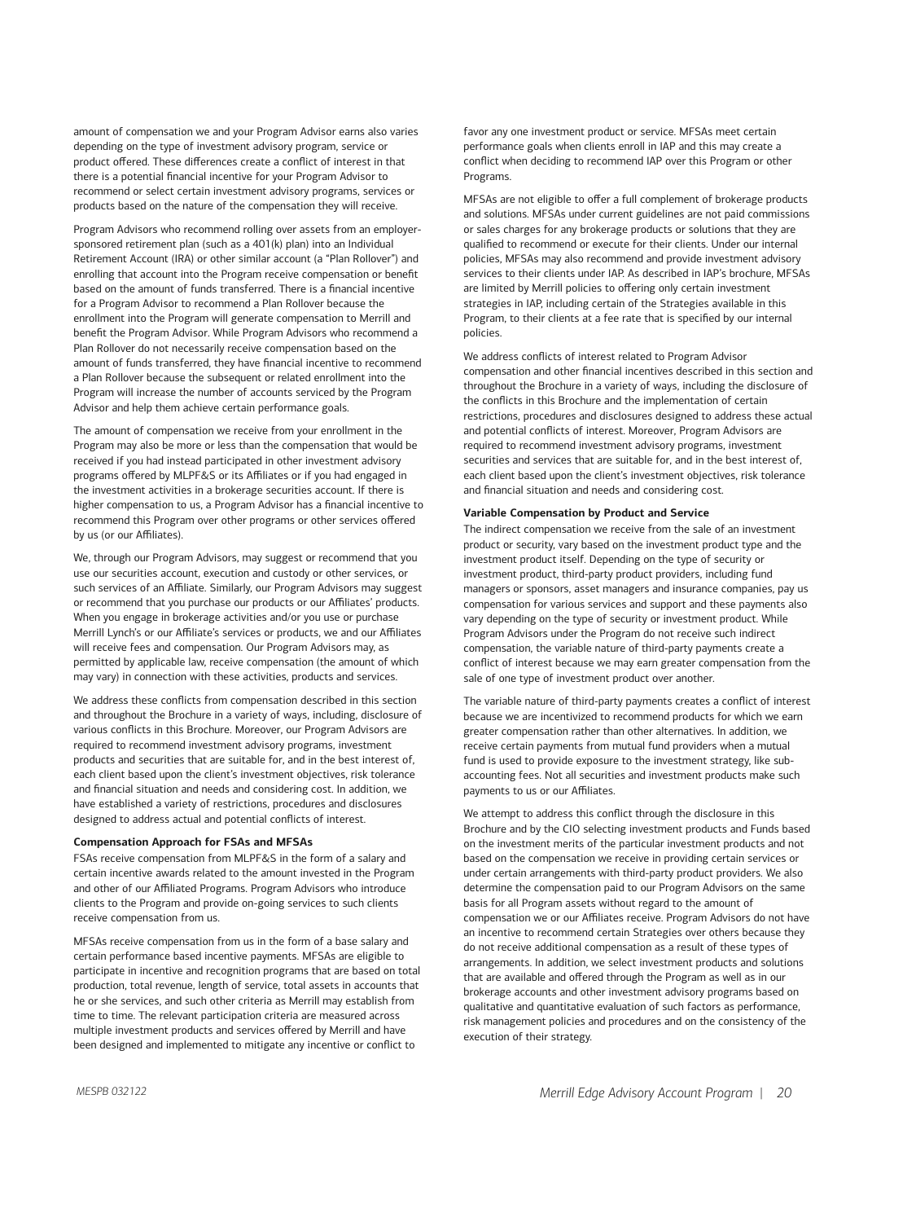amount of compensation we and your Program Advisor earns also varies depending on the type of investment advisory program, service or product offered. These differences create a conflict of interest in that there is a potential financial incentive for your Program Advisor to recommend or select certain investment advisory programs, services or products based on the nature of the compensation they will receive.

Program Advisors who recommend rolling over assets from an employer-sponsored retirement plan (such as a 401(k) plan) into an Individual Retirement Account (IRA) or other similar account (a "Plan Rollover") and enrolling that account into the Program receive compensation or benefit based on the amount of funds transferred. There is a financial incentive for a Program Advisor to recommend a Plan Rollover because the enrollment into the Program will generate compensation to Merrill and benefit the Program Advisor. While Program Advisors who recommend a Plan Rollover do not necessarily receive compensation based on the amount of funds transferred, they have financial incentive to recommend a Plan Rollover because the subsequent or related enrollment into the Program will increase the number of accounts serviced by the Program Advisor and help them achieve certain performance goals.

The amount of compensation we receive from your enrollment in the Program may also be more or less than the compensation that would be received if you had instead participated in other investment advisory programs offered by MLPF&S or its Affiliates or if you had engaged in the investment activities in a brokerage securities account. If there is higher compensation to us, a Program Advisor has a financial incentive to recommend this Program over other programs or other services offered by us (or our Affiliates).

We, through our Program Advisors, may suggest or recommend that you use our securities account, execution and custody or other services, or such services of an Affiliate. Similarly, our Program Advisors may suggest or recommend that you purchase our products or our Affiliates' products. When you engage in brokerage activities and/or you use or purchase Merrill Lynch's or our Affiliate's services or products, we and our Affiliates will receive fees and compensation. Our Program Advisors may, as permitted by applicable law, receive compensation (the amount of which may vary) in connection with these activities, products and services.

We address these conflicts from compensation described in this section and throughout the Brochure in a variety of ways, including, disclosure of various conflicts in this Brochure. Moreover, our Program Advisors are required to recommend investment advisory programs, investment products and securities that are suitable for, and in the best interest of, each client based upon the client's investment objectives, risk tolerance and financial situation and needs and considering cost. In addition, we have established a variety of restrictions, procedures and disclosures designed to address actual and potential conflicts of interest.

**Compensation Approach for FSAs and MFSAs**

FSAs receive compensation from MLPF&S in the form of a salary and certain incentive awards related to the amount invested in the Program and other of our Affiliated Programs. Program Advisors who introduce clients to the Program and provide on-going services to such clients receive compensation from us.

MFSAs receive compensation from us in the form of a base salary and certain performance based incentive payments. MFSAs are eligible to participate in incentive and recognition programs that are based on total production, total revenue, length of service, total assets in accounts that he or she services, and such other criteria as Merrill may establish from time to time. The relevant participation criteria are measured across multiple investment products and services offered by Merrill and have been designed and implemented to mitigate any incentive or conflict to favor any one investment product or service. MFSAs meet certain performance goals when clients enroll in IAP and this may create a conflict when deciding to recommend IAP over this Program or other Programs.

MFSAs are not eligible to offer a full complement of brokerage products and solutions. MFSAs under current guidelines are not paid commissions or sales charges for any brokerage products or solutions that they are qualified to recommend or execute for their clients. Under our internal policies, MFSAs may also recommend and provide investment advisory services to their clients under IAP. As described in IAP's brochure, MFSAs are limited by Merrill policies to offering only certain investment strategies in IAP, including certain of the Strategies available in this Program, to their clients at a fee rate that is specified by our internal policies.

We address conflicts of interest related to Program Advisor compensation and other financial incentives described in this section and throughout the Brochure in a variety of ways, including the disclosure of the conflicts in this Brochure and the implementation of certain restrictions, procedures and disclosures designed to address these actual and potential conflicts of interest. Moreover, Program Advisors are required to recommend investment advisory programs, investment securities and services that are suitable for, and in the best interest of, each client based upon the client's investment objectives, risk tolerance and financial situation and needs and considering cost.

**Variable Compensation by Product and Service**

The indirect compensation we receive from the sale of an investment product or security, vary based on the investment product type and the investment product itself. Depending on the type of security or investment product, third-party product providers, including fund managers or sponsors, asset managers and insurance companies, pay us compensation for various services and support and these payments also vary depending on the type of security or investment product. While Program Advisors under the Program do not receive such indirect compensation, the variable nature of third-party payments create a conflict of interest because we may earn greater compensation from the sale of one type of investment product over another.

The variable nature of third-party payments creates a conflict of interest because we are incentivized to recommend products for which we earn greater compensation rather than other alternatives. In addition, we receive certain payments from mutual fund providers when a mutual fund is used to provide exposure to the investment strategy, like sub-accounting fees. Not all securities and investment products make such payments to us or our Affiliates.

We attempt to address this conflict through the disclosure in this Brochure and by the CIO selecting investment products and Funds based on the investment merits of the particular investment products and not based on the compensation we receive in providing certain services or under certain arrangements with third-party product providers. We also determine the compensation paid to our Program Advisors on the same basis for all Program assets without regard to the amount of compensation we or our Affiliates receive. Program Advisors do not have an incentive to recommend certain Strategies over others because they do not receive additional compensation as a result of these types of arrangements. In addition, we select investment products and solutions that are available and offered through the Program as well as in our brokerage accounts and other investment advisory programs based on qualitative and quantitative evaluation of such factors as performance, risk management policies and procedures and on the consistency of the execution of their strategy.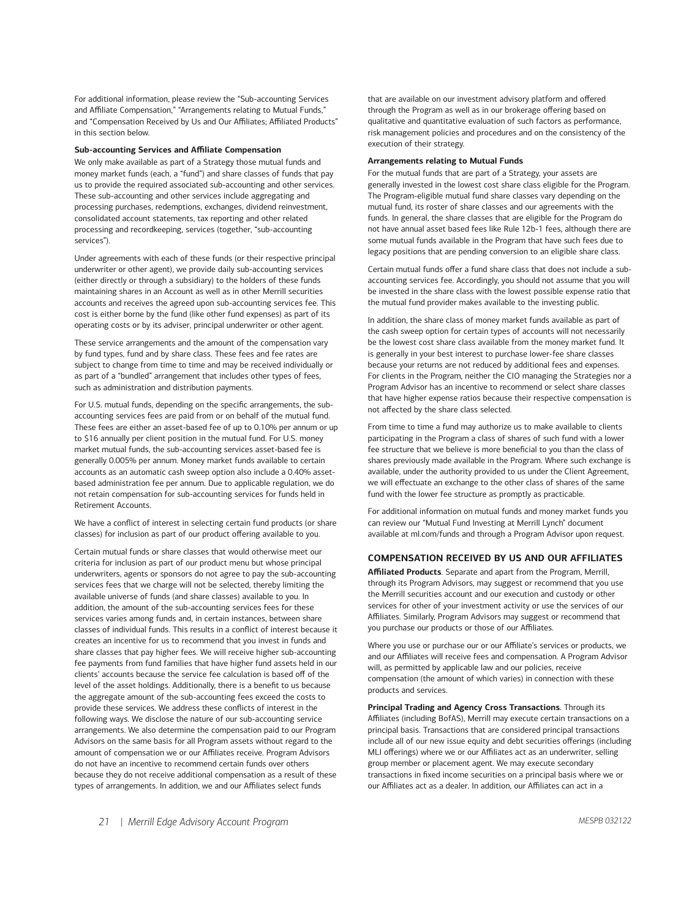For additional information, please review the "Sub-accounting Services and Affiliate Compensation," "Arrangements relating to Mutual Funds," and "Compensation Received by Us and Our Affiliates; Affiliated Products" in this section below.

**Sub-accounting Services and Affiliate Compensation**

We only make available as part of a Strategy those mutual funds and money market funds (each, a "fund") and share classes of funds that pay us to provide the required associated sub-accounting and other services. These sub-accounting and other services include aggregating and processing purchases, redemptions, exchanges, dividend reinvestment, consolidated account statements, tax reporting and other related processing and recordkeeping, services (together, "sub-accounting services").

Under agreements with each of these funds (or their respective principal underwriter or other agent), we provide daily sub-accounting services (either directly or through a subsidiary) to the holders of these funds maintaining shares in an Account as well as in other Merrill securities accounts and receives the agreed upon sub-accounting services fee. This cost is either borne by the fund (like other fund expenses) as part of its operating costs or by its adviser, principal underwriter or other agent.

These service arrangements and the amount of the compensation vary by fund types, fund and by share class. These fees and fee rates are subject to change from time to time and may be received individually or as part of a "bundled" arrangement that includes other types of fees, such as administration and distribution payments.

For U.S. mutual funds, depending on the specific arrangements, the sub-accounting services fees are paid from or on behalf of the mutual fund. These fees are either an asset-based fee of up to 0.10% per annum or up to $16 annually per client position in the mutual fund. For U.S. money market mutual funds, the sub-accounting services asset-based fee is generally 0.005% per annum. Money market funds available to certain accounts as an automatic cash sweep option also include a 0.40% asset-based administration fee per annum. Due to applicable regulation, we do not retain compensation for sub-accounting services for funds held in Retirement Accounts.

We have a conflict of interest in selecting certain fund products (or share classes) for inclusion as part of our product offering available to you.

Certain mutual funds or share classes that would otherwise meet our criteria for inclusion as part of our product menu but whose principal underwriters, agents or sponsors do not agree to pay the sub-accounting services fees that we charge will not be selected, thereby limiting the available universe of funds (and share classes) available to you. In addition, the amount of the sub-accounting services fees for these services varies among funds and, in certain instances, between share classes of individual funds. This results in a conflict of interest because it creates an incentive for us to recommend that you invest in funds and share classes that pay higher fees. We will receive higher sub-accounting fee payments from fund families that have higher fund assets held in our clients' accounts because the service fee calculation is based off of the level of the asset holdings. Additionally, there is a benefit to us because the aggregate amount of the sub-accounting fees exceed the costs to provide these services. We address these conflicts of interest in the following ways. We disclose the nature of our sub-accounting service arrangements. We also determine the compensation paid to our Program Advisors on the same basis for all Program assets without regard to the amount of compensation we or our Affiliates receive. Program Advisors do not have an incentive to recommend certain funds over others because they do not receive additional compensation as a result of these types of arrangements. In addition, we and our Affiliates select funds that are available on our investment advisory platform and offered through the Program as well as in our brokerage offering based on qualitative and quantitative evaluation of such factors as performance, risk management policies and procedures and on the consistency of the execution of their strategy.

**Arrangements relating to Mutual Funds**

For the mutual funds that are part of a Strategy, your assets are generally invested in the lowest cost share class eligible for the Program. The Program-eligible mutual fund share classes vary depending on the mutual fund, its roster of share classes and our agreements with the funds. In general, the share classes that are eligible for the Program do not have annual asset based fees like Rule 12b-1 fees, although there are some mutual funds available in the Program that have such fees due to legacy positions that are pending conversion to an eligible share class.

Certain mutual funds offer a fund share class that does not include a sub-accounting services fee. Accordingly, you should not assume that you will be invested in the share class with the lowest possible expense ratio that the mutual fund provider makes available to the investing public.

In addition, the share class of money market funds available as part of the cash sweep option for certain types of accounts will not necessarily be the lowest cost share class available from the money market fund. It is generally in your best interest to purchase lower-fee share classes because your returns are not reduced by additional fees and expenses. For clients in the Program, neither the CIO managing the Strategies nor a Program Advisor has an incentive to recommend or select share classes that have higher expense ratios because their respective compensation is not affected by the share class selected.

From time to time a fund may authorize us to make available to clients participating in the Program a class of shares of such fund with a lower fee structure that we believe is more beneficial to you than the class of shares previously made available in the Program. Where such exchange is available, under the authority provided to us under the Client Agreement, we will effectuate an exchange to the other class of shares of the same fund with the lower fee structure as promptly as practicable.

For additional information on mutual funds and money market funds you can review our "Mutual Fund Investing at Merrill Lynch" document available at ml.com/funds and through a Program Advisor upon request.

## COMPENSATION RECEIVED BY US AND OUR AFFILIATES

**Affiliated Products**. Separate and apart from the Program, Merrill, through its Program Advisors, may suggest or recommend that you use the Merrill securities account and our execution and custody or other services for other of your investment activity or use the services of our Affiliates. Similarly, Program Advisors may suggest or recommend that you purchase our products or those of our Affiliates.

Where you use or purchase our or our Affiliate's services or products, we and our Affiliates will receive fees and compensation. A Program Advisor will, as permitted by applicable law and our policies, receive compensation (the amount of which varies) in connection with these products and services.

**Principal Trading and Agency Cross Transactions**. Through its Affiliates (including BofAS), Merrill may execute certain transactions on a principal basis. Transactions that are considered principal transactions include all of our new issue equity and debt securities offerings (including MLI offerings) where we or our Affiliates act as an underwriter, selling group member or placement agent. We may execute secondary transactions in fixed income securities on a principal basis where we or our Affiliates act as a dealer. In addition, our Affiliates can act in a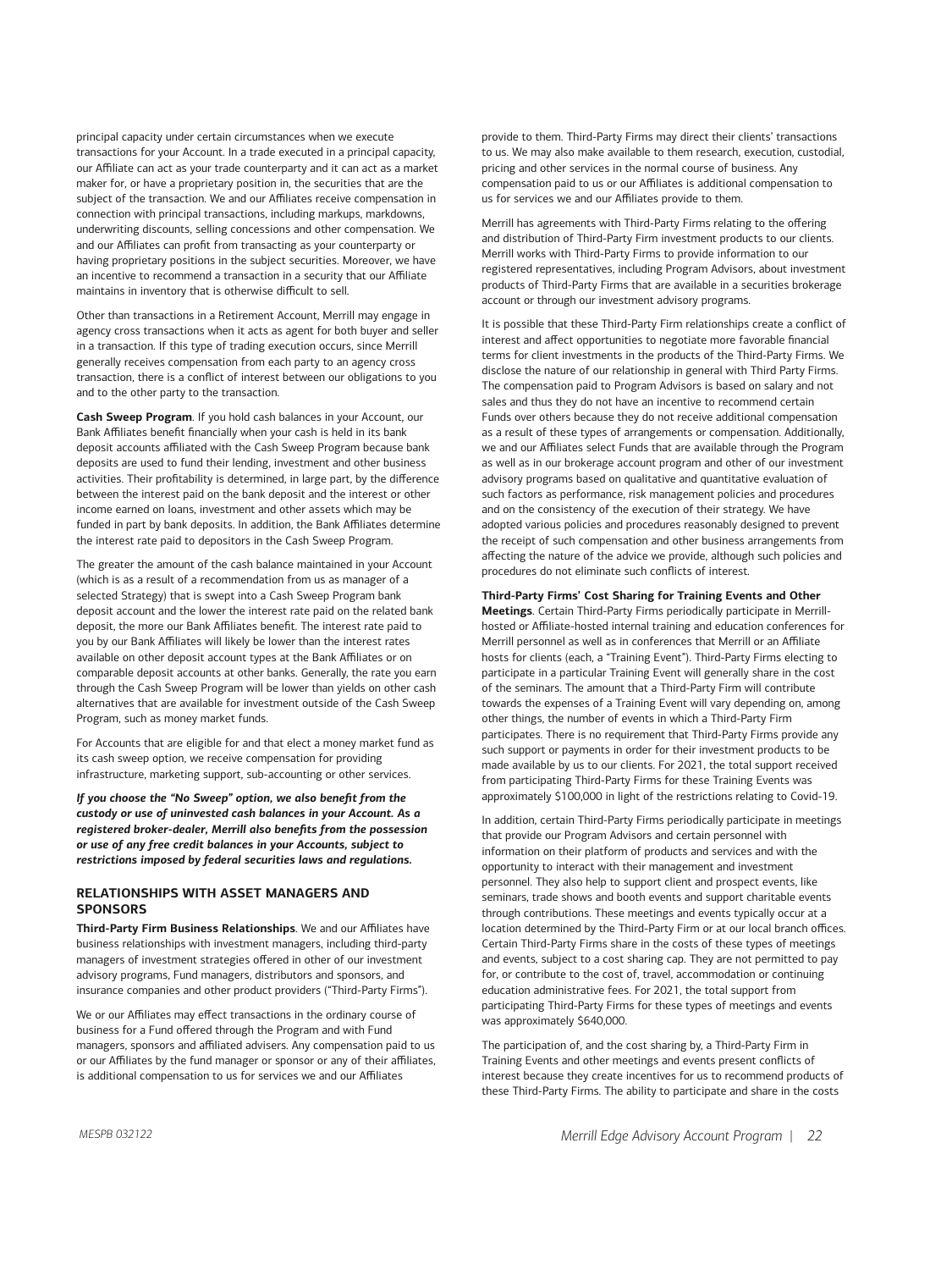principal capacity under certain circumstances when we execute transactions for your Account. In a trade executed in a principal capacity, our Affiliate can act as your trade counterparty and it can act as a market maker for, or have a proprietary position in, the securities that are the subject of the transaction. We and our Affiliates receive compensation in connection with principal transactions, including markups, markdowns, underwriting discounts, selling concessions and other compensation. We and our Affiliates can profit from transacting as your counterparty or having proprietary positions in the subject securities. Moreover, we have an incentive to recommend a transaction in a security that our Affiliate maintains in inventory that is otherwise difficult to sell.

Other than transactions in a Retirement Account, Merrill may engage in agency cross transactions when it acts as agent for both buyer and seller in a transaction. If this type of trading execution occurs, since Merrill generally receives compensation from each party to an agency cross transaction, there is a conflict of interest between our obligations to you and to the other party to the transaction.

**Cash Sweep Program**. If you hold cash balances in your Account, our Bank Affiliates benefit financially when your cash is held in its bank deposit accounts affiliated with the Cash Sweep Program because bank deposits are used to fund their lending, investment and other business activities. Their profitability is determined, in large part, by the difference between the interest paid on the bank deposit and the interest or other income earned on loans, investment and other assets which may be funded in part by bank deposits. In addition, the Bank Affiliates determine the interest rate paid to depositors in the Cash Sweep Program.

The greater the amount of the cash balance maintained in your Account (which is as a result of a recommendation from us as manager of a selected Strategy) that is swept into a Cash Sweep Program bank deposit account and the lower the interest rate paid on the related bank deposit, the more our Bank Affiliates benefit. The interest rate paid to you by our Bank Affiliates will likely be lower than the interest rates available on other deposit account types at the Bank Affiliates or on comparable deposit accounts at other banks. Generally, the rate you earn through the Cash Sweep Program will be lower than yields on other cash alternatives that are available for investment outside of the Cash Sweep Program, such as money market funds.

For Accounts that are eligible for and that elect a money market fund as its cash sweep option, we receive compensation for providing infrastructure, marketing support, sub-accounting or other services.

***If you choose the "No Sweep" option, we also benefit from the custody or use of uninvested cash balances in your Account. As a registered broker-dealer, Merrill also benefits from the possession or use of any free credit balances in your Accounts, subject to restrictions imposed by federal securities laws and regulations.***

## RELATIONSHIPS WITH ASSET MANAGERS AND SPONSORS

**Third-Party Firm Business Relationships**. We and our Affiliates have business relationships with investment managers, including third-party managers of investment strategies offered in other of our investment advisory programs, Fund managers, distributors and sponsors, and insurance companies and other product providers ("Third-Party Firms").

We or our Affiliates may effect transactions in the ordinary course of business for a Fund offered through the Program and with Fund managers, sponsors and affiliated advisers. Any compensation paid to us or our Affiliates by the fund manager or sponsor or any of their affiliates, is additional compensation to us for services we and our Affiliates provide to them. Third-Party Firms may direct their clients' transactions to us. We may also make available to them research, execution, custodial, pricing and other services in the normal course of business. Any compensation paid to us or our Affiliates is additional compensation to us for services we and our Affiliates provide to them.

Merrill has agreements with Third-Party Firms relating to the offering and distribution of Third-Party Firm investment products to our clients. Merrill works with Third-Party Firms to provide information to our registered representatives, including Program Advisors, about investment products of Third-Party Firms that are available in a securities brokerage account or through our investment advisory programs.

It is possible that these Third-Party Firm relationships create a conflict of interest and affect opportunities to negotiate more favorable financial terms for client investments in the products of the Third-Party Firms. We disclose the nature of our relationship in general with Third Party Firms. The compensation paid to Program Advisors is based on salary and not sales and thus they do not have an incentive to recommend certain Funds over others because they do not receive additional compensation as a result of these types of arrangements or compensation. Additionally, we and our Affiliates select Funds that are available through the Program as well as in our brokerage account program and other of our investment advisory programs based on qualitative and quantitative evaluation of such factors as performance, risk management policies and procedures and on the consistency of the execution of their strategy. We have adopted various policies and procedures reasonably designed to prevent the receipt of such compensation and other business arrangements from affecting the nature of the advice we provide, although such policies and procedures do not eliminate such conflicts of interest.

**Third-Party Firms' Cost Sharing for Training Events and Other Meetings**. Certain Third-Party Firms periodically participate in Merrill-hosted or Affiliate-hosted internal training and education conferences for Merrill personnel as well as in conferences that Merrill or an Affiliate hosts for clients (each, a "Training Event"). Third-Party Firms electing to participate in a particular Training Event will generally share in the cost of the seminars. The amount that a Third-Party Firm will contribute towards the expenses of a Training Event will vary depending on, among other things, the number of events in which a Third-Party Firm participates. There is no requirement that Third-Party Firms provide any such support or payments in order for their investment products to be made available by us to our clients. For 2021, the total support received from participating Third-Party Firms for these Training Events was approximately $100,000 in light of the restrictions relating to Covid-19.

In addition, certain Third-Party Firms periodically participate in meetings that provide our Program Advisors and certain personnel with information on their platform of products and services and with the opportunity to interact with their management and investment personnel. They also help to support client and prospect events, like seminars, trade shows and booth events and support charitable events through contributions. These meetings and events typically occur at a location determined by the Third-Party Firm or at our local branch offices. Certain Third-Party Firms share in the costs of these types of meetings and events, subject to a cost sharing cap. They are not permitted to pay for, or contribute to the cost of, travel, accommodation or continuing education administrative fees. For 2021, the total support from participating Third-Party Firms for these types of meetings and events was approximately $640,000.

The participation of, and the cost sharing by, a Third-Party Firm in Training Events and other meetings and events present conflicts of interest because they create incentives for us to recommend products of these Third-Party Firms. The ability to participate and share in the costs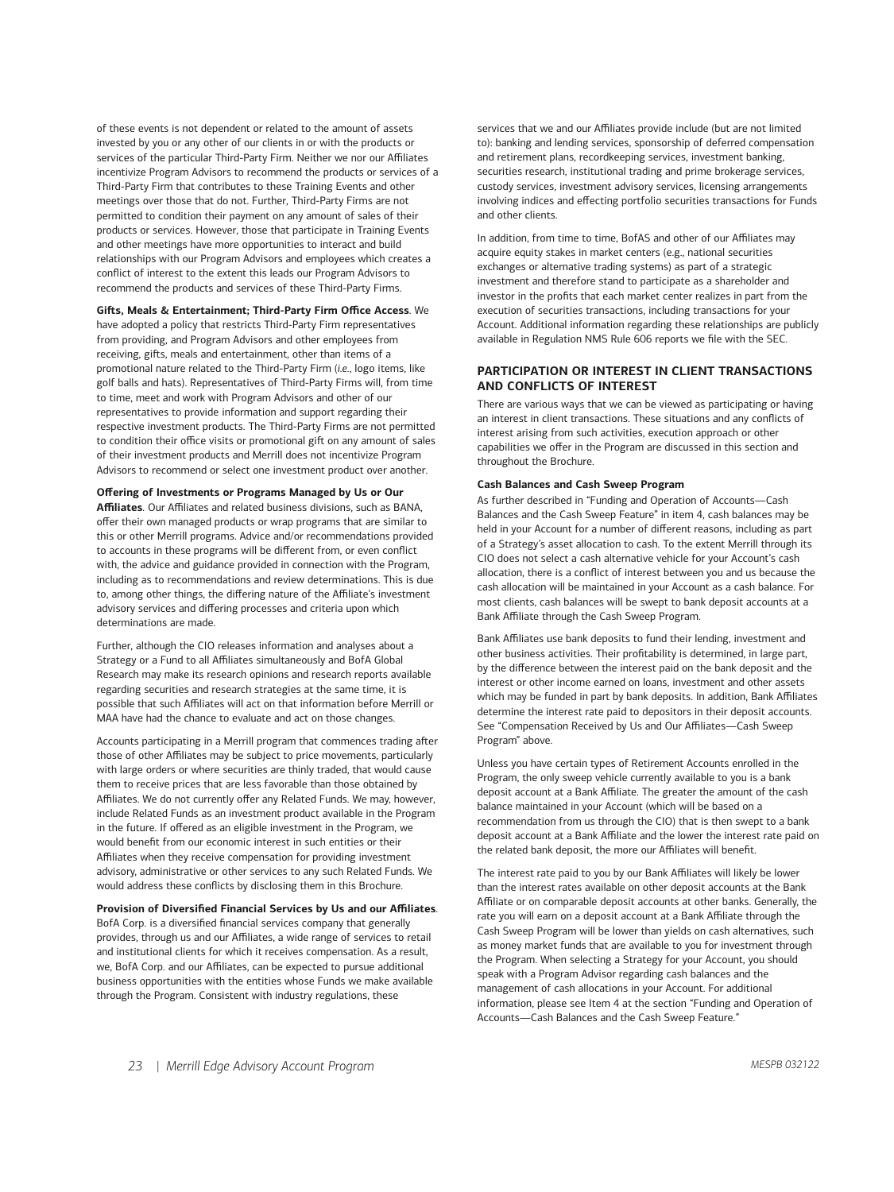of these events is not dependent or related to the amount of assets invested by you or any other of our clients in or with the products or services of the particular Third-Party Firm. Neither we nor our Affiliates incentivize Program Advisors to recommend the products or services of a Third-Party Firm that contributes to these Training Events and other meetings over those that do not. Further, Third-Party Firms are not permitted to condition their payment on any amount of sales of their products or services. However, those that participate in Training Events and other meetings have more opportunities to interact and build relationships with our Program Advisors and employees which creates a conflict of interest to the extent this leads our Program Advisors to recommend the products and services of these Third-Party Firms.

**Gifts, Meals & Entertainment; Third-Party Firm Office Access**. We have adopted a policy that restricts Third-Party Firm representatives from providing, and Program Advisors and other employees from receiving, gifts, meals and entertainment, other than items of a promotional nature related to the Third-Party Firm (*i.e.*, logo items, like golf balls and hats). Representatives of Third-Party Firms will, from time to time, meet and work with Program Advisors and other of our representatives to provide information and support regarding their respective investment products. The Third-Party Firms are not permitted to condition their office visits or promotional gift on any amount of sales of their investment products and Merrill does not incentivize Program Advisors to recommend or select one investment product over another.

**Offering of Investments or Programs Managed by Us or Our Affiliates**. Our Affiliates and related business divisions, such as BANA, offer their own managed products or wrap programs that are similar to this or other Merrill programs. Advice and/or recommendations provided to accounts in these programs will be different from, or even conflict with, the advice and guidance provided in connection with the Program, including as to recommendations and review determinations. This is due to, among other things, the differing nature of the Affiliate's investment advisory services and differing processes and criteria upon which determinations are made.

Further, although the CIO releases information and analyses about a Strategy or a Fund to all Affiliates simultaneously and BofA Global Research may make its research opinions and research reports available regarding securities and research strategies at the same time, it is possible that such Affiliates will act on that information before Merrill or MAA have had the chance to evaluate and act on those changes.

Accounts participating in a Merrill program that commences trading after those of other Affiliates may be subject to price movements, particularly with large orders or where securities are thinly traded, that would cause them to receive prices that are less favorable than those obtained by Affiliates. We do not currently offer any Related Funds. We may, however, include Related Funds as an investment product available in the Program in the future. If offered as an eligible investment in the Program, we would benefit from our economic interest in such entities or their Affiliates when they receive compensation for providing investment advisory, administrative or other services to any such Related Funds. We would address these conflicts by disclosing them in this Brochure.

**Provision of Diversified Financial Services by Us and our Affiliates**. BofA Corp. is a diversified financial services company that generally provides, through us and our Affiliates, a wide range of services to retail and institutional clients for which it receives compensation. As a result, we, BofA Corp. and our Affiliates, can be expected to pursue additional business opportunities with the entities whose Funds we make available through the Program. Consistent with industry regulations, these services that we and our Affiliates provide include (but are not limited to): banking and lending services, sponsorship of deferred compensation and retirement plans, recordkeeping services, investment banking, securities research, institutional trading and prime brokerage services, custody services, investment advisory services, licensing arrangements involving indices and effecting portfolio securities transactions for Funds and other clients.

In addition, from time to time, BofAS and other of our Affiliates may acquire equity stakes in market centers (e.g., national securities exchanges or alternative trading systems) as part of a strategic investment and therefore stand to participate as a shareholder and investor in the profits that each market center realizes in part from the execution of securities transactions, including transactions for your Account. Additional information regarding these relationships are publicly available in Regulation NMS Rule 606 reports we file with the SEC.

## PARTICIPATION OR INTEREST IN CLIENT TRANSACTIONS AND CONFLICTS OF INTEREST

There are various ways that we can be viewed as participating or having an interest in client transactions. These situations and any conflicts of interest arising from such activities, execution approach or other capabilities we offer in the Program are discussed in this section and throughout the Brochure.

### Cash Balances and Cash Sweep Program

As further described in "Funding and Operation of Accounts—Cash Balances and the Cash Sweep Feature" in item 4, cash balances may be held in your Account for a number of different reasons, including as part of a Strategy's asset allocation to cash. To the extent Merrill through its CIO does not select a cash alternative vehicle for your Account's cash allocation, there is a conflict of interest between you and us because the cash allocation will be maintained in your Account as a cash balance. For most clients, cash balances will be swept to bank deposit accounts at a Bank Affiliate through the Cash Sweep Program.

Bank Affiliates use bank deposits to fund their lending, investment and other business activities. Their profitability is determined, in large part, by the difference between the interest paid on the bank deposit and the interest or other income earned on loans, investment and other assets which may be funded in part by bank deposits. In addition, Bank Affiliates determine the interest rate paid to depositors in their deposit accounts. See "Compensation Received by Us and Our Affiliates—Cash Sweep Program" above.

Unless you have certain types of Retirement Accounts enrolled in the Program, the only sweep vehicle currently available to you is a bank deposit account at a Bank Affiliate. The greater the amount of the cash balance maintained in your Account (which will be based on a recommendation from us through the CIO) that is then swept to a bank deposit account at a Bank Affiliate and the lower the interest rate paid on the related bank deposit, the more our Affiliates will benefit.

The interest rate paid to you by our Bank Affiliates will likely be lower than the interest rates available on other deposit accounts at the Bank Affiliate or on comparable deposit accounts at other banks. Generally, the rate you will earn on a deposit account at a Bank Affiliate through the Cash Sweep Program will be lower than yields on cash alternatives, such as money market funds that are available to you for investment through the Program. When selecting a Strategy for your Account, you should speak with a Program Advisor regarding cash balances and the management of cash allocations in your Account. For additional information, please see Item 4 at the section "Funding and Operation of Accounts—Cash Balances and the Cash Sweep Feature."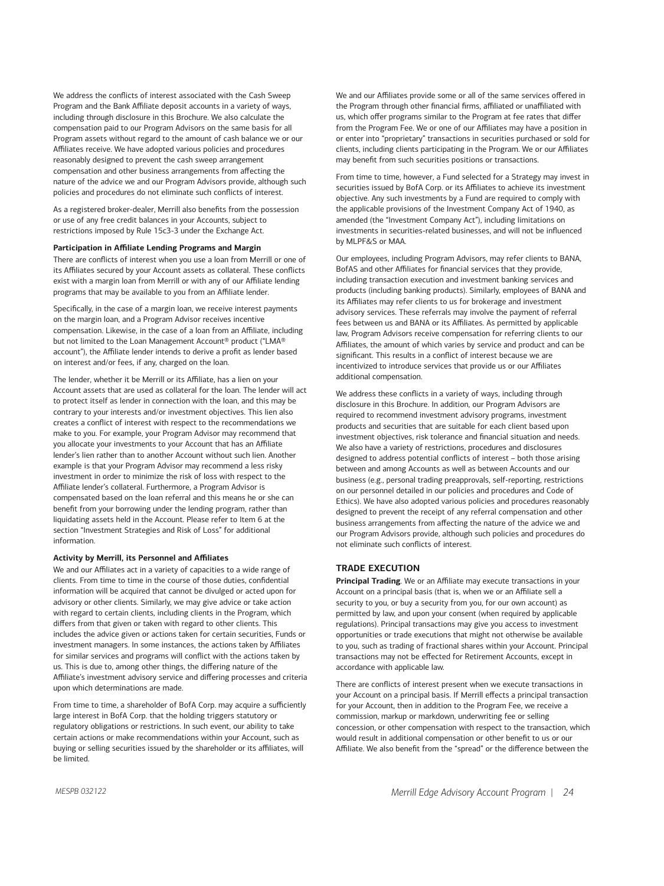We address the conflicts of interest associated with the Cash Sweep Program and the Bank Affiliate deposit accounts in a variety of ways, including through disclosure in this Brochure. We also calculate the compensation paid to our Program Advisors on the same basis for all Program assets without regard to the amount of cash balance we or our Affiliates receive. We have adopted various policies and procedures reasonably designed to prevent the cash sweep arrangement compensation and other business arrangements from affecting the nature of the advice we and our Program Advisors provide, although such policies and procedures do not eliminate such conflicts of interest.

As a registered broker-dealer, Merrill also benefits from the possession or use of any free credit balances in your Accounts, subject to restrictions imposed by Rule 15c3-3 under the Exchange Act.

**Participation in Affiliate Lending Programs and Margin**

There are conflicts of interest when you use a loan from Merrill or one of its Affiliates secured by your Account assets as collateral. These conflicts exist with a margin loan from Merrill or with any of our Affiliate lending programs that may be available to you from an Affiliate lender.

Specifically, in the case of a margin loan, we receive interest payments on the margin loan, and a Program Advisor receives incentive compensation. Likewise, in the case of a loan from an Affiliate, including but not limited to the Loan Management Account® product ("LMA® account"), the Affiliate lender intends to derive a profit as lender based on interest and/or fees, if any, charged on the loan.

The lender, whether it be Merrill or its Affiliate, has a lien on your Account assets that are used as collateral for the loan. The lender will act to protect itself as lender in connection with the loan, and this may be contrary to your interests and/or investment objectives. This lien also creates a conflict of interest with respect to the recommendations we make to you. For example, your Program Advisor may recommend that you allocate your investments to your Account that has an Affiliate lender's lien rather than to another Account without such lien. Another example is that your Program Advisor may recommend a less risky investment in order to minimize the risk of loss with respect to the Affiliate lender's collateral. Furthermore, a Program Advisor is compensated based on the loan referral and this means he or she can benefit from your borrowing under the lending program, rather than liquidating assets held in the Account. Please refer to Item 6 at the section "Investment Strategies and Risk of Loss" for additional information.

**Activity by Merrill, its Personnel and Affiliates**

We and our Affiliates act in a variety of capacities to a wide range of clients. From time to time in the course of those duties, confidential information will be acquired that cannot be divulged or acted upon for advisory or other clients. Similarly, we may give advice or take action with regard to certain clients, including clients in the Program, which differs from that given or taken with regard to other clients. This includes the advice given or actions taken for certain securities, Funds or investment managers. In some instances, the actions taken by Affiliates for similar services and programs will conflict with the actions taken by us. This is due to, among other things, the differing nature of the Affiliate's investment advisory service and differing processes and criteria upon which determinations are made.

From time to time, a shareholder of BofA Corp. may acquire a sufficiently large interest in BofA Corp. that the holding triggers statutory or regulatory obligations or restrictions. In such event, our ability to take certain actions or make recommendations within your Account, such as buying or selling securities issued by the shareholder or its affiliates, will be limited.

We and our Affiliates provide some or all of the same services offered in the Program through other financial firms, affiliated or unaffiliated with us, which offer programs similar to the Program at fee rates that differ from the Program Fee. We or one of our Affiliates may have a position in or enter into "proprietary" transactions in securities purchased or sold for clients, including clients participating in the Program. We or our Affiliates may benefit from such securities positions or transactions.

From time to time, however, a Fund selected for a Strategy may invest in securities issued by BofA Corp. or its Affiliates to achieve its investment objective. Any such investments by a Fund are required to comply with the applicable provisions of the Investment Company Act of 1940, as amended (the "Investment Company Act"), including limitations on investments in securities-related businesses, and will not be influenced by MLPF&S or MAA.

Our employees, including Program Advisors, may refer clients to BANA, BofAS and other Affiliates for financial services that they provide, including transaction execution and investment banking services and products (including banking products). Similarly, employees of BANA and its Affiliates may refer clients to us for brokerage and investment advisory services. These referrals may involve the payment of referral fees between us and BANA or its Affiliates. As permitted by applicable law, Program Advisors receive compensation for referring clients to our Affiliates, the amount of which varies by service and product and can be significant. This results in a conflict of interest because we are incentivized to introduce services that provide us or our Affiliates additional compensation.

We address these conflicts in a variety of ways, including through disclosure in this Brochure. In addition, our Program Advisors are required to recommend investment advisory programs, investment products and securities that are suitable for each client based upon investment objectives, risk tolerance and financial situation and needs. We also have a variety of restrictions, procedures and disclosures designed to address potential conflicts of interest – both those arising between and among Accounts as well as between Accounts and our business (e.g., personal trading preapprovals, self-reporting, restrictions on our personnel detailed in our policies and procedures and Code of Ethics). We have also adopted various policies and procedures reasonably designed to prevent the receipt of any referral compensation and other business arrangements from affecting the nature of the advice we and our Program Advisors provide, although such policies and procedures do not eliminate such conflicts of interest.

## TRADE EXECUTION

**Principal Trading**. We or an Affiliate may execute transactions in your Account on a principal basis (that is, when we or an Affiliate sell a security to you, or buy a security from you, for our own account) as permitted by law, and upon your consent (when required by applicable regulations). Principal transactions may give you access to investment opportunities or trade executions that might not otherwise be available to you, such as trading of fractional shares within your Account. Principal transactions may not be effected for Retirement Accounts, except in accordance with applicable law.

There are conflicts of interest present when we execute transactions in your Account on a principal basis. If Merrill effects a principal transaction for your Account, then in addition to the Program Fee, we receive a commission, markup or markdown, underwriting fee or selling concession, or other compensation with respect to the transaction, which would result in additional compensation or other benefit to us or our Affiliate. We also benefit from the "spread" or the difference between the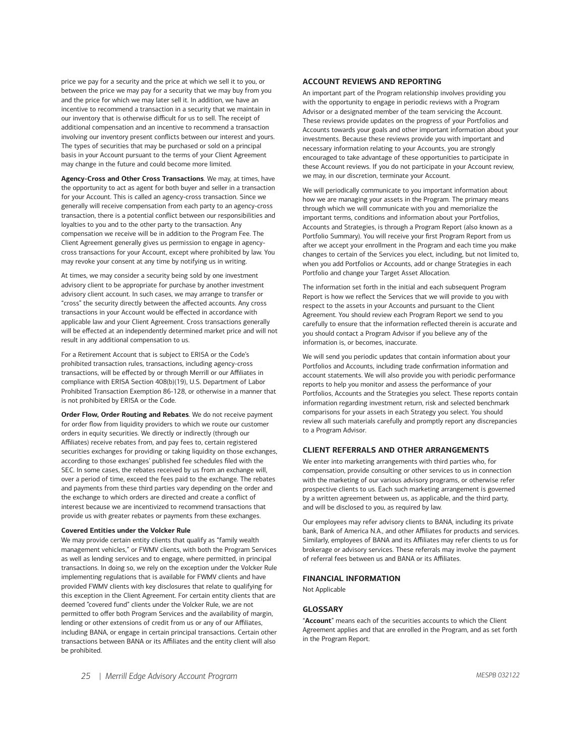price we pay for a security and the price at which we sell it to you, or between the price we may pay for a security that we may buy from you and the price for which we may later sell it. In addition, we have an incentive to recommend a transaction in a security that we maintain in our inventory that is otherwise difficult for us to sell. The receipt of additional compensation and an incentive to recommend a transaction involving our inventory present conflicts between our interest and yours. The types of securities that may be purchased or sold on a principal basis in your Account pursuant to the terms of your Client Agreement may change in the future and could become more limited.

**Agency-Cross and Other Cross Transactions**. We may, at times, have the opportunity to act as agent for both buyer and seller in a transaction for your Account. This is called an agency-cross transaction. Since we generally will receive compensation from each party to an agency-cross transaction, there is a potential conflict between our responsibilities and loyalties to you and to the other party to the transaction. Any compensation we receive will be in addition to the Program Fee. The Client Agreement generally gives us permission to engage in agency-cross transactions for your Account, except where prohibited by law. You may revoke your consent at any time by notifying us in writing.

At times, we may consider a security being sold by one investment advisory client to be appropriate for purchase by another investment advisory client account. In such cases, we may arrange to transfer or "cross" the security directly between the affected accounts. Any cross transactions in your Account would be effected in accordance with applicable law and your Client Agreement. Cross transactions generally will be effected at an independently determined market price and will not result in any additional compensation to us.

For a Retirement Account that is subject to ERISA or the Code's prohibited transaction rules, transactions, including agency-cross transactions, will be effected by or through Merrill or our Affiliates in compliance with ERISA Section 408(b)(19), U.S. Department of Labor Prohibited Transaction Exemption 86-128, or otherwise in a manner that is not prohibited by ERISA or the Code.

**Order Flow, Order Routing and Rebates**. We do not receive payment for order flow from liquidity providers to which we route our customer orders in equity securities. We directly or indirectly (through our Affiliates) receive rebates from, and pay fees to, certain registered securities exchanges for providing or taking liquidity on those exchanges, according to those exchanges' published fee schedules filed with the SEC. In some cases, the rebates received by us from an exchange will, over a period of time, exceed the fees paid to the exchange. The rebates and payments from these third parties vary depending on the order and the exchange to which orders are directed and create a conflict of interest because we are incentivized to recommend transactions that provide us with greater rebates or payments from these exchanges.

**Covered Entities under the Volcker Rule**

We may provide certain entity clients that qualify as "family wealth management vehicles," or FWMV clients, with both the Program Services as well as lending services and to engage, where permitted, in principal transactions. In doing so, we rely on the exception under the Volcker Rule implementing regulations that is available for FWMV clients and have provided FWMV clients with key disclosures that relate to qualifying for this exception in the Client Agreement. For certain entity clients that are deemed "covered fund" clients under the Volcker Rule, we are not permitted to offer both Program Services and the availability of margin, lending or other extensions of credit from us or any of our Affiliates, including BANA, or engage in certain principal transactions. Certain other transactions between BANA or its Affiliates and the entity client will also be prohibited.

## ACCOUNT REVIEWS AND REPORTING

An important part of the Program relationship involves providing you with the opportunity to engage in periodic reviews with a Program Advisor or a designated member of the team servicing the Account. These reviews provide updates on the progress of your Portfolios and Accounts towards your goals and other important information about your investments. Because these reviews provide you with important and necessary information relating to your Accounts, you are strongly encouraged to take advantage of these opportunities to participate in these Account reviews. If you do not participate in your Account review, we may, in our discretion, terminate your Account.

We will periodically communicate to you important information about how we are managing your assets in the Program. The primary means through which we will communicate with you and memorialize the important terms, conditions and information about your Portfolios, Accounts and Strategies, is through a Program Report (also known as a Portfolio Summary). You will receive your first Program Report from us after we accept your enrollment in the Program and each time you make changes to certain of the Services you elect, including, but not limited to, when you add Portfolios or Accounts, add or change Strategies in each Portfolio and change your Target Asset Allocation.

The information set forth in the initial and each subsequent Program Report is how we reflect the Services that we will provide to you with respect to the assets in your Accounts and pursuant to the Client Agreement. You should review each Program Report we send to you carefully to ensure that the information reflected therein is accurate and you should contact a Program Advisor if you believe any of the information is, or becomes, inaccurate.

We will send you periodic updates that contain information about your Portfolios and Accounts, including trade confirmation information and account statements. We will also provide you with periodic performance reports to help you monitor and assess the performance of your Portfolios, Accounts and the Strategies you select. These reports contain information regarding investment return, risk and selected benchmark comparisons for your assets in each Strategy you select. You should review all such materials carefully and promptly report any discrepancies to a Program Advisor.

## CLIENT REFERRALS AND OTHER ARRANGEMENTS

We enter into marketing arrangements with third parties who, for compensation, provide consulting or other services to us in connection with the marketing of our various advisory programs, or otherwise refer prospective clients to us. Each such marketing arrangement is governed by a written agreement between us, as applicable, and the third party, and will be disclosed to you, as required by law.

Our employees may refer advisory clients to BANA, including its private bank, Bank of America N.A., and other Affiliates for products and services. Similarly, employees of BANA and its Affiliates may refer clients to us for brokerage or advisory services. These referrals may involve the payment of referral fees between us and BANA or its Affiliates.

## FINANCIAL INFORMATION

Not Applicable

## GLOSSARY

"**Account**" means each of the securities accounts to which the Client Agreement applies and that are enrolled in the Program, and as set forth in the Program Report.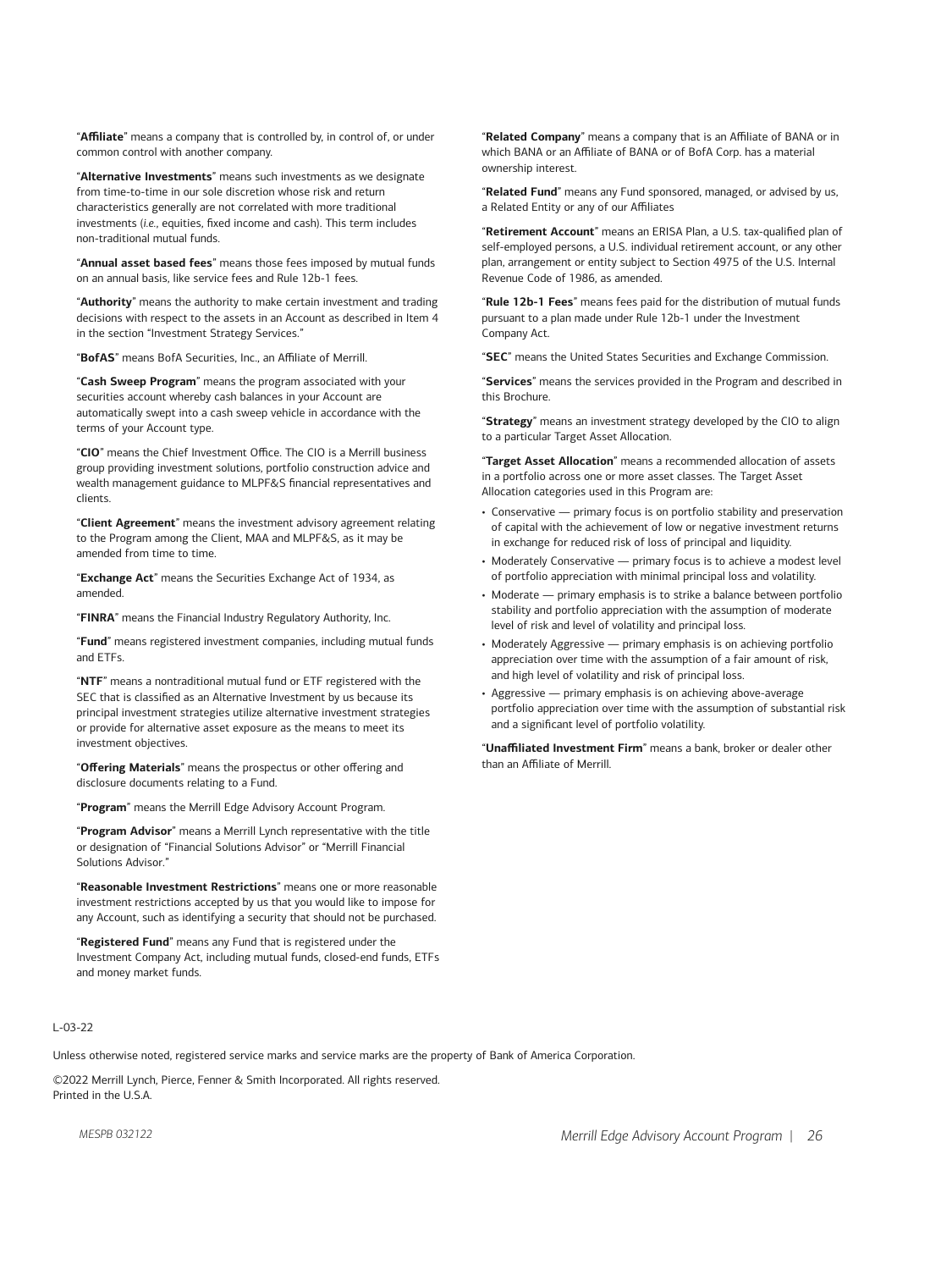"**Affiliate**" means a company that is controlled by, in control of, or under common control with another company.

"**Alternative Investments**" means such investments as we designate from time-to-time in our sole discretion whose risk and return characteristics generally are not correlated with more traditional investments (*i.e.*, equities, fixed income and cash). This term includes non-traditional mutual funds.

"**Annual asset based fees**" means those fees imposed by mutual funds on an annual basis, like service fees and Rule 12b-1 fees.

"**Authority**" means the authority to make certain investment and trading decisions with respect to the assets in an Account as described in Item 4 in the section "Investment Strategy Services."

"**BofAS**" means BofA Securities, Inc., an Affiliate of Merrill.

"**Cash Sweep Program**" means the program associated with your securities account whereby cash balances in your Account are automatically swept into a cash sweep vehicle in accordance with the terms of your Account type.

"**CIO**" means the Chief Investment Office. The CIO is a Merrill business group providing investment solutions, portfolio construction advice and wealth management guidance to MLPF&S financial representatives and clients.

"**Client Agreement**" means the investment advisory agreement relating to the Program among the Client, MAA and MLPF&S, as it may be amended from time to time.

"**Exchange Act**" means the Securities Exchange Act of 1934, as amended.

"**FINRA**" means the Financial Industry Regulatory Authority, Inc.

"**Fund**" means registered investment companies, including mutual funds and ETFs.

"**NTF**" means a nontraditional mutual fund or ETF registered with the SEC that is classified as an Alternative Investment by us because its principal investment strategies utilize alternative investment strategies or provide for alternative asset exposure as the means to meet its investment objectives.

"**Offering Materials**" means the prospectus or other offering and disclosure documents relating to a Fund.

"**Program**" means the Merrill Edge Advisory Account Program.

"**Program Advisor**" means a Merrill Lynch representative with the title or designation of "Financial Solutions Advisor" or "Merrill Financial Solutions Advisor."

"**Reasonable Investment Restrictions**" means one or more reasonable investment restrictions accepted by us that you would like to impose for any Account, such as identifying a security that should not be purchased.

"**Registered Fund**" means any Fund that is registered under the Investment Company Act, including mutual funds, closed-end funds, ETFs and money market funds.

"**Related Company**" means a company that is an Affiliate of BANA or in which BANA or an Affiliate of BANA or of BofA Corp. has a material ownership interest.

"**Related Fund**" means any Fund sponsored, managed, or advised by us, a Related Entity or any of our Affiliates

"**Retirement Account**" means an ERISA Plan, a U.S. tax-qualified plan of self-employed persons, a U.S. individual retirement account, or any other plan, arrangement or entity subject to Section 4975 of the U.S. Internal Revenue Code of 1986, as amended.

"**Rule 12b-1 Fees**" means fees paid for the distribution of mutual funds pursuant to a plan made under Rule 12b-1 under the Investment Company Act.

"**SEC**" means the United States Securities and Exchange Commission.

"**Services**" means the services provided in the Program and described in this Brochure.

"**Strategy**" means an investment strategy developed by the CIO to align to a particular Target Asset Allocation.

"**Target Asset Allocation**" means a recommended allocation of assets in a portfolio across one or more asset classes. The Target Asset Allocation categories used in this Program are:

- Conservative — primary focus is on portfolio stability and preservation of capital with the achievement of low or negative investment returns in exchange for reduced risk of loss of principal and liquidity.
- Moderately Conservative — primary focus is to achieve a modest level of portfolio appreciation with minimal principal loss and volatility.
- Moderate — primary emphasis is to strike a balance between portfolio stability and portfolio appreciation with the assumption of moderate level of risk and level of volatility and principal loss.
- Moderately Aggressive — primary emphasis is on achieving portfolio appreciation over time with the assumption of a fair amount of risk, and high level of volatility and risk of principal loss.
- Aggressive — primary emphasis is on achieving above-average portfolio appreciation over time with the assumption of substantial risk and a significant level of portfolio volatility.

"**Unaffiliated Investment Firm**" means a bank, broker or dealer other than an Affiliate of Merrill.

L-03-22

Unless otherwise noted, registered service marks and service marks are the property of Bank of America Corporation.

©2022 Merrill Lynch, Pierce, Fenner & Smith Incorporated. All rights reserved.
Printed in the U.S.A.

MESPB 032122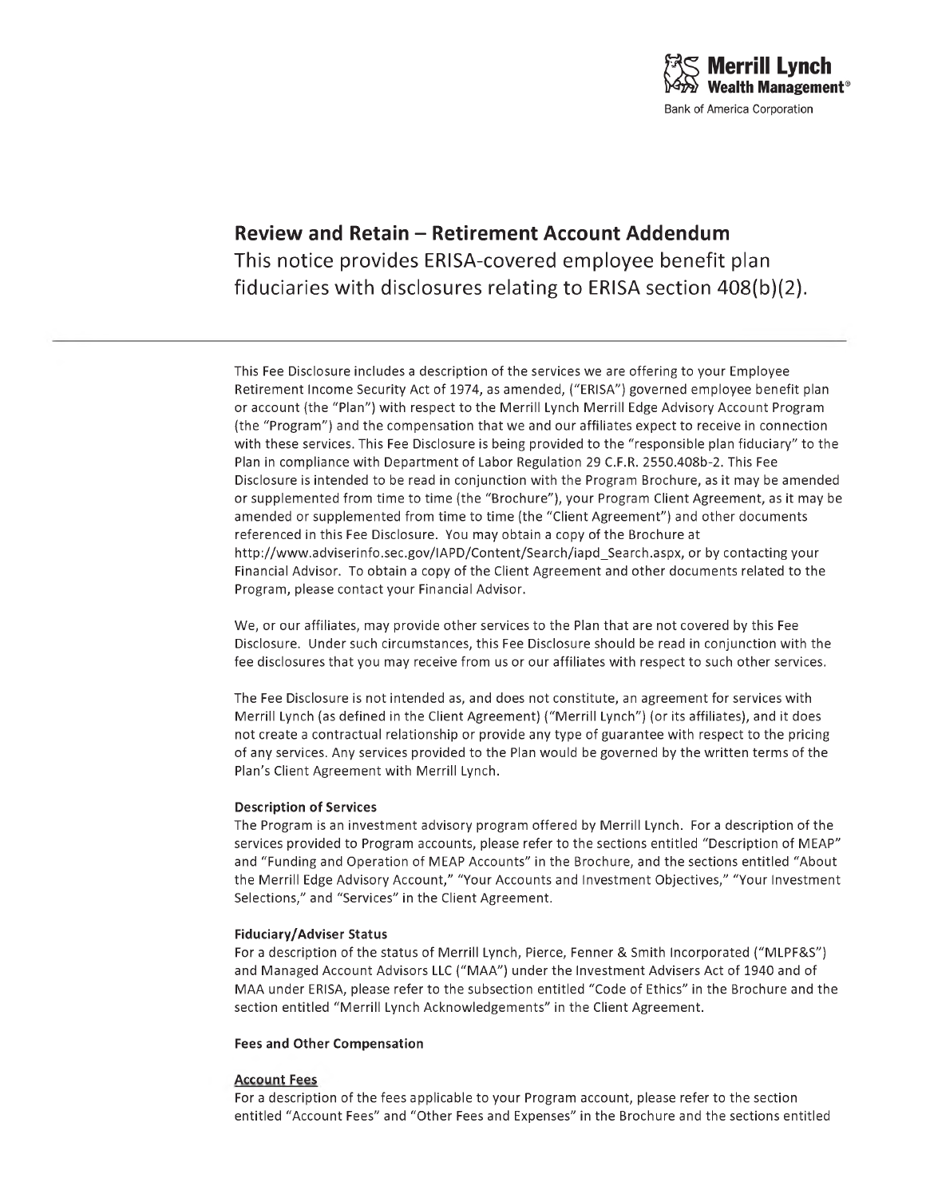# Review and Retain – Retirement Account Addendum

This notice provides ERISA-covered employee benefit plan fiduciaries with disclosures relating to ERISA section 408(b)(2).

---

This Fee Disclosure includes a description of the services we are offering to your Employee Retirement Income Security Act of 1974, as amended, ("ERISA") governed employee benefit plan or account (the "Plan") with respect to the Merrill Lynch Merrill Edge Advisory Account Program (the "Program") and the compensation that we and our affiliates expect to receive in connection with these services. This Fee Disclosure is being provided to the "responsible plan fiduciary" to the Plan in compliance with Department of Labor Regulation 29 C.F.R. 2550.408b-2. This Fee Disclosure is intended to be read in conjunction with the Program Brochure, as it may be amended or supplemented from time to time (the "Brochure"), your Program Client Agreement, as it may be amended or supplemented from time to time (the "Client Agreement") and other documents referenced in this Fee Disclosure. You may obtain a copy of the Brochure at http://www.adviserinfo.sec.gov/IAPD/Content/Search/iapd_Search.aspx, or by contacting your Financial Advisor. To obtain a copy of the Client Agreement and other documents related to the Program, please contact your Financial Advisor.

We, or our affiliates, may provide other services to the Plan that are not covered by this Fee Disclosure. Under such circumstances, this Fee Disclosure should be read in conjunction with the fee disclosures that you may receive from us or our affiliates with respect to such other services.

The Fee Disclosure is not intended as, and does not constitute, an agreement for services with Merrill Lynch (as defined in the Client Agreement) ("Merrill Lynch") (or its affiliates), and it does not create a contractual relationship or provide any type of guarantee with respect to the pricing of any services. Any services provided to the Plan would be governed by the written terms of the Plan's Client Agreement with Merrill Lynch.

**Description of Services**

The Program is an investment advisory program offered by Merrill Lynch. For a description of the services provided to Program accounts, please refer to the sections entitled "Description of MEAP" and "Funding and Operation of MEAP Accounts" in the Brochure, and the sections entitled "About the Merrill Edge Advisory Account," "Your Accounts and Investment Objectives," "Your Investment Selections," and "Services" in the Client Agreement.

**Fiduciary/Adviser Status**

For a description of the status of Merrill Lynch, Pierce, Fenner & Smith Incorporated ("MLPF&S") and Managed Account Advisors LLC ("MAA") under the Investment Advisers Act of 1940 and of MAA under ERISA, please refer to the subsection entitled "Code of Ethics" in the Brochure and the section entitled "Merrill Lynch Acknowledgements" in the Client Agreement.

**Fees and Other Compensation**

**Account Fees**

For a description of the fees applicable to your Program account, please refer to the section entitled "Account Fees" and "Other Fees and Expenses" in the Brochure and the sections entitled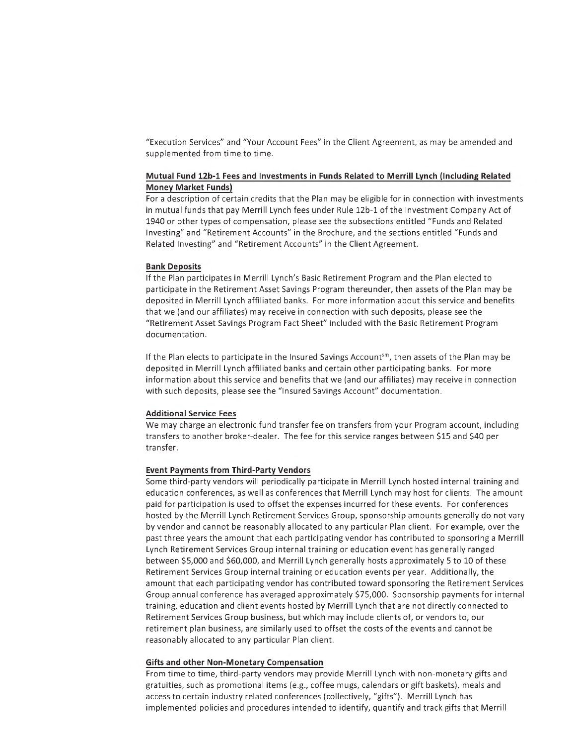"Execution Services" and "Your Account Fees" in the Client Agreement, as may be amended and supplemented from time to time.

**Mutual Fund 12b-1 Fees and Investments in Funds Related to Merrill Lynch (Including Related Money Market Funds)**

For a description of certain credits that the Plan may be eligible for in connection with investments in mutual funds that pay Merrill Lynch fees under Rule 12b-1 of the Investment Company Act of 1940 or other types of compensation, please see the subsections entitled "Funds and Related Investing" and "Retirement Accounts" in the Brochure, and the sections entitled "Funds and Related Investing" and "Retirement Accounts" in the Client Agreement.

**Bank Deposits**

If the Plan participates in Merrill Lynch's Basic Retirement Program and the Plan elected to participate in the Retirement Asset Savings Program thereunder, then assets of the Plan may be deposited in Merrill Lynch affiliated banks. For more information about this service and benefits that we (and our affiliates) may receive in connection with such deposits, please see the "Retirement Asset Savings Program Fact Sheet" included with the Basic Retirement Program documentation.

If the Plan elects to participate in the Insured Savings Account℠, then assets of the Plan may be deposited in Merrill Lynch affiliated banks and certain other participating banks. For more information about this service and benefits that we (and our affiliates) may receive in connection with such deposits, please see the "Insured Savings Account" documentation.

**Additional Service Fees**

We may charge an electronic fund transfer fee on transfers from your Program account, including transfers to another broker-dealer. The fee for this service ranges between $15 and $40 per transfer.

**Event Payments from Third-Party Vendors**

Some third-party vendors will periodically participate in Merrill Lynch hosted internal training and education conferences, as well as conferences that Merrill Lynch may host for clients. The amount paid for participation is used to offset the expenses incurred for these events. For conferences hosted by the Merrill Lynch Retirement Services Group, sponsorship amounts generally do not vary by vendor and cannot be reasonably allocated to any particular Plan client. For example, over the past three years the amount that each participating vendor has contributed to sponsoring a Merrill Lynch Retirement Services Group internal training or education event has generally ranged between $5,000 and $60,000, and Merrill Lynch generally hosts approximately 5 to 10 of these Retirement Services Group internal training or education events per year. Additionally, the amount that each participating vendor has contributed toward sponsoring the Retirement Services Group annual conference has averaged approximately $75,000. Sponsorship payments for internal training, education and client events hosted by Merrill Lynch that are not directly connected to Retirement Services Group business, but which may include clients of, or vendors to, our retirement plan business, are similarly used to offset the costs of the events and cannot be reasonably allocated to any particular Plan client.

**Gifts and other Non-Monetary Compensation**

From time to time, third-party vendors may provide Merrill Lynch with non-monetary gifts and gratuities, such as promotional items (e.g., coffee mugs, calendars or gift baskets), meals and access to certain industry related conferences (collectively, "gifts"). Merrill Lynch has implemented policies and procedures intended to identify, quantify and track gifts that Merrill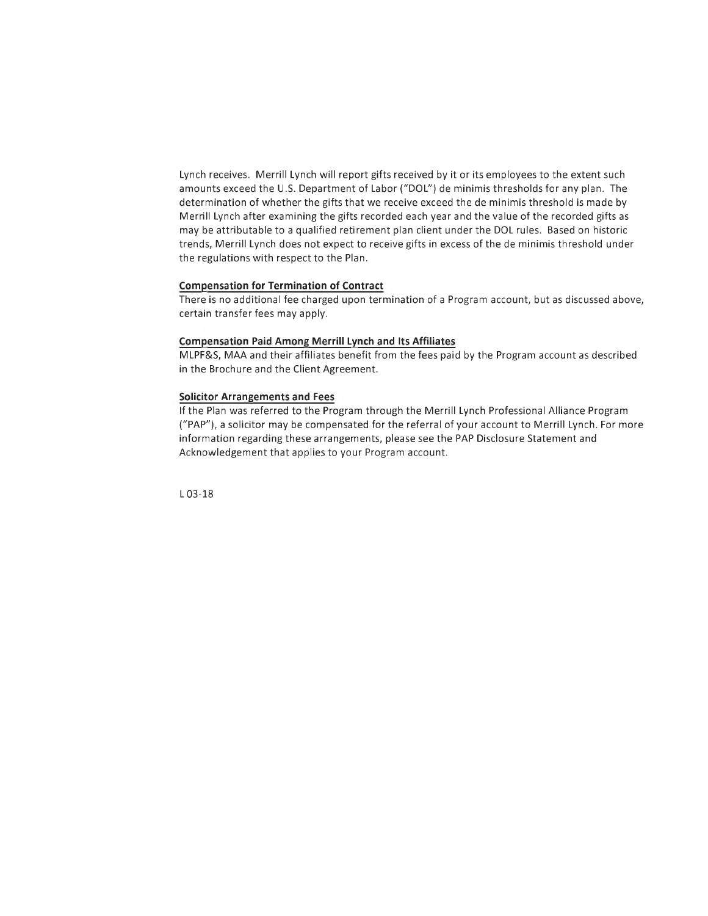Lynch receives. Merrill Lynch will report gifts received by it or its employees to the extent such amounts exceed the U.S. Department of Labor ("DOL") de minimis thresholds for any plan. The determination of whether the gifts that we receive exceed the de minimis threshold is made by Merrill Lynch after examining the gifts recorded each year and the value of the recorded gifts as may be attributable to a qualified retirement plan client under the DOL rules. Based on historic trends, Merrill Lynch does not expect to receive gifts in excess of the de minimis threshold under the regulations with respect to the Plan.

**Compensation for Termination of Contract**

There is no additional fee charged upon termination of a Program account, but as discussed above, certain transfer fees may apply.

**Compensation Paid Among Merrill Lynch and Its Affiliates**

MLPF&S, MAA and their affiliates benefit from the fees paid by the Program account as described in the Brochure and the Client Agreement.

**Solicitor Arrangements and Fees**

If the Plan was referred to the Program through the Merrill Lynch Professional Alliance Program ("PAP"), a solicitor may be compensated for the referral of your account to Merrill Lynch. For more information regarding these arrangements, please see the PAP Disclosure Statement and Acknowledgement that applies to your Program account.

L 03-18